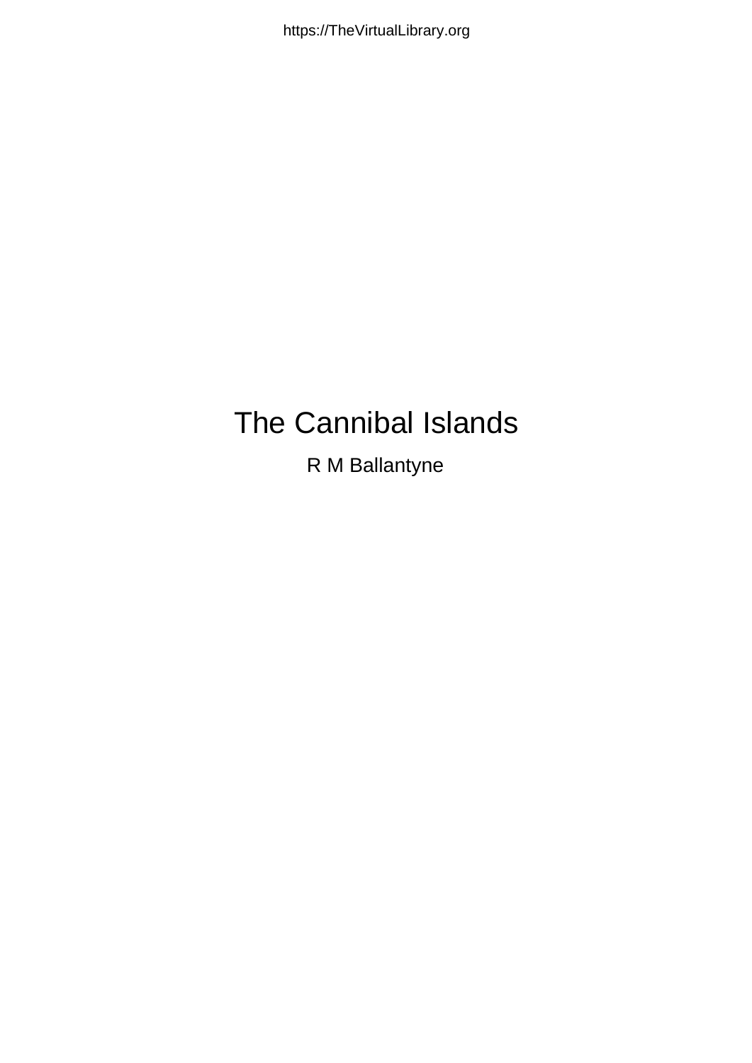# The Cannibal Islands

R M Ballantyne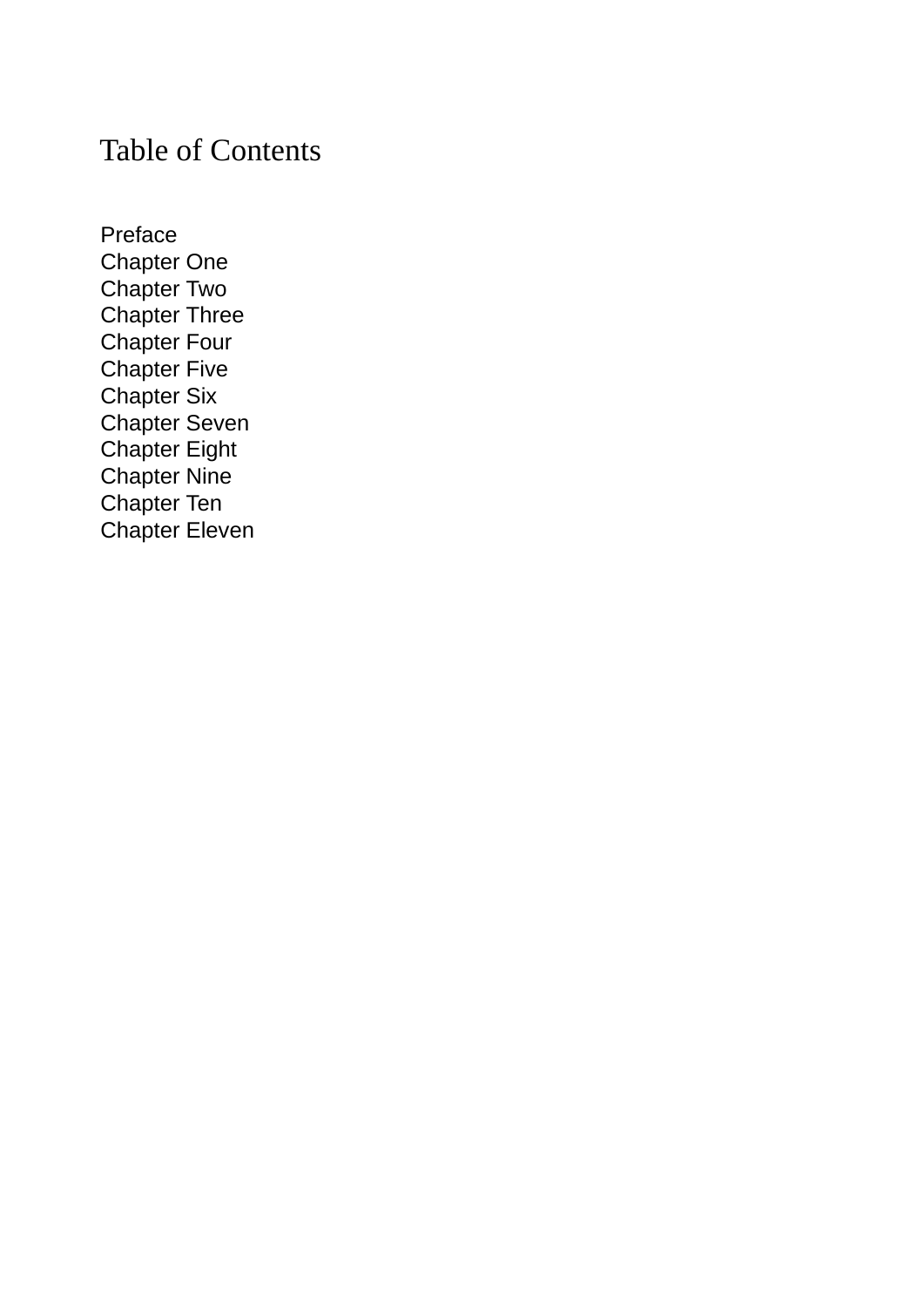# Table of Contents

Preface
Chapter One
Chapter Two
Chapter Three
Chapter Four
Chapter Five
Chapter Six
Chapter Seven
Chapter Eight
Chapter Nine
Chapter Ten
Chapter Eleven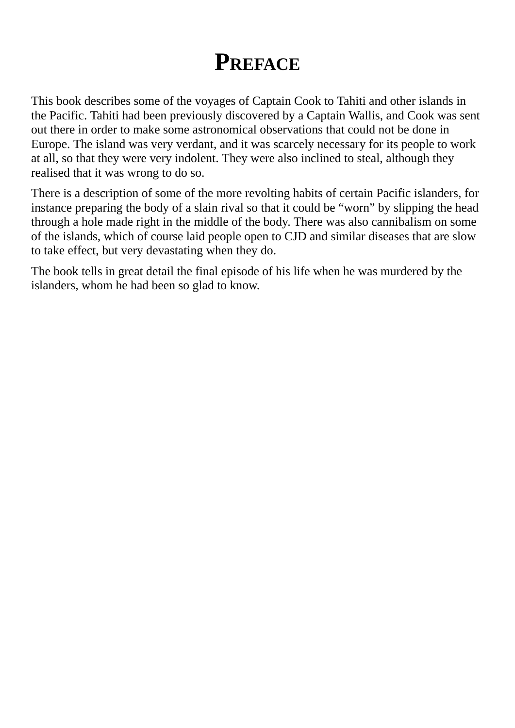# Preface

This book describes some of the voyages of Captain Cook to Tahiti and other islands in the Pacific. Tahiti had been previously discovered by a Captain Wallis, and Cook was sent out there in order to make some astronomical observations that could not be done in Europe. The island was very verdant, and it was scarcely necessary for its people to work at all, so that they were very indolent. They were also inclined to steal, although they realised that it was wrong to do so.

There is a description of some of the more revolting habits of certain Pacific islanders, for instance preparing the body of a slain rival so that it could be “worn” by slipping the head through a hole made right in the middle of the body. There was also cannibalism on some of the islands, which of course laid people open to CJD and similar diseases that are slow to take effect, but very devastating when they do.

The book tells in great detail the final episode of his life when he was murdered by the islanders, whom he had been so glad to know.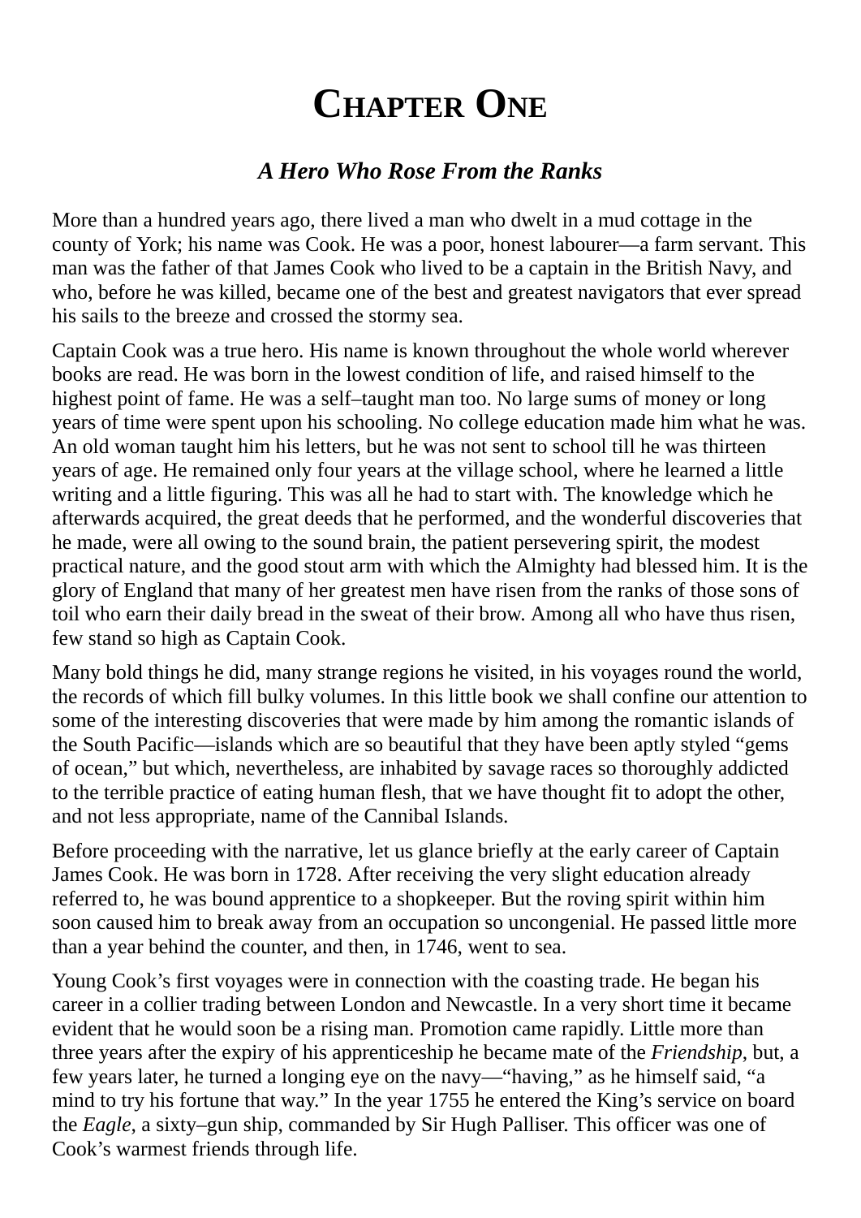# Chapter One

### *A Hero Who Rose From the Ranks*

More than a hundred years ago, there lived a man who dwelt in a mud cottage in the county of York; his name was Cook. He was a poor, honest labourer—a farm servant. This man was the father of that James Cook who lived to be a captain in the British Navy, and who, before he was killed, became one of the best and greatest navigators that ever spread his sails to the breeze and crossed the stormy sea.

Captain Cook was a true hero. His name is known throughout the whole world wherever books are read. He was born in the lowest condition of life, and raised himself to the highest point of fame. He was a self–taught man too. No large sums of money or long years of time were spent upon his schooling. No college education made him what he was. An old woman taught him his letters, but he was not sent to school till he was thirteen years of age. He remained only four years at the village school, where he learned a little writing and a little figuring. This was all he had to start with. The knowledge which he afterwards acquired, the great deeds that he performed, and the wonderful discoveries that he made, were all owing to the sound brain, the patient persevering spirit, the modest practical nature, and the good stout arm with which the Almighty had blessed him. It is the glory of England that many of her greatest men have risen from the ranks of those sons of toil who earn their daily bread in the sweat of their brow. Among all who have thus risen, few stand so high as Captain Cook.

Many bold things he did, many strange regions he visited, in his voyages round the world, the records of which fill bulky volumes. In this little book we shall confine our attention to some of the interesting discoveries that were made by him among the romantic islands of the South Pacific—islands which are so beautiful that they have been aptly styled "gems of ocean," but which, nevertheless, are inhabited by savage races so thoroughly addicted to the terrible practice of eating human flesh, that we have thought fit to adopt the other, and not less appropriate, name of the Cannibal Islands.

Before proceeding with the narrative, let us glance briefly at the early career of Captain James Cook. He was born in 1728. After receiving the very slight education already referred to, he was bound apprentice to a shopkeeper. But the roving spirit within him soon caused him to break away from an occupation so uncongenial. He passed little more than a year behind the counter, and then, in 1746, went to sea.

Young Cook's first voyages were in connection with the coasting trade. He began his career in a collier trading between London and Newcastle. In a very short time it became evident that he would soon be a rising man. Promotion came rapidly. Little more than three years after the expiry of his apprenticeship he became mate of the *Friendship*, but, a few years later, he turned a longing eye on the navy—"having," as he himself said, "a mind to try his fortune that way." In the year 1755 he entered the King's service on board the *Eagle*, a sixty–gun ship, commanded by Sir Hugh Palliser. This officer was one of Cook's warmest friends through life.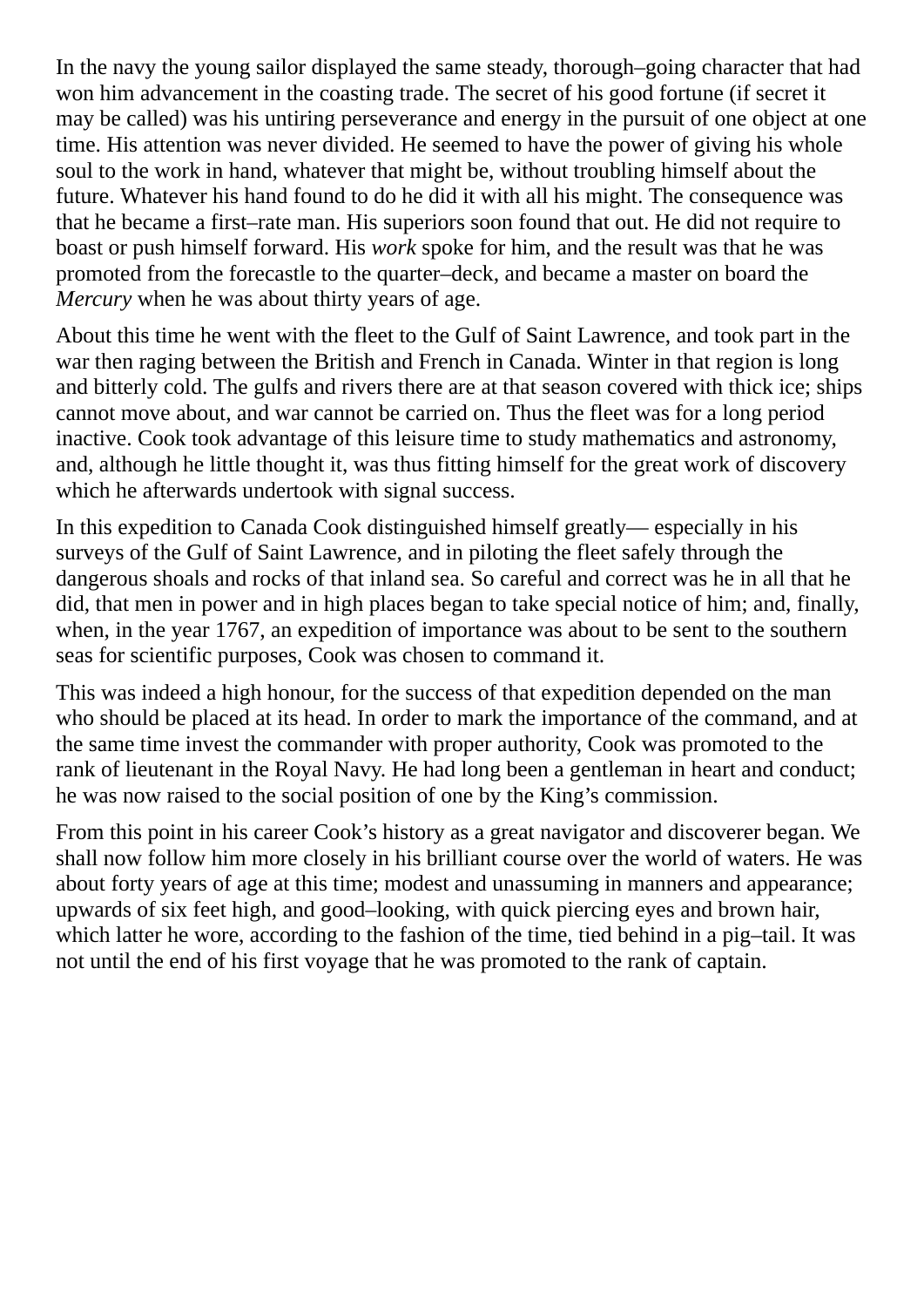In the navy the young sailor displayed the same steady, thorough–going character that had won him advancement in the coasting trade. The secret of his good fortune (if secret it may be called) was his untiring perseverance and energy in the pursuit of one object at one time. His attention was never divided. He seemed to have the power of giving his whole soul to the work in hand, whatever that might be, without troubling himself about the future. Whatever his hand found to do he did it with all his might. The consequence was that he became a first–rate man. His superiors soon found that out. He did not require to boast or push himself forward. His *work* spoke for him, and the result was that he was promoted from the forecastle to the quarter–deck, and became a master on board the *Mercury* when he was about thirty years of age.

About this time he went with the fleet to the Gulf of Saint Lawrence, and took part in the war then raging between the British and French in Canada. Winter in that region is long and bitterly cold. The gulfs and rivers there are at that season covered with thick ice; ships cannot move about, and war cannot be carried on. Thus the fleet was for a long period inactive. Cook took advantage of this leisure time to study mathematics and astronomy, and, although he little thought it, was thus fitting himself for the great work of discovery which he afterwards undertook with signal success.

In this expedition to Canada Cook distinguished himself greatly— especially in his surveys of the Gulf of Saint Lawrence, and in piloting the fleet safely through the dangerous shoals and rocks of that inland sea. So careful and correct was he in all that he did, that men in power and in high places began to take special notice of him; and, finally, when, in the year 1767, an expedition of importance was about to be sent to the southern seas for scientific purposes, Cook was chosen to command it.

This was indeed a high honour, for the success of that expedition depended on the man who should be placed at its head. In order to mark the importance of the command, and at the same time invest the commander with proper authority, Cook was promoted to the rank of lieutenant in the Royal Navy. He had long been a gentleman in heart and conduct; he was now raised to the social position of one by the King's commission.

From this point in his career Cook's history as a great navigator and discoverer began. We shall now follow him more closely in his brilliant course over the world of waters. He was about forty years of age at this time; modest and unassuming in manners and appearance; upwards of six feet high, and good–looking, with quick piercing eyes and brown hair, which latter he wore, according to the fashion of the time, tied behind in a pig–tail. It was not until the end of his first voyage that he was promoted to the rank of captain.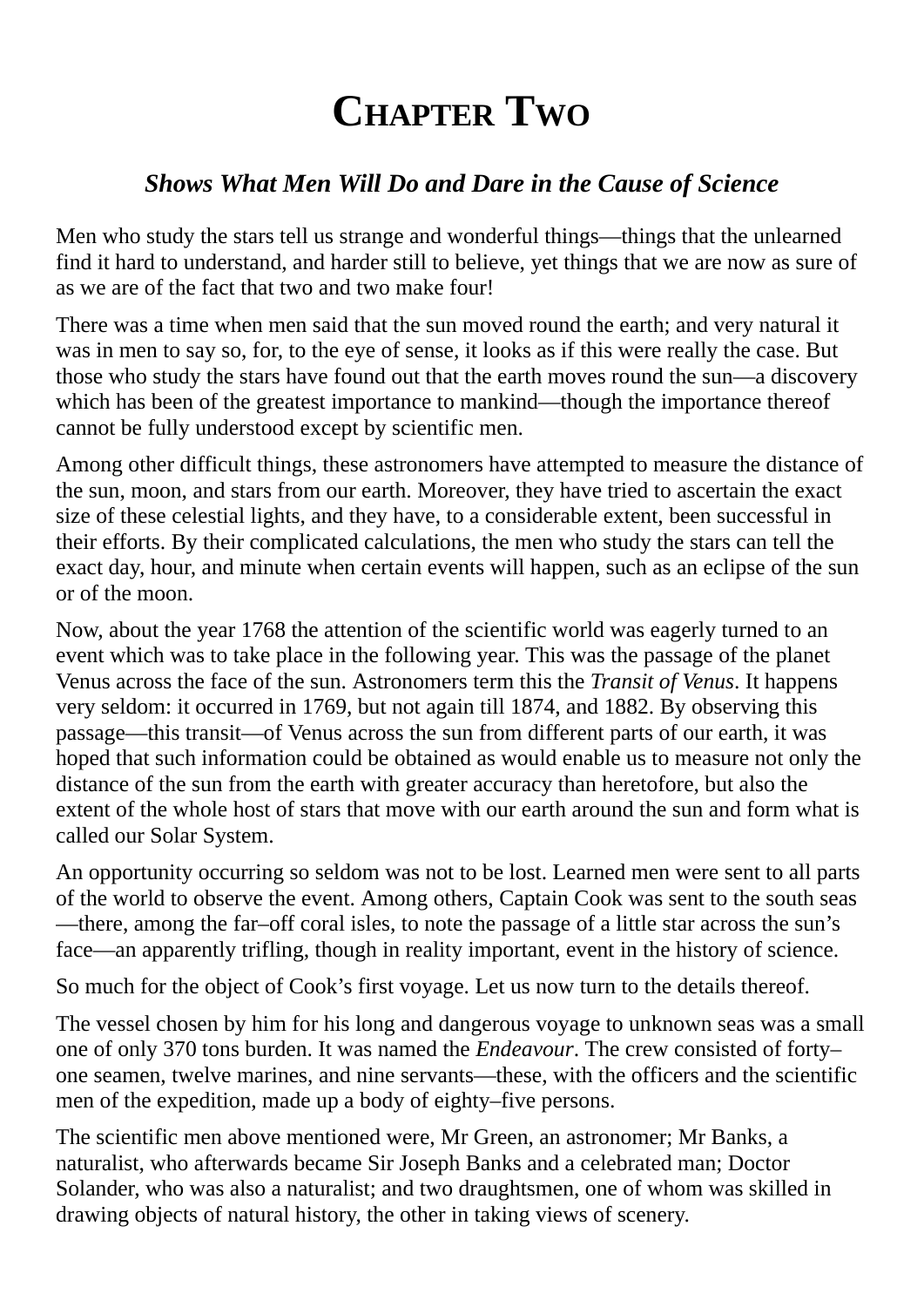# Chapter Two

### *Shows What Men Will Do and Dare in the Cause of Science*

Men who study the stars tell us strange and wonderful things—things that the unlearned find it hard to understand, and harder still to believe, yet things that we are now as sure of as we are of the fact that two and two make four!

There was a time when men said that the sun moved round the earth; and very natural it was in men to say so, for, to the eye of sense, it looks as if this were really the case. But those who study the stars have found out that the earth moves round the sun—a discovery which has been of the greatest importance to mankind—though the importance thereof cannot be fully understood except by scientific men.

Among other difficult things, these astronomers have attempted to measure the distance of the sun, moon, and stars from our earth. Moreover, they have tried to ascertain the exact size of these celestial lights, and they have, to a considerable extent, been successful in their efforts. By their complicated calculations, the men who study the stars can tell the exact day, hour, and minute when certain events will happen, such as an eclipse of the sun or of the moon.

Now, about the year 1768 the attention of the scientific world was eagerly turned to an event which was to take place in the following year. This was the passage of the planet Venus across the face of the sun. Astronomers term this the *Transit of Venus*. It happens very seldom: it occurred in 1769, but not again till 1874, and 1882. By observing this passage—this transit—of Venus across the sun from different parts of our earth, it was hoped that such information could be obtained as would enable us to measure not only the distance of the sun from the earth with greater accuracy than heretofore, but also the extent of the whole host of stars that move with our earth around the sun and form what is called our Solar System.

An opportunity occurring so seldom was not to be lost. Learned men were sent to all parts of the world to observe the event. Among others, Captain Cook was sent to the south seas—there, among the far–off coral isles, to note the passage of a little star across the sun's face—an apparently trifling, though in reality important, event in the history of science.

So much for the object of Cook's first voyage. Let us now turn to the details thereof.

The vessel chosen by him for his long and dangerous voyage to unknown seas was a small one of only 370 tons burden. It was named the *Endeavour*. The crew consisted of forty–one seamen, twelve marines, and nine servants—these, with the officers and the scientific men of the expedition, made up a body of eighty–five persons.

The scientific men above mentioned were, Mr Green, an astronomer; Mr Banks, a naturalist, who afterwards became Sir Joseph Banks and a celebrated man; Doctor Solander, who was also a naturalist; and two draughtsmen, one of whom was skilled in drawing objects of natural history, the other in taking views of scenery.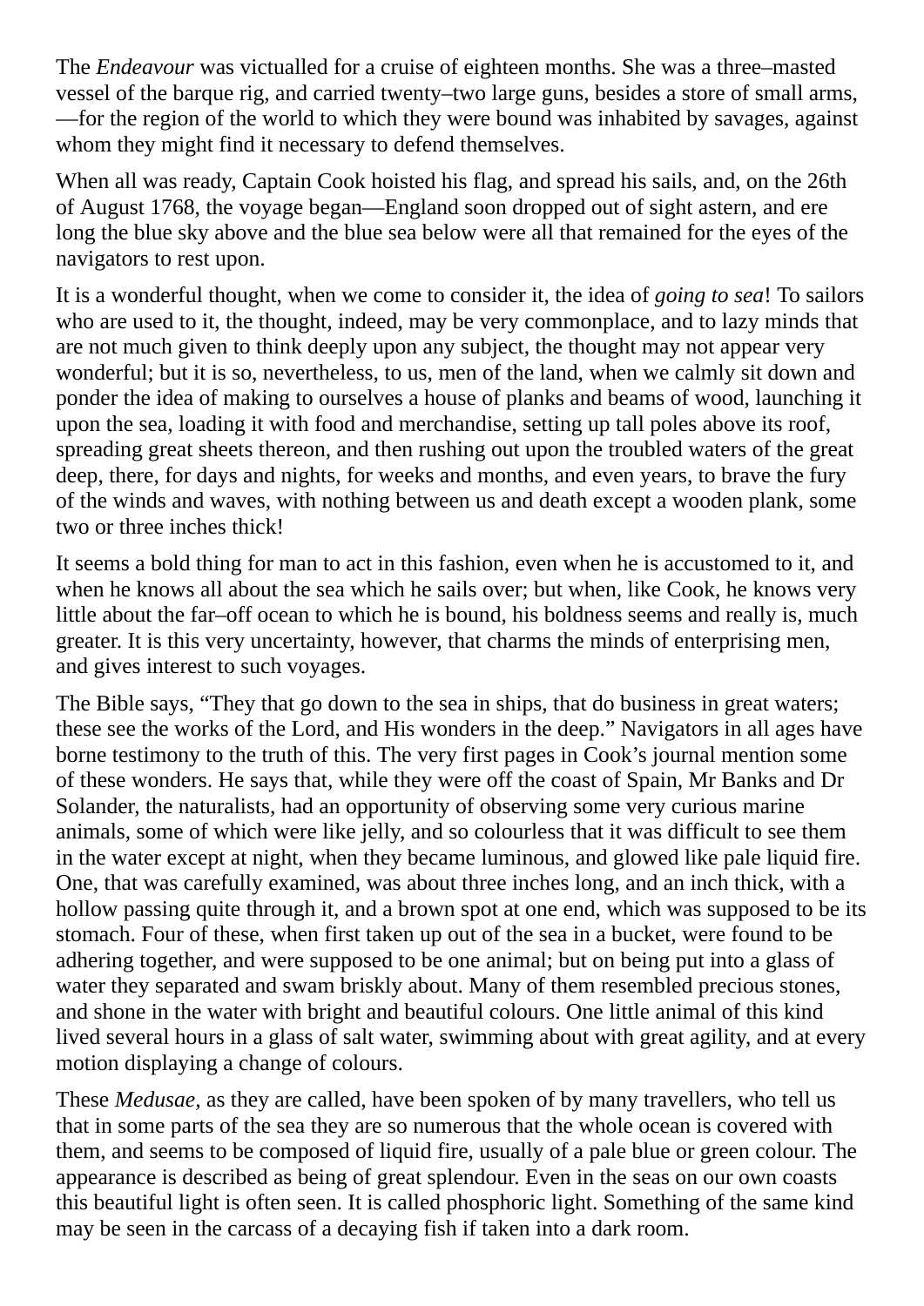The *Endeavour* was victualled for a cruise of eighteen months. She was a three–masted vessel of the barque rig, and carried twenty–two large guns, besides a store of small arms,—for the region of the world to which they were bound was inhabited by savages, against whom they might find it necessary to defend themselves.

When all was ready, Captain Cook hoisted his flag, and spread his sails, and, on the 26th of August 1768, the voyage began—England soon dropped out of sight astern, and ere long the blue sky above and the blue sea below were all that remained for the eyes of the navigators to rest upon.

It is a wonderful thought, when we come to consider it, the idea of *going to sea*! To sailors who are used to it, the thought, indeed, may be very commonplace, and to lazy minds that are not much given to think deeply upon any subject, the thought may not appear very wonderful; but it is so, nevertheless, to us, men of the land, when we calmly sit down and ponder the idea of making to ourselves a house of planks and beams of wood, launching it upon the sea, loading it with food and merchandise, setting up tall poles above its roof, spreading great sheets thereon, and then rushing out upon the troubled waters of the great deep, there, for days and nights, for weeks and months, and even years, to brave the fury of the winds and waves, with nothing between us and death except a wooden plank, some two or three inches thick!

It seems a bold thing for man to act in this fashion, even when he is accustomed to it, and when he knows all about the sea which he sails over; but when, like Cook, he knows very little about the far–off ocean to which he is bound, his boldness seems and really is, much greater. It is this very uncertainty, however, that charms the minds of enterprising men, and gives interest to such voyages.

The Bible says, "They that go down to the sea in ships, that do business in great waters; these see the works of the Lord, and His wonders in the deep." Navigators in all ages have borne testimony to the truth of this. The very first pages in Cook's journal mention some of these wonders. He says that, while they were off the coast of Spain, Mr Banks and Dr Solander, the naturalists, had an opportunity of observing some very curious marine animals, some of which were like jelly, and so colourless that it was difficult to see them in the water except at night, when they became luminous, and glowed like pale liquid fire. One, that was carefully examined, was about three inches long, and an inch thick, with a hollow passing quite through it, and a brown spot at one end, which was supposed to be its stomach. Four of these, when first taken up out of the sea in a bucket, were found to be adhering together, and were supposed to be one animal; but on being put into a glass of water they separated and swam briskly about. Many of them resembled precious stones, and shone in the water with bright and beautiful colours. One little animal of this kind lived several hours in a glass of salt water, swimming about with great agility, and at every motion displaying a change of colours.

These *Medusae*, as they are called, have been spoken of by many travellers, who tell us that in some parts of the sea they are so numerous that the whole ocean is covered with them, and seems to be composed of liquid fire, usually of a pale blue or green colour. The appearance is described as being of great splendour. Even in the seas on our own coasts this beautiful light is often seen. It is called phosphoric light. Something of the same kind may be seen in the carcass of a decaying fish if taken into a dark room.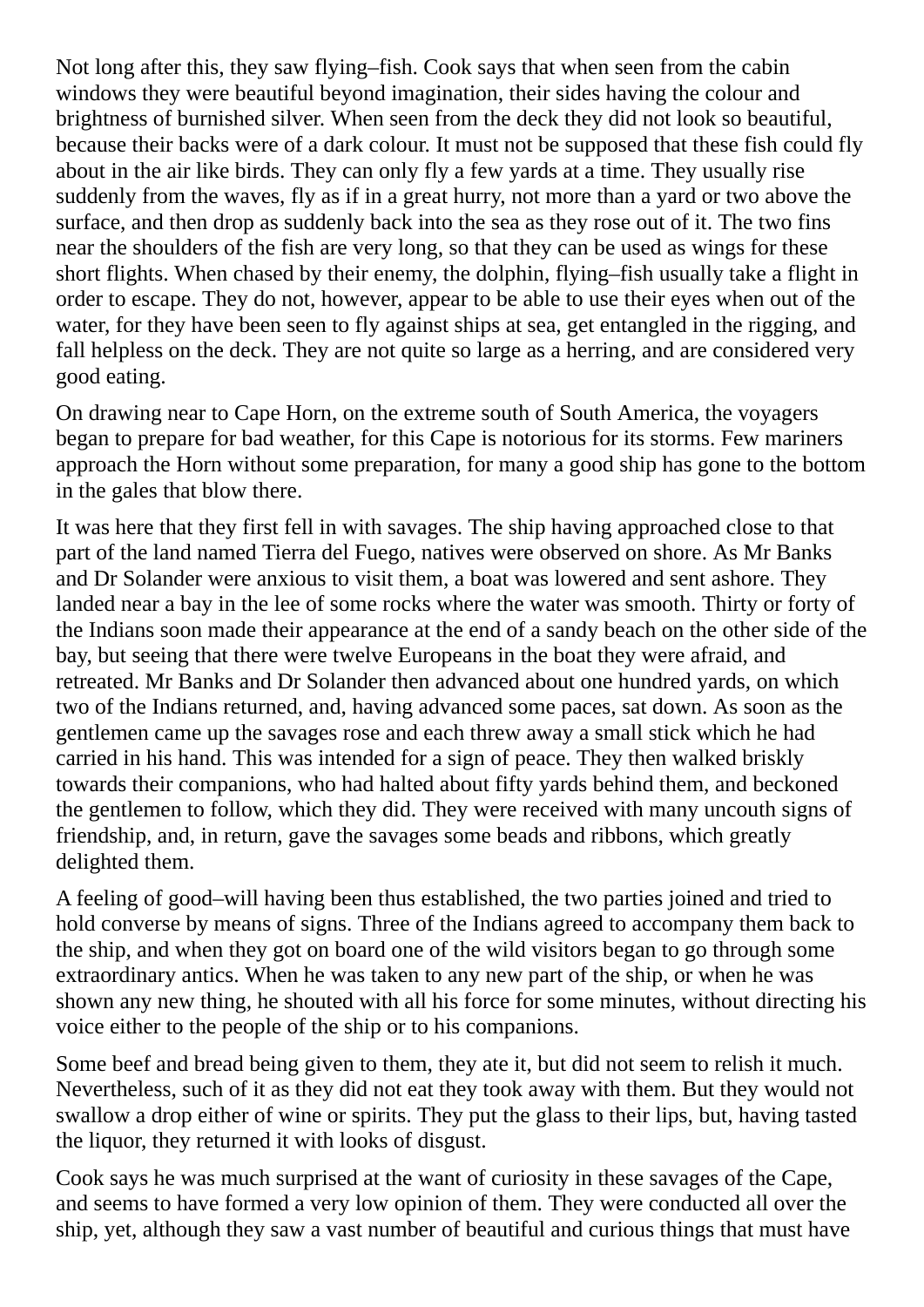Not long after this, they saw flying–fish. Cook says that when seen from the cabin windows they were beautiful beyond imagination, their sides having the colour and brightness of burnished silver. When seen from the deck they did not look so beautiful, because their backs were of a dark colour. It must not be supposed that these fish could fly about in the air like birds. They can only fly a few yards at a time. They usually rise suddenly from the waves, fly as if in a great hurry, not more than a yard or two above the surface, and then drop as suddenly back into the sea as they rose out of it. The two fins near the shoulders of the fish are very long, so that they can be used as wings for these short flights. When chased by their enemy, the dolphin, flying–fish usually take a flight in order to escape. They do not, however, appear to be able to use their eyes when out of the water, for they have been seen to fly against ships at sea, get entangled in the rigging, and fall helpless on the deck. They are not quite so large as a herring, and are considered very good eating.

On drawing near to Cape Horn, on the extreme south of South America, the voyagers began to prepare for bad weather, for this Cape is notorious for its storms. Few mariners approach the Horn without some preparation, for many a good ship has gone to the bottom in the gales that blow there.

It was here that they first fell in with savages. The ship having approached close to that part of the land named Tierra del Fuego, natives were observed on shore. As Mr Banks and Dr Solander were anxious to visit them, a boat was lowered and sent ashore. They landed near a bay in the lee of some rocks where the water was smooth. Thirty or forty of the Indians soon made their appearance at the end of a sandy beach on the other side of the bay, but seeing that there were twelve Europeans in the boat they were afraid, and retreated. Mr Banks and Dr Solander then advanced about one hundred yards, on which two of the Indians returned, and, having advanced some paces, sat down. As soon as the gentlemen came up the savages rose and each threw away a small stick which he had carried in his hand. This was intended for a sign of peace. They then walked briskly towards their companions, who had halted about fifty yards behind them, and beckoned the gentlemen to follow, which they did. They were received with many uncouth signs of friendship, and, in return, gave the savages some beads and ribbons, which greatly delighted them.

A feeling of good–will having been thus established, the two parties joined and tried to hold converse by means of signs. Three of the Indians agreed to accompany them back to the ship, and when they got on board one of the wild visitors began to go through some extraordinary antics. When he was taken to any new part of the ship, or when he was shown any new thing, he shouted with all his force for some minutes, without directing his voice either to the people of the ship or to his companions.

Some beef and bread being given to them, they ate it, but did not seem to relish it much. Nevertheless, such of it as they did not eat they took away with them. But they would not swallow a drop either of wine or spirits. They put the glass to their lips, but, having tasted the liquor, they returned it with looks of disgust.

Cook says he was much surprised at the want of curiosity in these savages of the Cape, and seems to have formed a very low opinion of them. They were conducted all over the ship, yet, although they saw a vast number of beautiful and curious things that must have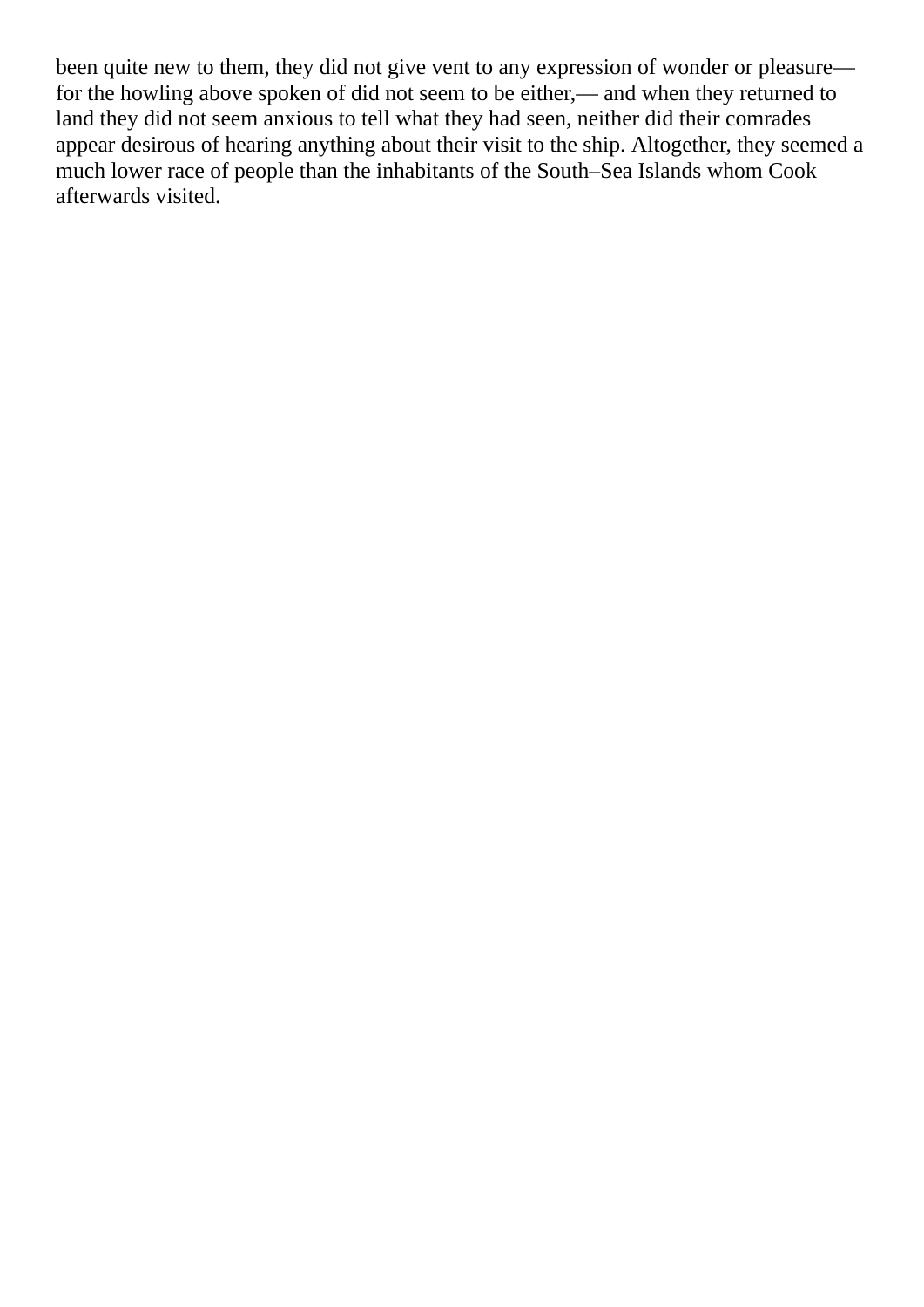been quite new to them, they did not give vent to any expression of wonder or pleasure—for the howling above spoken of did not seem to be either,— and when they returned to land they did not seem anxious to tell what they had seen, neither did their comrades appear desirous of hearing anything about their visit to the ship. Altogether, they seemed a much lower race of people than the inhabitants of the South–Sea Islands whom Cook afterwards visited.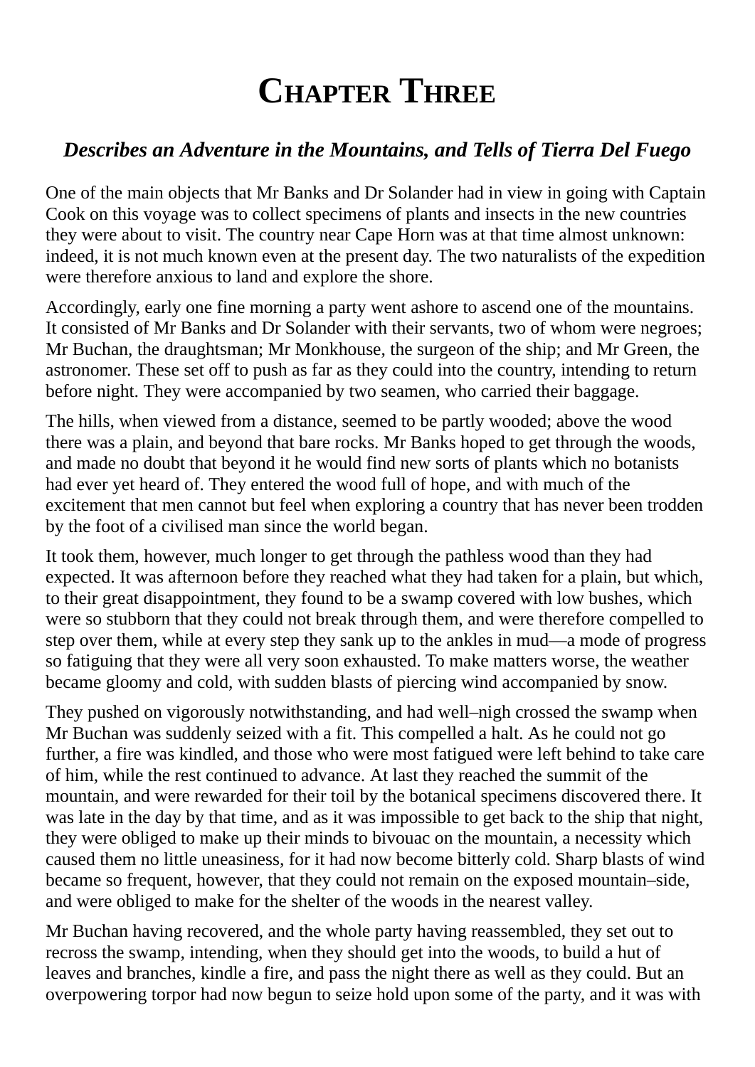# Chapter Three

### *Describes an Adventure in the Mountains, and Tells of Tierra Del Fuego*

One of the main objects that Mr Banks and Dr Solander had in view in going with Captain Cook on this voyage was to collect specimens of plants and insects in the new countries they were about to visit. The country near Cape Horn was at that time almost unknown: indeed, it is not much known even at the present day. The two naturalists of the expedition were therefore anxious to land and explore the shore.

Accordingly, early one fine morning a party went ashore to ascend one of the mountains. It consisted of Mr Banks and Dr Solander with their servants, two of whom were negroes; Mr Buchan, the draughtsman; Mr Monkhouse, the surgeon of the ship; and Mr Green, the astronomer. These set off to push as far as they could into the country, intending to return before night. They were accompanied by two seamen, who carried their baggage.

The hills, when viewed from a distance, seemed to be partly wooded; above the wood there was a plain, and beyond that bare rocks. Mr Banks hoped to get through the woods, and made no doubt that beyond it he would find new sorts of plants which no botanists had ever yet heard of. They entered the wood full of hope, and with much of the excitement that men cannot but feel when exploring a country that has never been trodden by the foot of a civilised man since the world began.

It took them, however, much longer to get through the pathless wood than they had expected. It was afternoon before they reached what they had taken for a plain, but which, to their great disappointment, they found to be a swamp covered with low bushes, which were so stubborn that they could not break through them, and were therefore compelled to step over them, while at every step they sank up to the ankles in mud—a mode of progress so fatiguing that they were all very soon exhausted. To make matters worse, the weather became gloomy and cold, with sudden blasts of piercing wind accompanied by snow.

They pushed on vigorously notwithstanding, and had well–nigh crossed the swamp when Mr Buchan was suddenly seized with a fit. This compelled a halt. As he could not go further, a fire was kindled, and those who were most fatigued were left behind to take care of him, while the rest continued to advance. At last they reached the summit of the mountain, and were rewarded for their toil by the botanical specimens discovered there. It was late in the day by that time, and as it was impossible to get back to the ship that night, they were obliged to make up their minds to bivouac on the mountain, a necessity which caused them no little uneasiness, for it had now become bitterly cold. Sharp blasts of wind became so frequent, however, that they could not remain on the exposed mountain–side, and were obliged to make for the shelter of the woods in the nearest valley.

Mr Buchan having recovered, and the whole party having reassembled, they set out to recross the swamp, intending, when they should get into the woods, to build a hut of leaves and branches, kindle a fire, and pass the night there as well as they could. But an overpowering torpor had now begun to seize hold upon some of the party, and it was with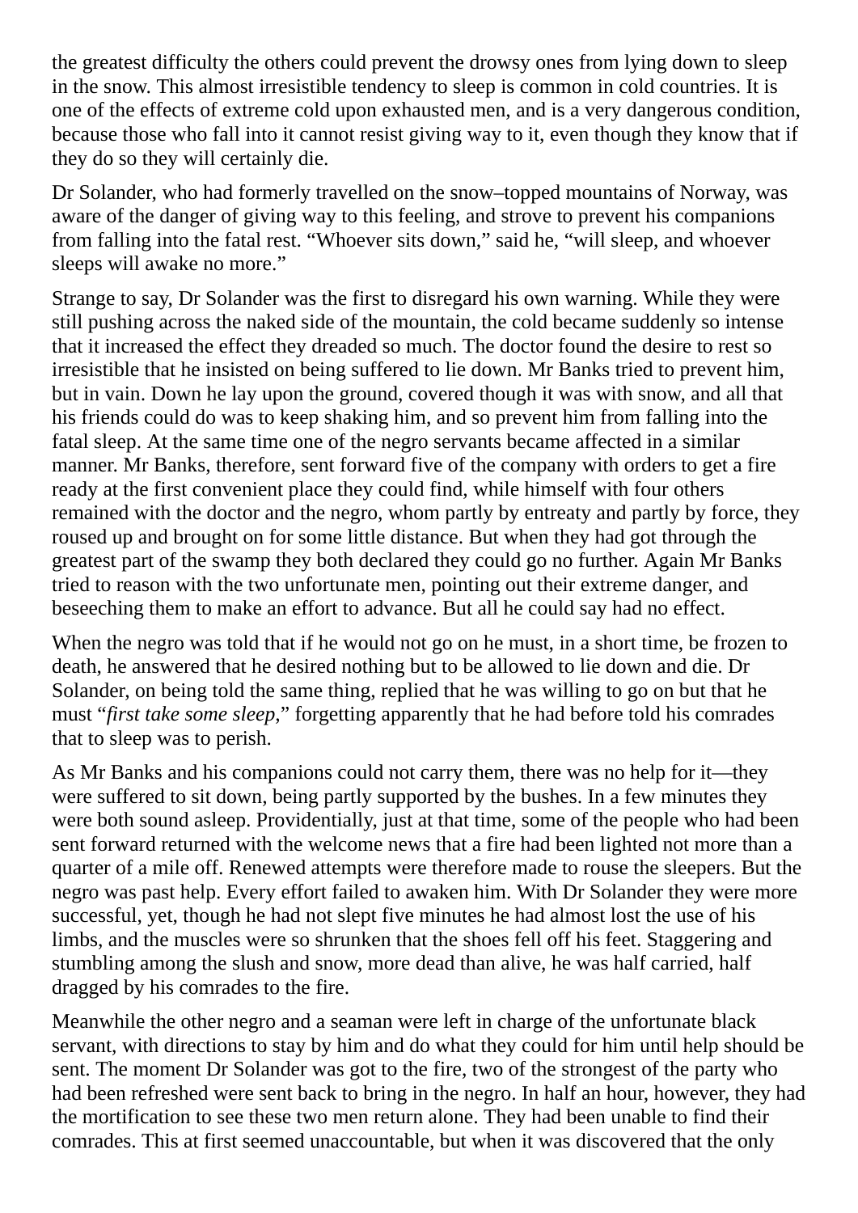the greatest difficulty the others could prevent the drowsy ones from lying down to sleep in the snow. This almost irresistible tendency to sleep is common in cold countries. It is one of the effects of extreme cold upon exhausted men, and is a very dangerous condition, because those who fall into it cannot resist giving way to it, even though they know that if they do so they will certainly die.

Dr Solander, who had formerly travelled on the snow–topped mountains of Norway, was aware of the danger of giving way to this feeling, and strove to prevent his companions from falling into the fatal rest. "Whoever sits down," said he, "will sleep, and whoever sleeps will awake no more."

Strange to say, Dr Solander was the first to disregard his own warning. While they were still pushing across the naked side of the mountain, the cold became suddenly so intense that it increased the effect they dreaded so much. The doctor found the desire to rest so irresistible that he insisted on being suffered to lie down. Mr Banks tried to prevent him, but in vain. Down he lay upon the ground, covered though it was with snow, and all that his friends could do was to keep shaking him, and so prevent him from falling into the fatal sleep. At the same time one of the negro servants became affected in a similar manner. Mr Banks, therefore, sent forward five of the company with orders to get a fire ready at the first convenient place they could find, while himself with four others remained with the doctor and the negro, whom partly by entreaty and partly by force, they roused up and brought on for some little distance. But when they had got through the greatest part of the swamp they both declared they could go no further. Again Mr Banks tried to reason with the two unfortunate men, pointing out their extreme danger, and beseeching them to make an effort to advance. But all he could say had no effect.

When the negro was told that if he would not go on he must, in a short time, be frozen to death, he answered that he desired nothing but to be allowed to lie down and die. Dr Solander, on being told the same thing, replied that he was willing to go on but that he must "*first take some sleep*," forgetting apparently that he had before told his comrades that to sleep was to perish.

As Mr Banks and his companions could not carry them, there was no help for it—they were suffered to sit down, being partly supported by the bushes. In a few minutes they were both sound asleep. Providentially, just at that time, some of the people who had been sent forward returned with the welcome news that a fire had been lighted not more than a quarter of a mile off. Renewed attempts were therefore made to rouse the sleepers. But the negro was past help. Every effort failed to awaken him. With Dr Solander they were more successful, yet, though he had not slept five minutes he had almost lost the use of his limbs, and the muscles were so shrunken that the shoes fell off his feet. Staggering and stumbling among the slush and snow, more dead than alive, he was half carried, half dragged by his comrades to the fire.

Meanwhile the other negro and a seaman were left in charge of the unfortunate black servant, with directions to stay by him and do what they could for him until help should be sent. The moment Dr Solander was got to the fire, two of the strongest of the party who had been refreshed were sent back to bring in the negro. In half an hour, however, they had the mortification to see these two men return alone. They had been unable to find their comrades. This at first seemed unaccountable, but when it was discovered that the only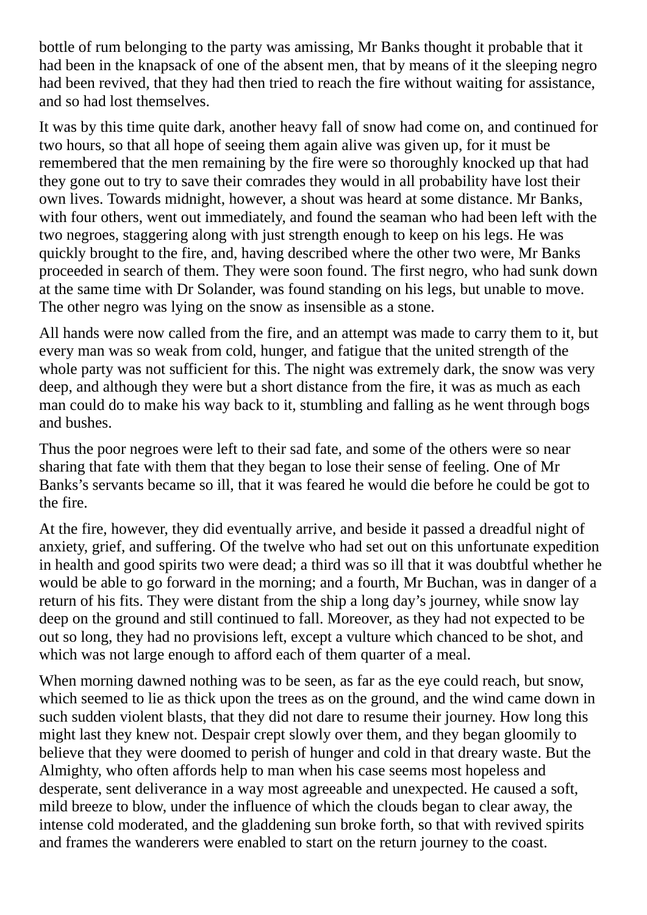bottle of rum belonging to the party was amissing, Mr Banks thought it probable that it had been in the knapsack of one of the absent men, that by means of it the sleeping negro had been revived, that they had then tried to reach the fire without waiting for assistance, and so had lost themselves.

It was by this time quite dark, another heavy fall of snow had come on, and continued for two hours, so that all hope of seeing them again alive was given up, for it must be remembered that the men remaining by the fire were so thoroughly knocked up that had they gone out to try to save their comrades they would in all probability have lost their own lives. Towards midnight, however, a shout was heard at some distance. Mr Banks, with four others, went out immediately, and found the seaman who had been left with the two negroes, staggering along with just strength enough to keep on his legs. He was quickly brought to the fire, and, having described where the other two were, Mr Banks proceeded in search of them. They were soon found. The first negro, who had sunk down at the same time with Dr Solander, was found standing on his legs, but unable to move. The other negro was lying on the snow as insensible as a stone.

All hands were now called from the fire, and an attempt was made to carry them to it, but every man was so weak from cold, hunger, and fatigue that the united strength of the whole party was not sufficient for this. The night was extremely dark, the snow was very deep, and although they were but a short distance from the fire, it was as much as each man could do to make his way back to it, stumbling and falling as he went through bogs and bushes.

Thus the poor negroes were left to their sad fate, and some of the others were so near sharing that fate with them that they began to lose their sense of feeling. One of Mr Banks's servants became so ill, that it was feared he would die before he could be got to the fire.

At the fire, however, they did eventually arrive, and beside it passed a dreadful night of anxiety, grief, and suffering. Of the twelve who had set out on this unfortunate expedition in health and good spirits two were dead; a third was so ill that it was doubtful whether he would be able to go forward in the morning; and a fourth, Mr Buchan, was in danger of a return of his fits. They were distant from the ship a long day's journey, while snow lay deep on the ground and still continued to fall. Moreover, as they had not expected to be out so long, they had no provisions left, except a vulture which chanced to be shot, and which was not large enough to afford each of them quarter of a meal.

When morning dawned nothing was to be seen, as far as the eye could reach, but snow, which seemed to lie as thick upon the trees as on the ground, and the wind came down in such sudden violent blasts, that they did not dare to resume their journey. How long this might last they knew not. Despair crept slowly over them, and they began gloomily to believe that they were doomed to perish of hunger and cold in that dreary waste. But the Almighty, who often affords help to man when his case seems most hopeless and desperate, sent deliverance in a way most agreeable and unexpected. He caused a soft, mild breeze to blow, under the influence of which the clouds began to clear away, the intense cold moderated, and the gladdening sun broke forth, so that with revived spirits and frames the wanderers were enabled to start on the return journey to the coast.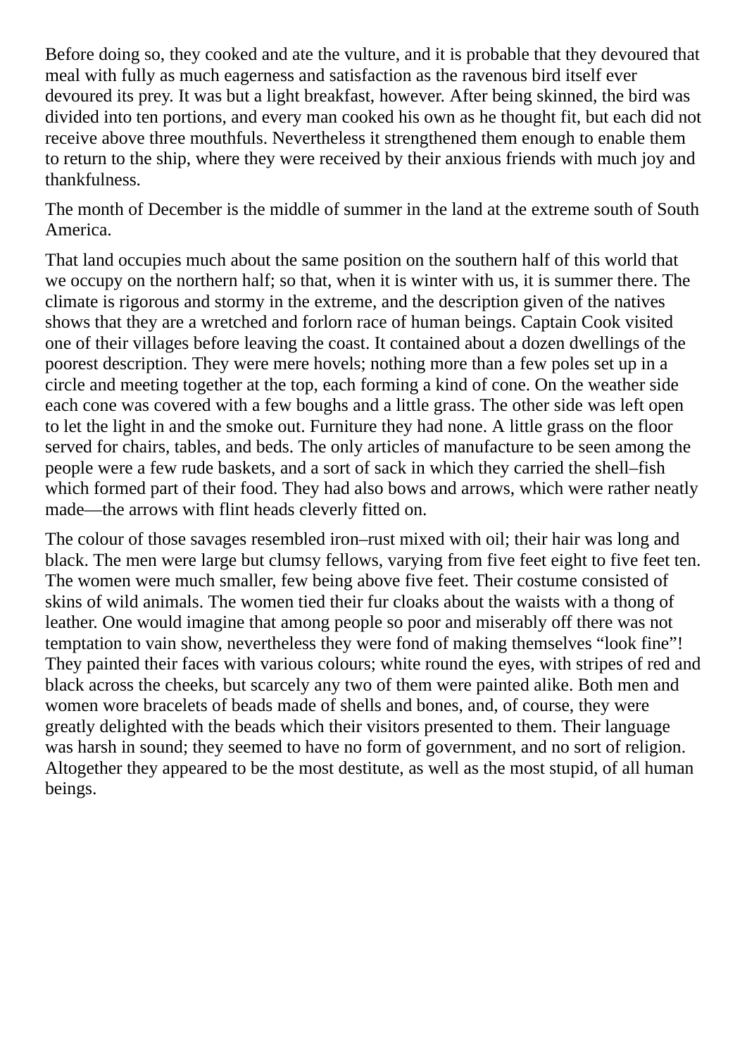Before doing so, they cooked and ate the vulture, and it is probable that they devoured that meal with fully as much eagerness and satisfaction as the ravenous bird itself ever devoured its prey. It was but a light breakfast, however. After being skinned, the bird was divided into ten portions, and every man cooked his own as he thought fit, but each did not receive above three mouthfuls. Nevertheless it strengthened them enough to enable them to return to the ship, where they were received by their anxious friends with much joy and thankfulness.

The month of December is the middle of summer in the land at the extreme south of South America.

That land occupies much about the same position on the southern half of this world that we occupy on the northern half; so that, when it is winter with us, it is summer there. The climate is rigorous and stormy in the extreme, and the description given of the natives shows that they are a wretched and forlorn race of human beings. Captain Cook visited one of their villages before leaving the coast. It contained about a dozen dwellings of the poorest description. They were mere hovels; nothing more than a few poles set up in a circle and meeting together at the top, each forming a kind of cone. On the weather side each cone was covered with a few boughs and a little grass. The other side was left open to let the light in and the smoke out. Furniture they had none. A little grass on the floor served for chairs, tables, and beds. The only articles of manufacture to be seen among the people were a few rude baskets, and a sort of sack in which they carried the shell–fish which formed part of their food. They had also bows and arrows, which were rather neatly made—the arrows with flint heads cleverly fitted on.

The colour of those savages resembled iron–rust mixed with oil; their hair was long and black. The men were large but clumsy fellows, varying from five feet eight to five feet ten. The women were much smaller, few being above five feet. Their costume consisted of skins of wild animals. The women tied their fur cloaks about the waists with a thong of leather. One would imagine that among people so poor and miserably off there was not temptation to vain show, nevertheless they were fond of making themselves “look fine”! They painted their faces with various colours; white round the eyes, with stripes of red and black across the cheeks, but scarcely any two of them were painted alike. Both men and women wore bracelets of beads made of shells and bones, and, of course, they were greatly delighted with the beads which their visitors presented to them. Their language was harsh in sound; they seemed to have no form of government, and no sort of religion. Altogether they appeared to be the most destitute, as well as the most stupid, of all human beings.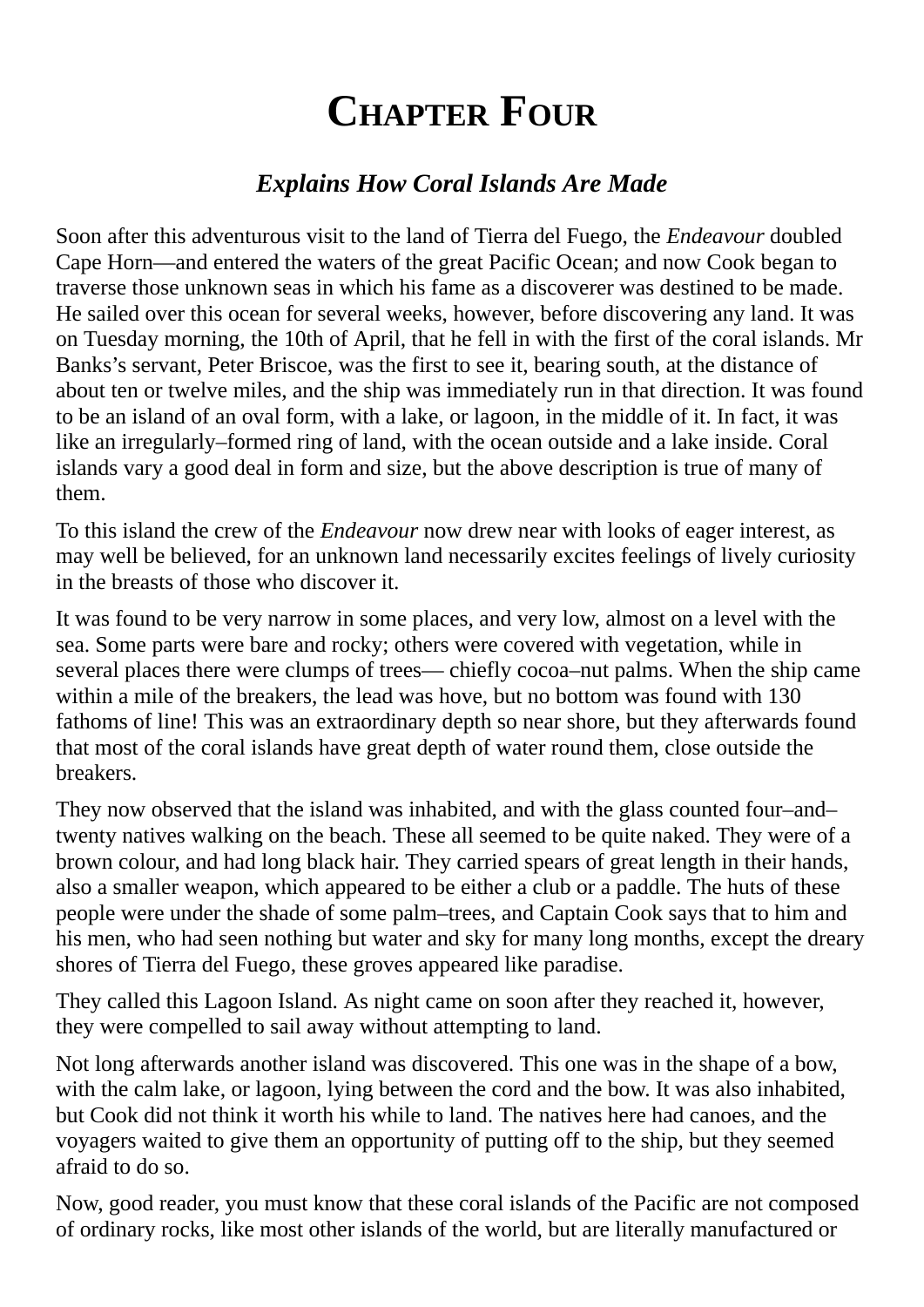# Chapter Four

### *Explains How Coral Islands Are Made*

Soon after this adventurous visit to the land of Tierra del Fuego, the *Endeavour* doubled Cape Horn—and entered the waters of the great Pacific Ocean; and now Cook began to traverse those unknown seas in which his fame as a discoverer was destined to be made. He sailed over this ocean for several weeks, however, before discovering any land. It was on Tuesday morning, the 10th of April, that he fell in with the first of the coral islands. Mr Banks's servant, Peter Briscoe, was the first to see it, bearing south, at the distance of about ten or twelve miles, and the ship was immediately run in that direction. It was found to be an island of an oval form, with a lake, or lagoon, in the middle of it. In fact, it was like an irregularly–formed ring of land, with the ocean outside and a lake inside. Coral islands vary a good deal in form and size, but the above description is true of many of them.

To this island the crew of the *Endeavour* now drew near with looks of eager interest, as may well be believed, for an unknown land necessarily excites feelings of lively curiosity in the breasts of those who discover it.

It was found to be very narrow in some places, and very low, almost on a level with the sea. Some parts were bare and rocky; others were covered with vegetation, while in several places there were clumps of trees— chiefly cocoa–nut palms. When the ship came within a mile of the breakers, the lead was hove, but no bottom was found with 130 fathoms of line! This was an extraordinary depth so near shore, but they afterwards found that most of the coral islands have great depth of water round them, close outside the breakers.

They now observed that the island was inhabited, and with the glass counted four–and–twenty natives walking on the beach. These all seemed to be quite naked. They were of a brown colour, and had long black hair. They carried spears of great length in their hands, also a smaller weapon, which appeared to be either a club or a paddle. The huts of these people were under the shade of some palm–trees, and Captain Cook says that to him and his men, who had seen nothing but water and sky for many long months, except the dreary shores of Tierra del Fuego, these groves appeared like paradise.

They called this Lagoon Island. As night came on soon after they reached it, however, they were compelled to sail away without attempting to land.

Not long afterwards another island was discovered. This one was in the shape of a bow, with the calm lake, or lagoon, lying between the cord and the bow. It was also inhabited, but Cook did not think it worth his while to land. The natives here had canoes, and the voyagers waited to give them an opportunity of putting off to the ship, but they seemed afraid to do so.

Now, good reader, you must know that these coral islands of the Pacific are not composed of ordinary rocks, like most other islands of the world, but are literally manufactured or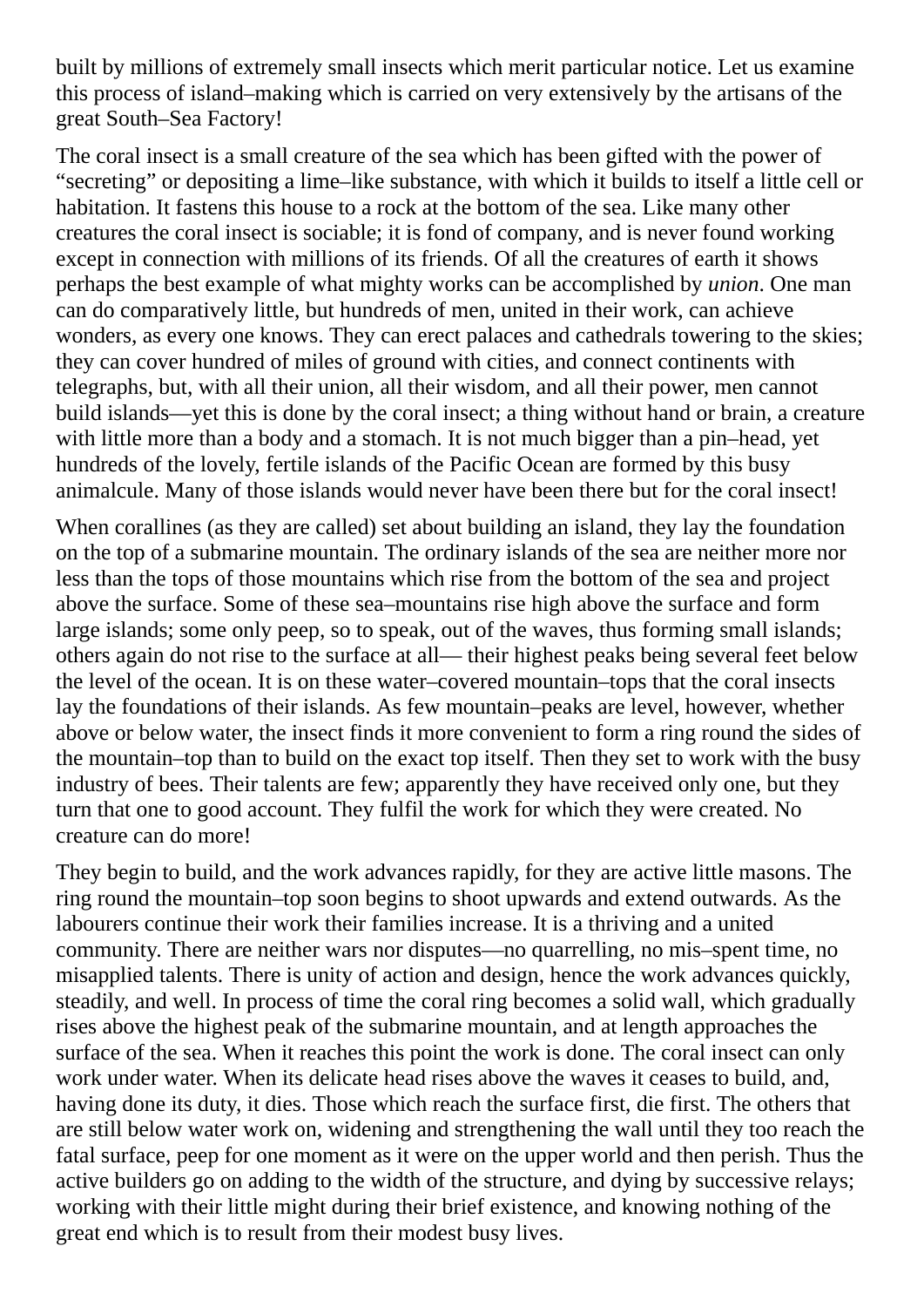built by millions of extremely small insects which merit particular notice. Let us examine this process of island–making which is carried on very extensively by the artisans of the great South–Sea Factory!

The coral insect is a small creature of the sea which has been gifted with the power of “secreting” or depositing a lime–like substance, with which it builds to itself a little cell or habitation. It fastens this house to a rock at the bottom of the sea. Like many other creatures the coral insect is sociable; it is fond of company, and is never found working except in connection with millions of its friends. Of all the creatures of earth it shows perhaps the best example of what mighty works can be accomplished by *union*. One man can do comparatively little, but hundreds of men, united in their work, can achieve wonders, as every one knows. They can erect palaces and cathedrals towering to the skies; they can cover hundred of miles of ground with cities, and connect continents with telegraphs, but, with all their union, all their wisdom, and all their power, men cannot build islands—yet this is done by the coral insect; a thing without hand or brain, a creature with little more than a body and a stomach. It is not much bigger than a pin–head, yet hundreds of the lovely, fertile islands of the Pacific Ocean are formed by this busy animalcule. Many of those islands would never have been there but for the coral insect!

When corallines (as they are called) set about building an island, they lay the foundation on the top of a submarine mountain. The ordinary islands of the sea are neither more nor less than the tops of those mountains which rise from the bottom of the sea and project above the surface. Some of these sea–mountains rise high above the surface and form large islands; some only peep, so to speak, out of the waves, thus forming small islands; others again do not rise to the surface at all— their highest peaks being several feet below the level of the ocean. It is on these water–covered mountain–tops that the coral insects lay the foundations of their islands. As few mountain–peaks are level, however, whether above or below water, the insect finds it more convenient to form a ring round the sides of the mountain–top than to build on the exact top itself. Then they set to work with the busy industry of bees. Their talents are few; apparently they have received only one, but they turn that one to good account. They fulfil the work for which they were created. No creature can do more!

They begin to build, and the work advances rapidly, for they are active little masons. The ring round the mountain–top soon begins to shoot upwards and extend outwards. As the labourers continue their work their families increase. It is a thriving and a united community. There are neither wars nor disputes—no quarrelling, no mis–spent time, no misapplied talents. There is unity of action and design, hence the work advances quickly, steadily, and well. In process of time the coral ring becomes a solid wall, which gradually rises above the highest peak of the submarine mountain, and at length approaches the surface of the sea. When it reaches this point the work is done. The coral insect can only work under water. When its delicate head rises above the waves it ceases to build, and, having done its duty, it dies. Those which reach the surface first, die first. The others that are still below water work on, widening and strengthening the wall until they too reach the fatal surface, peep for one moment as it were on the upper world and then perish. Thus the active builders go on adding to the width of the structure, and dying by successive relays; working with their little might during their brief existence, and knowing nothing of the great end which is to result from their modest busy lives.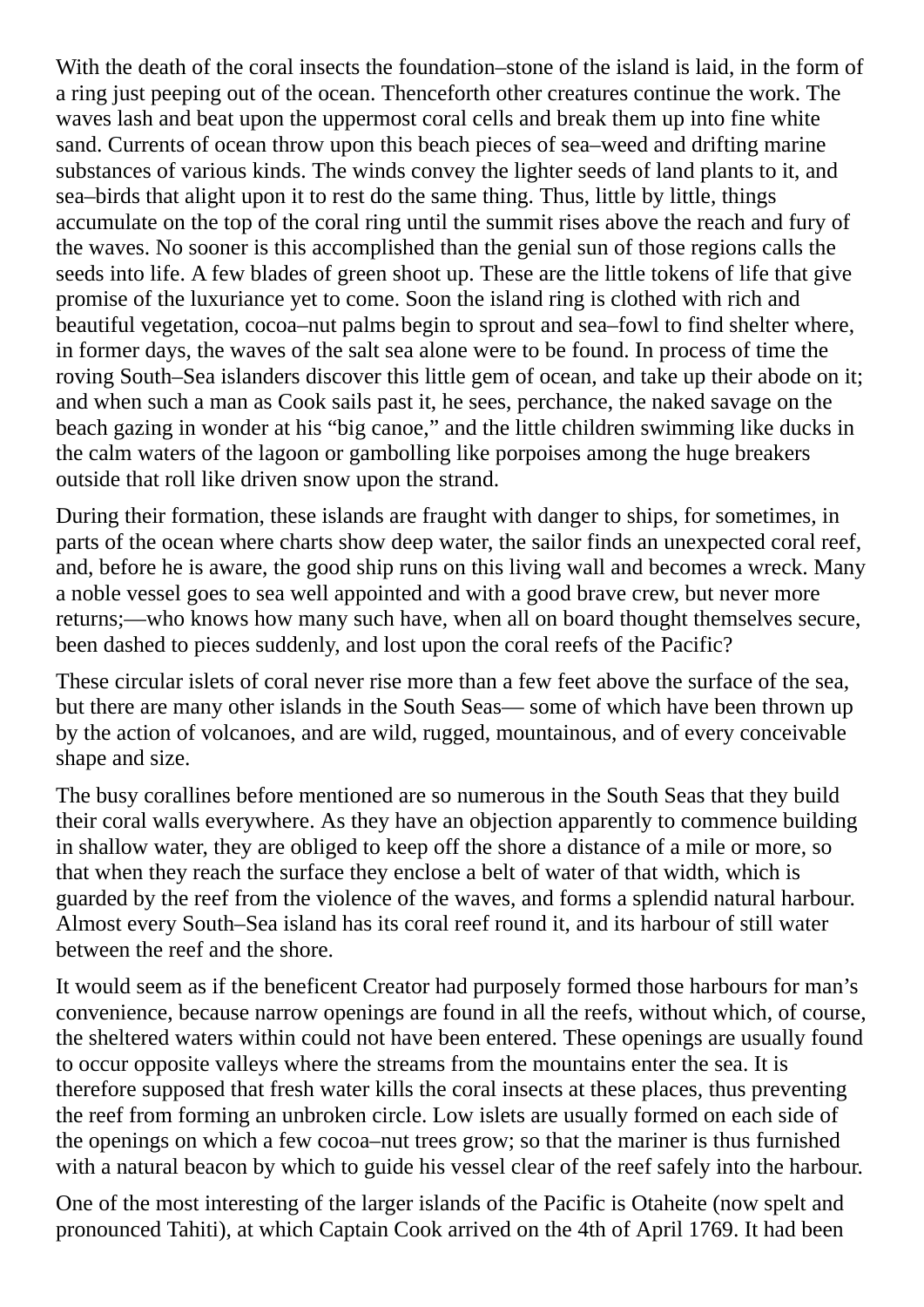With the death of the coral insects the foundation–stone of the island is laid, in the form of a ring just peeping out of the ocean. Thenceforth other creatures continue the work. The waves lash and beat upon the uppermost coral cells and break them up into fine white sand. Currents of ocean throw upon this beach pieces of sea–weed and drifting marine substances of various kinds. The winds convey the lighter seeds of land plants to it, and sea–birds that alight upon it to rest do the same thing. Thus, little by little, things accumulate on the top of the coral ring until the summit rises above the reach and fury of the waves. No sooner is this accomplished than the genial sun of those regions calls the seeds into life. A few blades of green shoot up. These are the little tokens of life that give promise of the luxuriance yet to come. Soon the island ring is clothed with rich and beautiful vegetation, cocoa–nut palms begin to sprout and sea–fowl to find shelter where, in former days, the waves of the salt sea alone were to be found. In process of time the roving South–Sea islanders discover this little gem of ocean, and take up their abode on it; and when such a man as Cook sails past it, he sees, perchance, the naked savage on the beach gazing in wonder at his "big canoe," and the little children swimming like ducks in the calm waters of the lagoon or gambolling like porpoises among the huge breakers outside that roll like driven snow upon the strand.

During their formation, these islands are fraught with danger to ships, for sometimes, in parts of the ocean where charts show deep water, the sailor finds an unexpected coral reef, and, before he is aware, the good ship runs on this living wall and becomes a wreck. Many a noble vessel goes to sea well appointed and with a good brave crew, but never more returns;—who knows how many such have, when all on board thought themselves secure, been dashed to pieces suddenly, and lost upon the coral reefs of the Pacific?

These circular islets of coral never rise more than a few feet above the surface of the sea, but there are many other islands in the South Seas— some of which have been thrown up by the action of volcanoes, and are wild, rugged, mountainous, and of every conceivable shape and size.

The busy corallines before mentioned are so numerous in the South Seas that they build their coral walls everywhere. As they have an objection apparently to commence building in shallow water, they are obliged to keep off the shore a distance of a mile or more, so that when they reach the surface they enclose a belt of water of that width, which is guarded by the reef from the violence of the waves, and forms a splendid natural harbour. Almost every South–Sea island has its coral reef round it, and its harbour of still water between the reef and the shore.

It would seem as if the beneficent Creator had purposely formed those harbours for man's convenience, because narrow openings are found in all the reefs, without which, of course, the sheltered waters within could not have been entered. These openings are usually found to occur opposite valleys where the streams from the mountains enter the sea. It is therefore supposed that fresh water kills the coral insects at these places, thus preventing the reef from forming an unbroken circle. Low islets are usually formed on each side of the openings on which a few cocoa–nut trees grow; so that the mariner is thus furnished with a natural beacon by which to guide his vessel clear of the reef safely into the harbour.

One of the most interesting of the larger islands of the Pacific is Otaheite (now spelt and pronounced Tahiti), at which Captain Cook arrived on the 4th of April 1769. It had been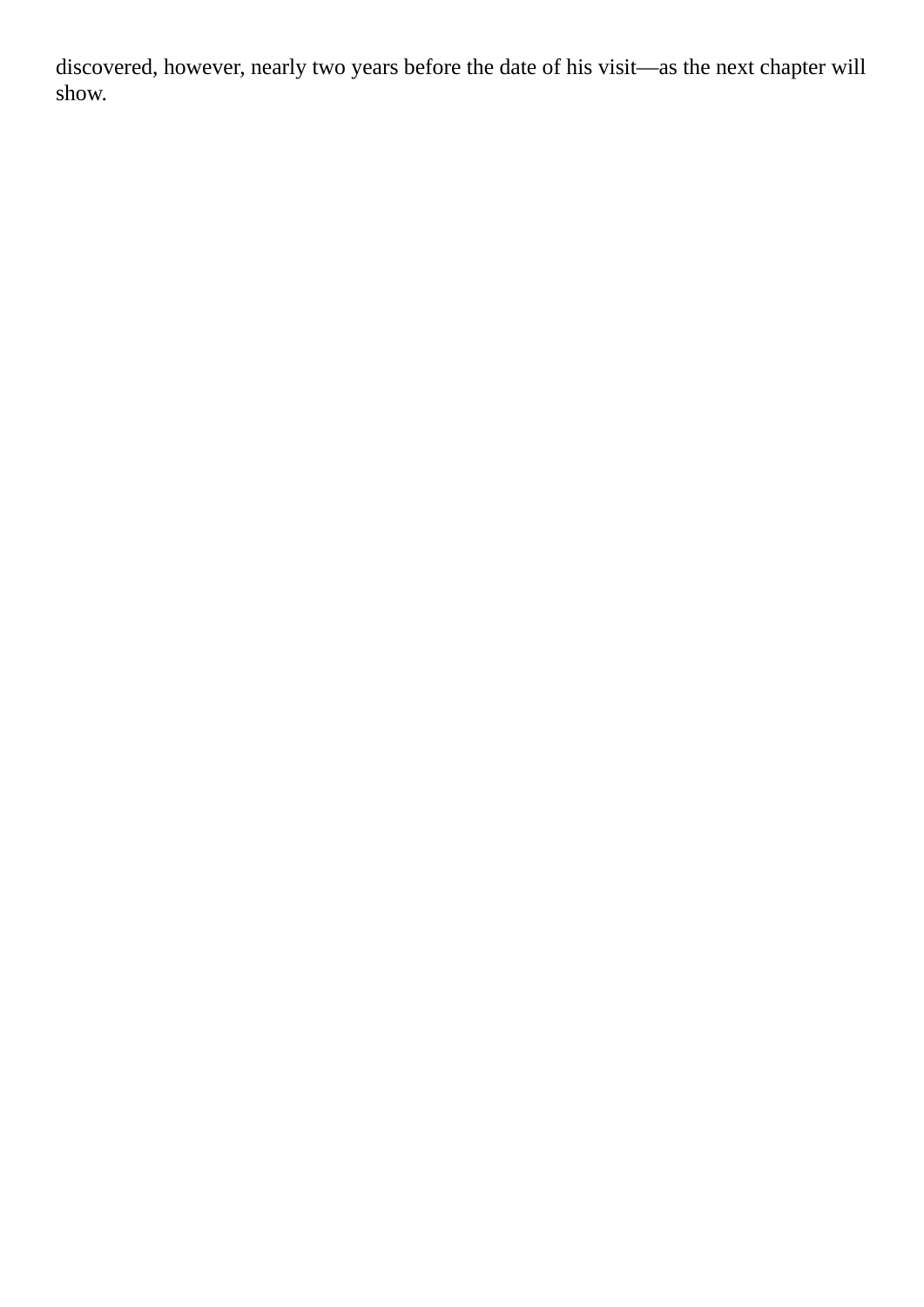discovered, however, nearly two years before the date of his visit—as the next chapter will show.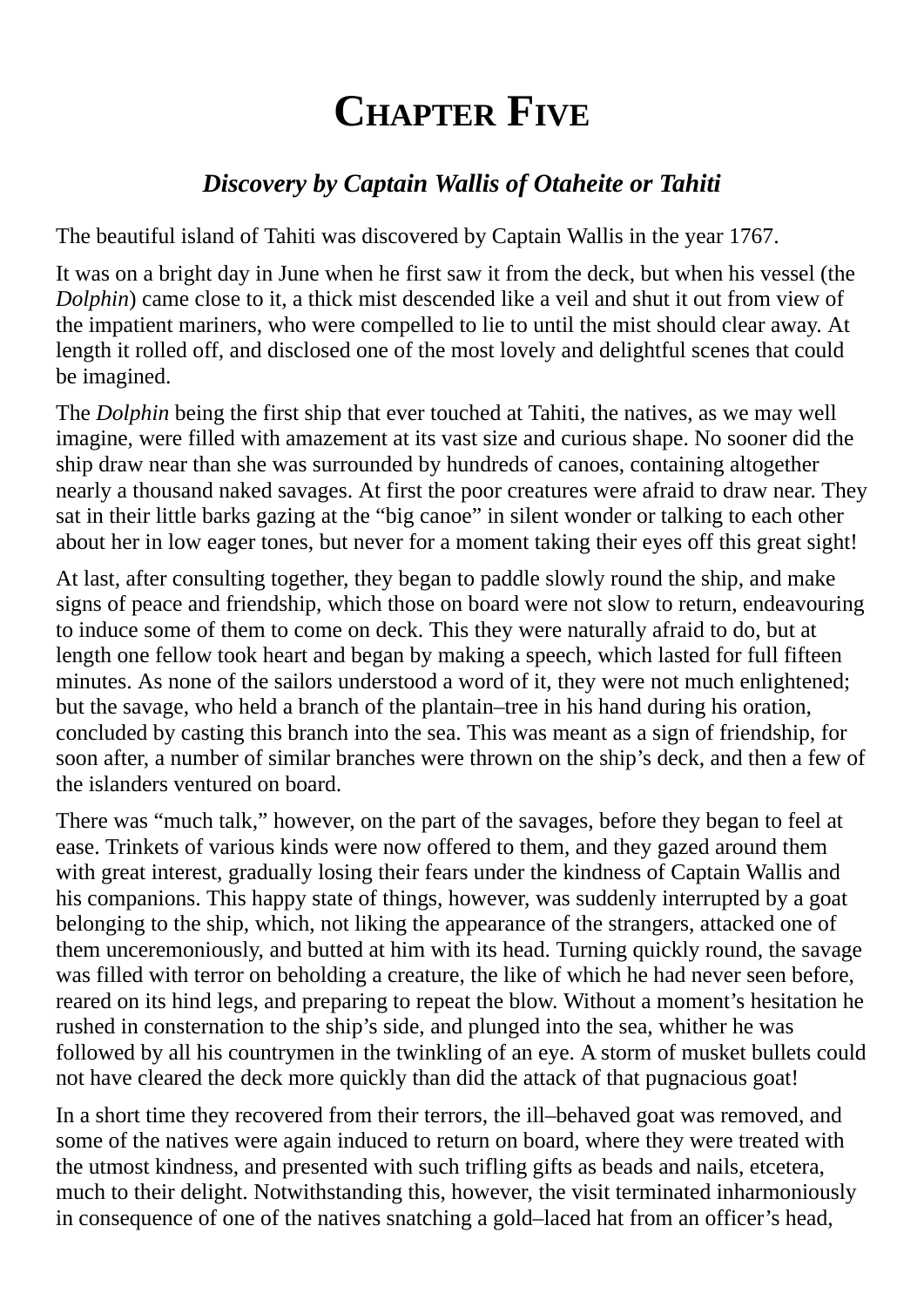# CHAPTER FIVE

### *Discovery by Captain Wallis of Otaheite or Tahiti*

The beautiful island of Tahiti was discovered by Captain Wallis in the year 1767.

It was on a bright day in June when he first saw it from the deck, but when his vessel (the *Dolphin*) came close to it, a thick mist descended like a veil and shut it out from view of the impatient mariners, who were compelled to lie to until the mist should clear away. At length it rolled off, and disclosed one of the most lovely and delightful scenes that could be imagined.

The *Dolphin* being the first ship that ever touched at Tahiti, the natives, as we may well imagine, were filled with amazement at its vast size and curious shape. No sooner did the ship draw near than she was surrounded by hundreds of canoes, containing altogether nearly a thousand naked savages. At first the poor creatures were afraid to draw near. They sat in their little barks gazing at the "big canoe" in silent wonder or talking to each other about her in low eager tones, but never for a moment taking their eyes off this great sight!

At last, after consulting together, they began to paddle slowly round the ship, and make signs of peace and friendship, which those on board were not slow to return, endeavouring to induce some of them to come on deck. This they were naturally afraid to do, but at length one fellow took heart and began by making a speech, which lasted for full fifteen minutes. As none of the sailors understood a word of it, they were not much enlightened; but the savage, who held a branch of the plantain–tree in his hand during his oration, concluded by casting this branch into the sea. This was meant as a sign of friendship, for soon after, a number of similar branches were thrown on the ship's deck, and then a few of the islanders ventured on board.

There was "much talk," however, on the part of the savages, before they began to feel at ease. Trinkets of various kinds were now offered to them, and they gazed around them with great interest, gradually losing their fears under the kindness of Captain Wallis and his companions. This happy state of things, however, was suddenly interrupted by a goat belonging to the ship, which, not liking the appearance of the strangers, attacked one of them unceremoniously, and butted at him with its head. Turning quickly round, the savage was filled with terror on beholding a creature, the like of which he had never seen before, reared on its hind legs, and preparing to repeat the blow. Without a moment's hesitation he rushed in consternation to the ship's side, and plunged into the sea, whither he was followed by all his countrymen in the twinkling of an eye. A storm of musket bullets could not have cleared the deck more quickly than did the attack of that pugnacious goat!

In a short time they recovered from their terrors, the ill–behaved goat was removed, and some of the natives were again induced to return on board, where they were treated with the utmost kindness, and presented with such trifling gifts as beads and nails, etcetera, much to their delight. Notwithstanding this, however, the visit terminated inharmoniously in consequence of one of the natives snatching a gold–laced hat from an officer's head,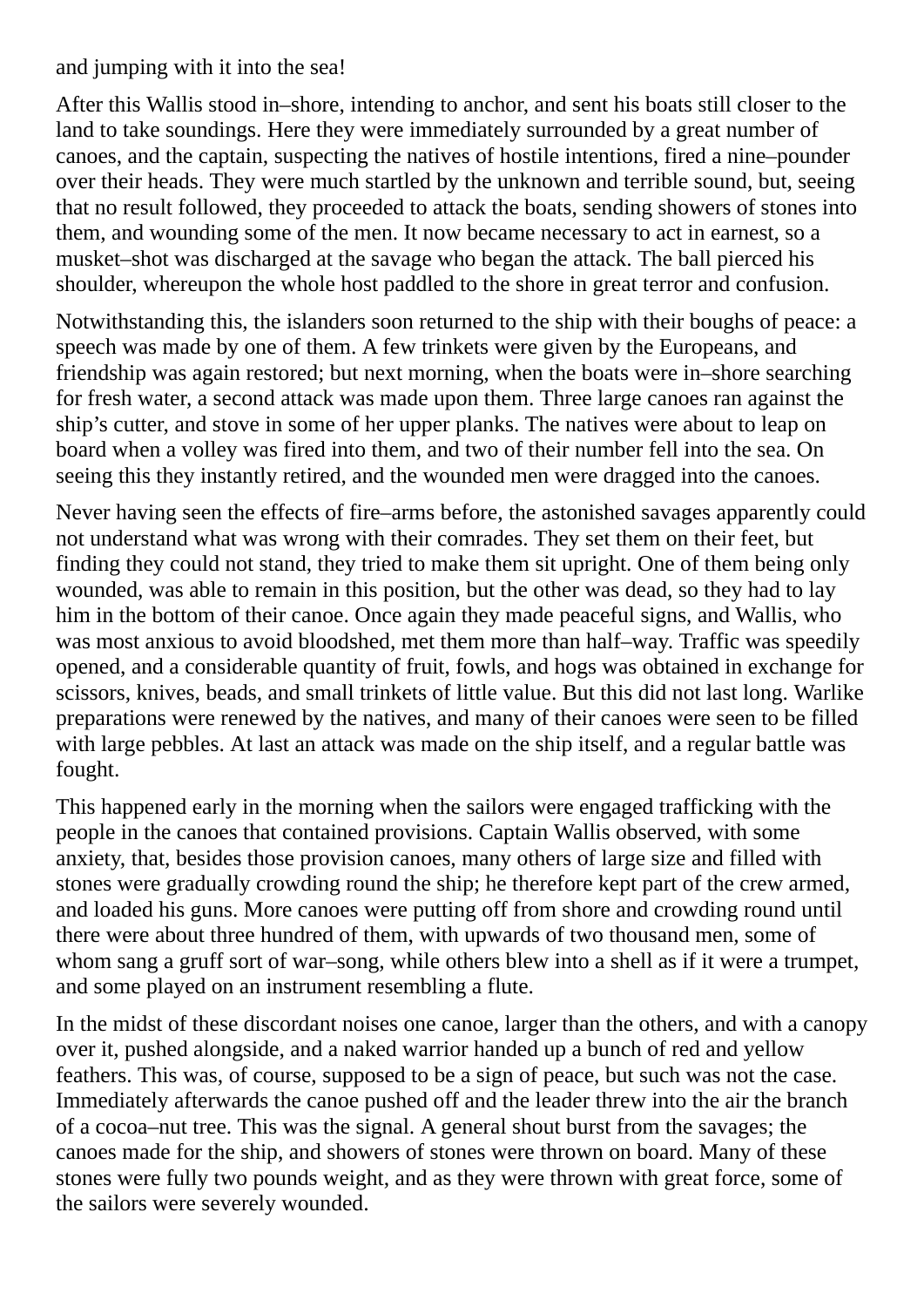and jumping with it into the sea!

After this Wallis stood in–shore, intending to anchor, and sent his boats still closer to the land to take soundings. Here they were immediately surrounded by a great number of canoes, and the captain, suspecting the natives of hostile intentions, fired a nine–pounder over their heads. They were much startled by the unknown and terrible sound, but, seeing that no result followed, they proceeded to attack the boats, sending showers of stones into them, and wounding some of the men. It now became necessary to act in earnest, so a musket–shot was discharged at the savage who began the attack. The ball pierced his shoulder, whereupon the whole host paddled to the shore in great terror and confusion.

Notwithstanding this, the islanders soon returned to the ship with their boughs of peace: a speech was made by one of them. A few trinkets were given by the Europeans, and friendship was again restored; but next morning, when the boats were in–shore searching for fresh water, a second attack was made upon them. Three large canoes ran against the ship's cutter, and stove in some of her upper planks. The natives were about to leap on board when a volley was fired into them, and two of their number fell into the sea. On seeing this they instantly retired, and the wounded men were dragged into the canoes.

Never having seen the effects of fire–arms before, the astonished savages apparently could not understand what was wrong with their comrades. They set them on their feet, but finding they could not stand, they tried to make them sit upright. One of them being only wounded, was able to remain in this position, but the other was dead, so they had to lay him in the bottom of their canoe. Once again they made peaceful signs, and Wallis, who was most anxious to avoid bloodshed, met them more than half–way. Traffic was speedily opened, and a considerable quantity of fruit, fowls, and hogs was obtained in exchange for scissors, knives, beads, and small trinkets of little value. But this did not last long. Warlike preparations were renewed by the natives, and many of their canoes were seen to be filled with large pebbles. At last an attack was made on the ship itself, and a regular battle was fought.

This happened early in the morning when the sailors were engaged trafficking with the people in the canoes that contained provisions. Captain Wallis observed, with some anxiety, that, besides those provision canoes, many others of large size and filled with stones were gradually crowding round the ship; he therefore kept part of the crew armed, and loaded his guns. More canoes were putting off from shore and crowding round until there were about three hundred of them, with upwards of two thousand men, some of whom sang a gruff sort of war–song, while others blew into a shell as if it were a trumpet, and some played on an instrument resembling a flute.

In the midst of these discordant noises one canoe, larger than the others, and with a canopy over it, pushed alongside, and a naked warrior handed up a bunch of red and yellow feathers. This was, of course, supposed to be a sign of peace, but such was not the case. Immediately afterwards the canoe pushed off and the leader threw into the air the branch of a cocoa–nut tree. This was the signal. A general shout burst from the savages; the canoes made for the ship, and showers of stones were thrown on board. Many of these stones were fully two pounds weight, and as they were thrown with great force, some of the sailors were severely wounded.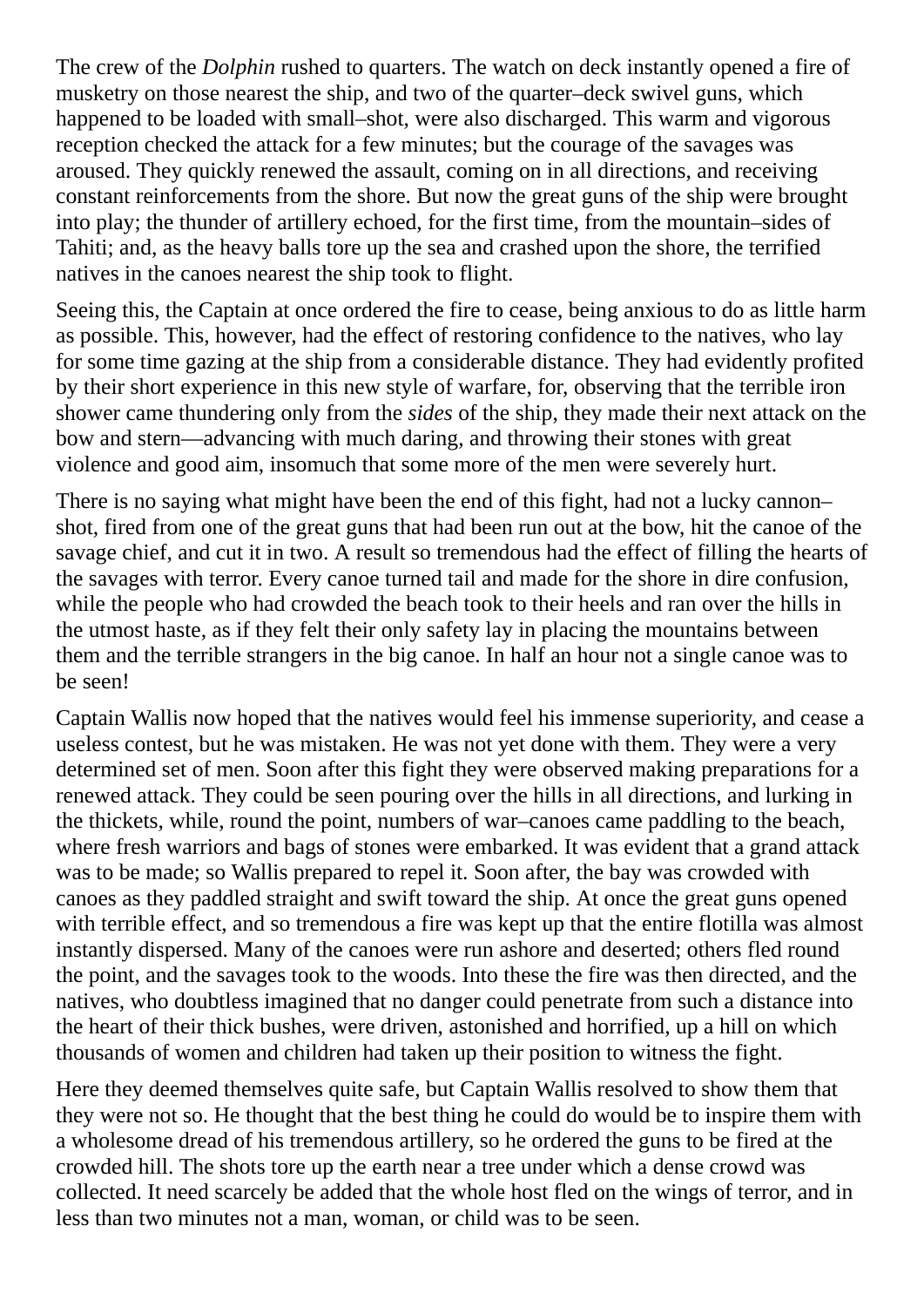The crew of the *Dolphin* rushed to quarters. The watch on deck instantly opened a fire of musketry on those nearest the ship, and two of the quarter–deck swivel guns, which happened to be loaded with small–shot, were also discharged. This warm and vigorous reception checked the attack for a few minutes; but the courage of the savages was aroused. They quickly renewed the assault, coming on in all directions, and receiving constant reinforcements from the shore. But now the great guns of the ship were brought into play; the thunder of artillery echoed, for the first time, from the mountain–sides of Tahiti; and, as the heavy balls tore up the sea and crashed upon the shore, the terrified natives in the canoes nearest the ship took to flight.

Seeing this, the Captain at once ordered the fire to cease, being anxious to do as little harm as possible. This, however, had the effect of restoring confidence to the natives, who lay for some time gazing at the ship from a considerable distance. They had evidently profited by their short experience in this new style of warfare, for, observing that the terrible iron shower came thundering only from the *sides* of the ship, they made their next attack on the bow and stern—advancing with much daring, and throwing their stones with great violence and good aim, insomuch that some more of the men were severely hurt.

There is no saying what might have been the end of this fight, had not a lucky cannon–shot, fired from one of the great guns that had been run out at the bow, hit the canoe of the savage chief, and cut it in two. A result so tremendous had the effect of filling the hearts of the savages with terror. Every canoe turned tail and made for the shore in dire confusion, while the people who had crowded the beach took to their heels and ran over the hills in the utmost haste, as if they felt their only safety lay in placing the mountains between them and the terrible strangers in the big canoe. In half an hour not a single canoe was to be seen!

Captain Wallis now hoped that the natives would feel his immense superiority, and cease a useless contest, but he was mistaken. He was not yet done with them. They were a very determined set of men. Soon after this fight they were observed making preparations for a renewed attack. They could be seen pouring over the hills in all directions, and lurking in the thickets, while, round the point, numbers of war–canoes came paddling to the beach, where fresh warriors and bags of stones were embarked. It was evident that a grand attack was to be made; so Wallis prepared to repel it. Soon after, the bay was crowded with canoes as they paddled straight and swift toward the ship. At once the great guns opened with terrible effect, and so tremendous a fire was kept up that the entire flotilla was almost instantly dispersed. Many of the canoes were run ashore and deserted; others fled round the point, and the savages took to the woods. Into these the fire was then directed, and the natives, who doubtless imagined that no danger could penetrate from such a distance into the heart of their thick bushes, were driven, astonished and horrified, up a hill on which thousands of women and children had taken up their position to witness the fight.

Here they deemed themselves quite safe, but Captain Wallis resolved to show them that they were not so. He thought that the best thing he could do would be to inspire them with a wholesome dread of his tremendous artillery, so he ordered the guns to be fired at the crowded hill. The shots tore up the earth near a tree under which a dense crowd was collected. It need scarcely be added that the whole host fled on the wings of terror, and in less than two minutes not a man, woman, or child was to be seen.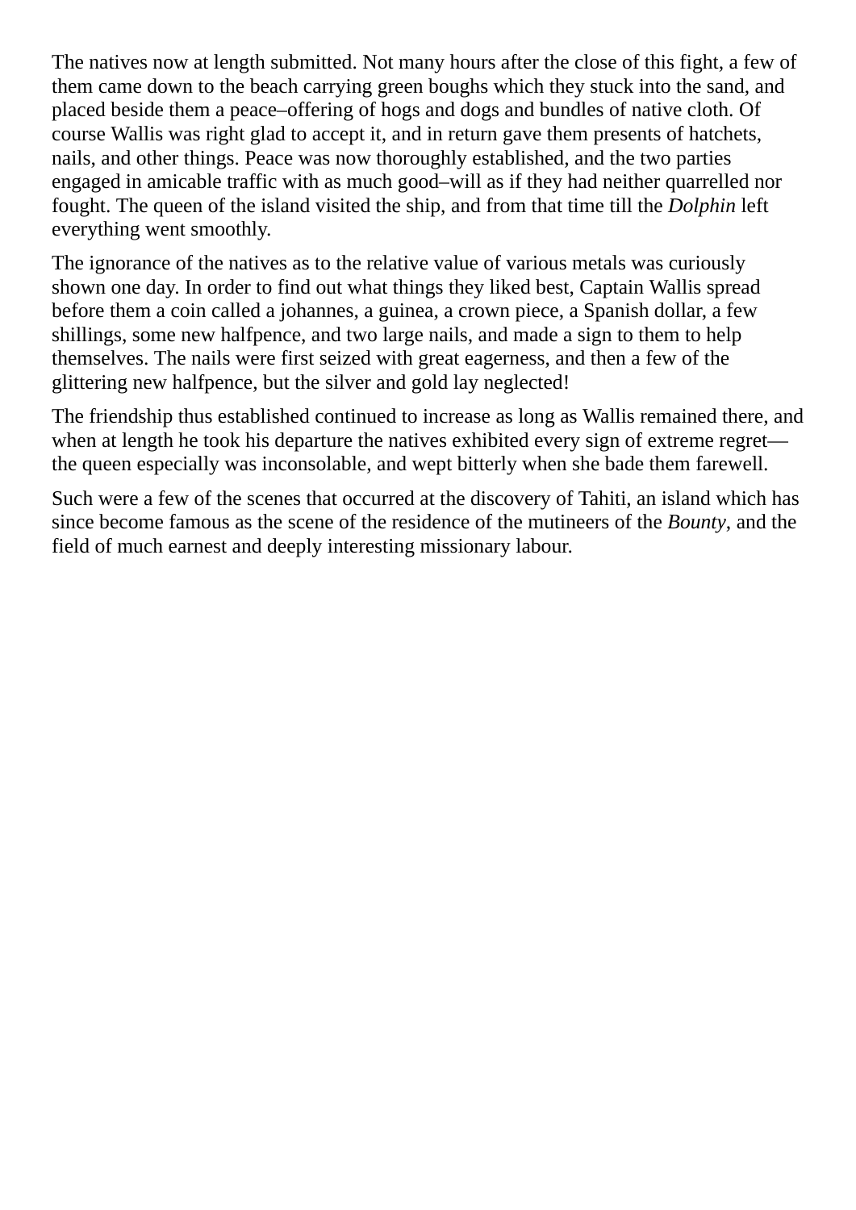The natives now at length submitted. Not many hours after the close of this fight, a few of them came down to the beach carrying green boughs which they stuck into the sand, and placed beside them a peace–offering of hogs and dogs and bundles of native cloth. Of course Wallis was right glad to accept it, and in return gave them presents of hatchets, nails, and other things. Peace was now thoroughly established, and the two parties engaged in amicable traffic with as much good–will as if they had neither quarrelled nor fought. The queen of the island visited the ship, and from that time till the *Dolphin* left everything went smoothly.

The ignorance of the natives as to the relative value of various metals was curiously shown one day. In order to find out what things they liked best, Captain Wallis spread before them a coin called a johannes, a guinea, a crown piece, a Spanish dollar, a few shillings, some new halfpence, and two large nails, and made a sign to them to help themselves. The nails were first seized with great eagerness, and then a few of the glittering new halfpence, but the silver and gold lay neglected!

The friendship thus established continued to increase as long as Wallis remained there, and when at length he took his departure the natives exhibited every sign of extreme regret—the queen especially was inconsolable, and wept bitterly when she bade them farewell.

Such were a few of the scenes that occurred at the discovery of Tahiti, an island which has since become famous as the scene of the residence of the mutineers of the *Bounty*, and the field of much earnest and deeply interesting missionary labour.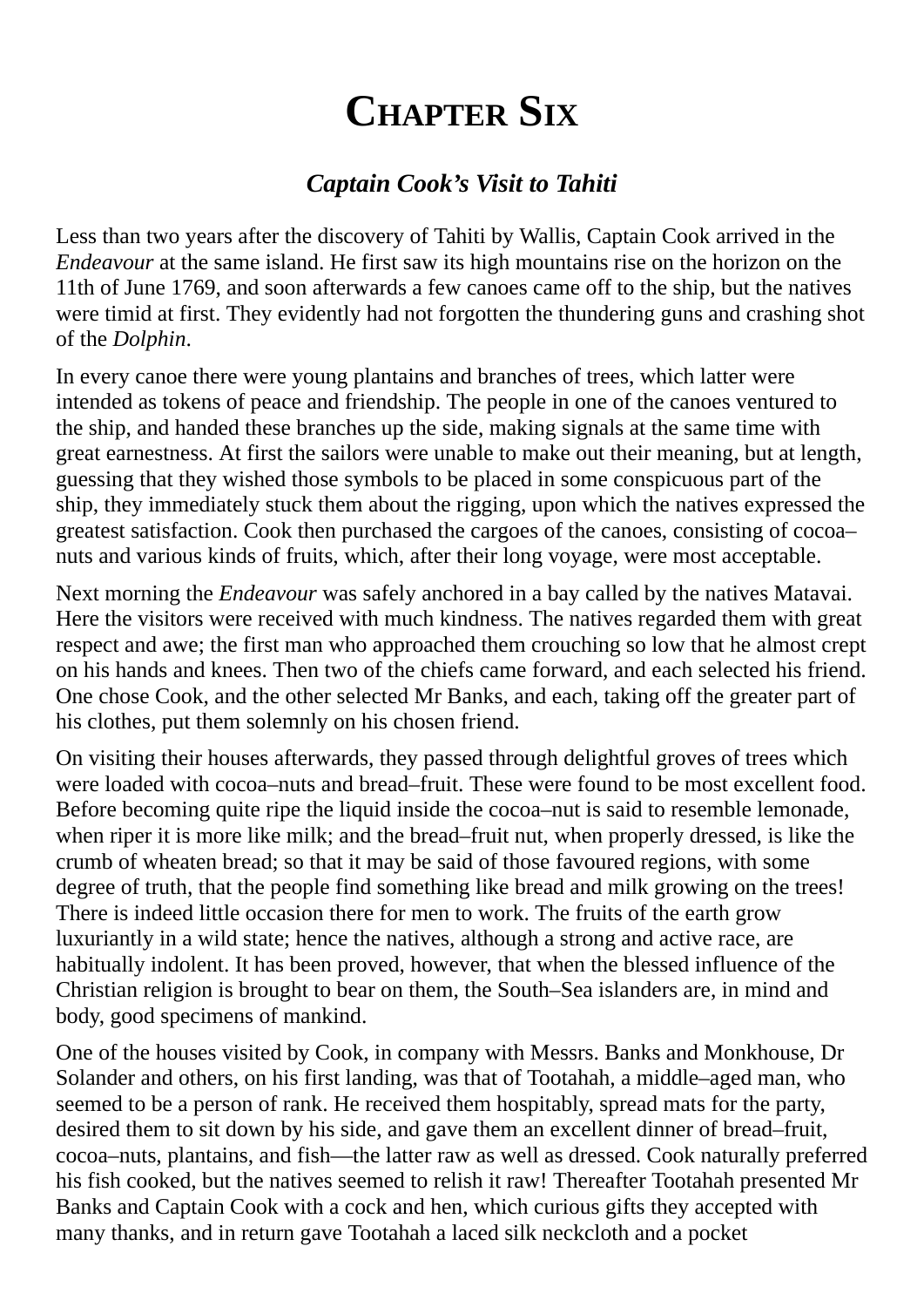# Chapter Six

### *Captain Cook's Visit to Tahiti*

Less than two years after the discovery of Tahiti by Wallis, Captain Cook arrived in the *Endeavour* at the same island. He first saw its high mountains rise on the horizon on the 11th of June 1769, and soon afterwards a few canoes came off to the ship, but the natives were timid at first. They evidently had not forgotten the thundering guns and crashing shot of the *Dolphin*.

In every canoe there were young plantains and branches of trees, which latter were intended as tokens of peace and friendship. The people in one of the canoes ventured to the ship, and handed these branches up the side, making signals at the same time with great earnestness. At first the sailors were unable to make out their meaning, but at length, guessing that they wished those symbols to be placed in some conspicuous part of the ship, they immediately stuck them about the rigging, upon which the natives expressed the greatest satisfaction. Cook then purchased the cargoes of the canoes, consisting of cocoa–nuts and various kinds of fruits, which, after their long voyage, were most acceptable.

Next morning the *Endeavour* was safely anchored in a bay called by the natives Matavai. Here the visitors were received with much kindness. The natives regarded them with great respect and awe; the first man who approached them crouching so low that he almost crept on his hands and knees. Then two of the chiefs came forward, and each selected his friend. One chose Cook, and the other selected Mr Banks, and each, taking off the greater part of his clothes, put them solemnly on his chosen friend.

On visiting their houses afterwards, they passed through delightful groves of trees which were loaded with cocoa–nuts and bread–fruit. These were found to be most excellent food. Before becoming quite ripe the liquid inside the cocoa–nut is said to resemble lemonade, when riper it is more like milk; and the bread–fruit nut, when properly dressed, is like the crumb of wheaten bread; so that it may be said of those favoured regions, with some degree of truth, that the people find something like bread and milk growing on the trees! There is indeed little occasion there for men to work. The fruits of the earth grow luxuriantly in a wild state; hence the natives, although a strong and active race, are habitually indolent. It has been proved, however, that when the blessed influence of the Christian religion is brought to bear on them, the South–Sea islanders are, in mind and body, good specimens of mankind.

One of the houses visited by Cook, in company with Messrs. Banks and Monkhouse, Dr Solander and others, on his first landing, was that of Tootahah, a middle–aged man, who seemed to be a person of rank. He received them hospitably, spread mats for the party, desired them to sit down by his side, and gave them an excellent dinner of bread–fruit, cocoa–nuts, plantains, and fish—the latter raw as well as dressed. Cook naturally preferred his fish cooked, but the natives seemed to relish it raw! Thereafter Tootahah presented Mr Banks and Captain Cook with a cock and hen, which curious gifts they accepted with many thanks, and in return gave Tootahah a laced silk neckcloth and a pocket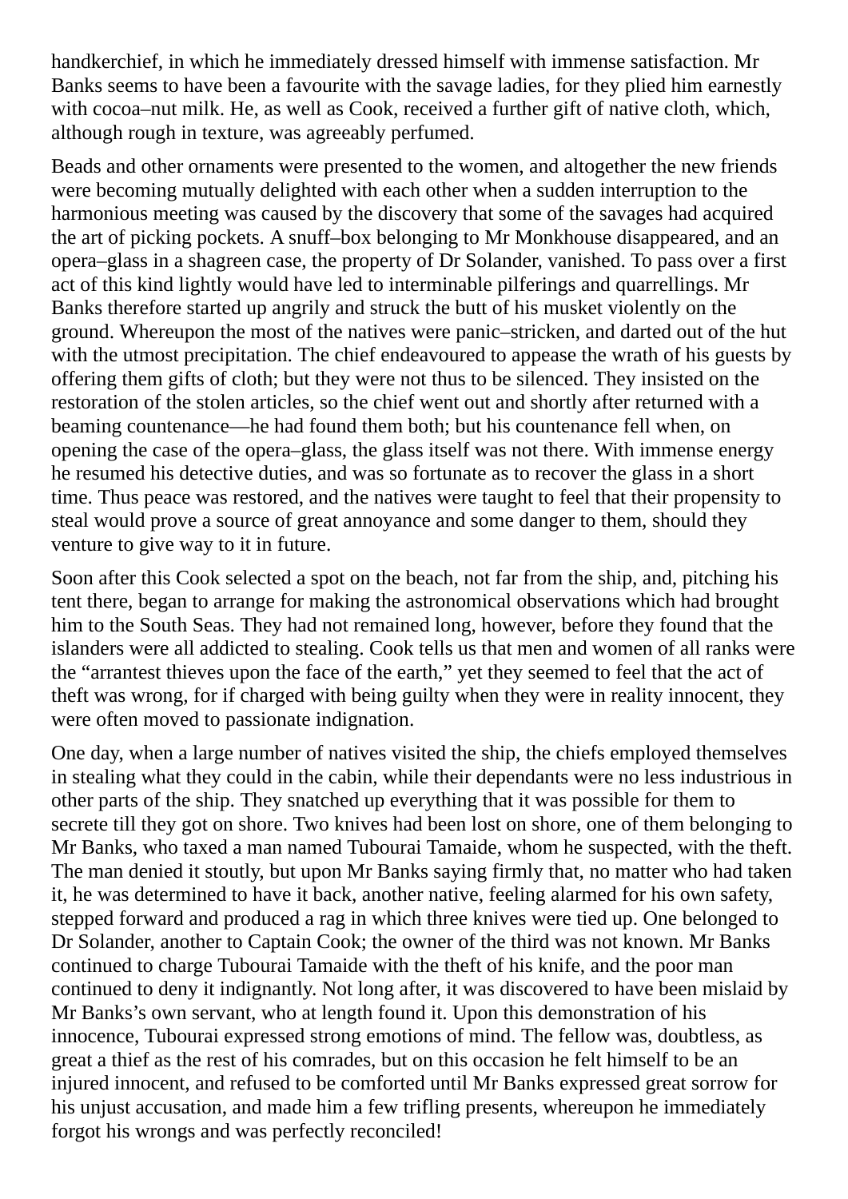handkerchief, in which he immediately dressed himself with immense satisfaction. Mr Banks seems to have been a favourite with the savage ladies, for they plied him earnestly with cocoa–nut milk. He, as well as Cook, received a further gift of native cloth, which, although rough in texture, was agreeably perfumed.

Beads and other ornaments were presented to the women, and altogether the new friends were becoming mutually delighted with each other when a sudden interruption to the harmonious meeting was caused by the discovery that some of the savages had acquired the art of picking pockets. A snuff–box belonging to Mr Monkhouse disappeared, and an opera–glass in a shagreen case, the property of Dr Solander, vanished. To pass over a first act of this kind lightly would have led to interminable pilferings and quarrellings. Mr Banks therefore started up angrily and struck the butt of his musket violently on the ground. Whereupon the most of the natives were panic–stricken, and darted out of the hut with the utmost precipitation. The chief endeavoured to appease the wrath of his guests by offering them gifts of cloth; but they were not thus to be silenced. They insisted on the restoration of the stolen articles, so the chief went out and shortly after returned with a beaming countenance—he had found them both; but his countenance fell when, on opening the case of the opera–glass, the glass itself was not there. With immense energy he resumed his detective duties, and was so fortunate as to recover the glass in a short time. Thus peace was restored, and the natives were taught to feel that their propensity to steal would prove a source of great annoyance and some danger to them, should they venture to give way to it in future.

Soon after this Cook selected a spot on the beach, not far from the ship, and, pitching his tent there, began to arrange for making the astronomical observations which had brought him to the South Seas. They had not remained long, however, before they found that the islanders were all addicted to stealing. Cook tells us that men and women of all ranks were the "arrantest thieves upon the face of the earth," yet they seemed to feel that the act of theft was wrong, for if charged with being guilty when they were in reality innocent, they were often moved to passionate indignation.

One day, when a large number of natives visited the ship, the chiefs employed themselves in stealing what they could in the cabin, while their dependants were no less industrious in other parts of the ship. They snatched up everything that it was possible for them to secrete till they got on shore. Two knives had been lost on shore, one of them belonging to Mr Banks, who taxed a man named Tubourai Tamaide, whom he suspected, with the theft. The man denied it stoutly, but upon Mr Banks saying firmly that, no matter who had taken it, he was determined to have it back, another native, feeling alarmed for his own safety, stepped forward and produced a rag in which three knives were tied up. One belonged to Dr Solander, another to Captain Cook; the owner of the third was not known. Mr Banks continued to charge Tubourai Tamaide with the theft of his knife, and the poor man continued to deny it indignantly. Not long after, it was discovered to have been mislaid by Mr Banks's own servant, who at length found it. Upon this demonstration of his innocence, Tubourai expressed strong emotions of mind. The fellow was, doubtless, as great a thief as the rest of his comrades, but on this occasion he felt himself to be an injured innocent, and refused to be comforted until Mr Banks expressed great sorrow for his unjust accusation, and made him a few trifling presents, whereupon he immediately forgot his wrongs and was perfectly reconciled!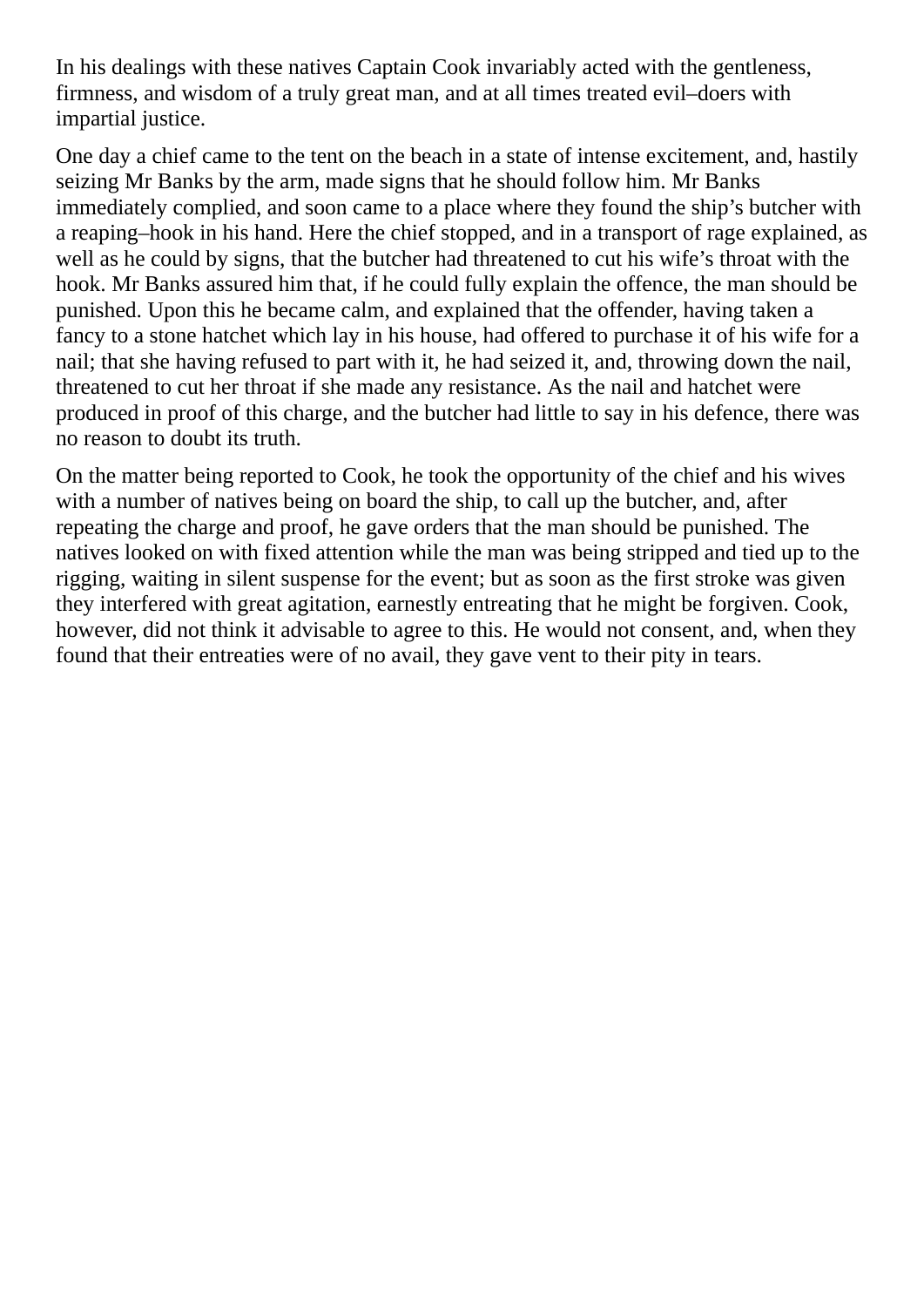In his dealings with these natives Captain Cook invariably acted with the gentleness, firmness, and wisdom of a truly great man, and at all times treated evil–doers with impartial justice.

One day a chief came to the tent on the beach in a state of intense excitement, and, hastily seizing Mr Banks by the arm, made signs that he should follow him. Mr Banks immediately complied, and soon came to a place where they found the ship's butcher with a reaping–hook in his hand. Here the chief stopped, and in a transport of rage explained, as well as he could by signs, that the butcher had threatened to cut his wife's throat with the hook. Mr Banks assured him that, if he could fully explain the offence, the man should be punished. Upon this he became calm, and explained that the offender, having taken a fancy to a stone hatchet which lay in his house, had offered to purchase it of his wife for a nail; that she having refused to part with it, he had seized it, and, throwing down the nail, threatened to cut her throat if she made any resistance. As the nail and hatchet were produced in proof of this charge, and the butcher had little to say in his defence, there was no reason to doubt its truth.

On the matter being reported to Cook, he took the opportunity of the chief and his wives with a number of natives being on board the ship, to call up the butcher, and, after repeating the charge and proof, he gave orders that the man should be punished. The natives looked on with fixed attention while the man was being stripped and tied up to the rigging, waiting in silent suspense for the event; but as soon as the first stroke was given they interfered with great agitation, earnestly entreating that he might be forgiven. Cook, however, did not think it advisable to agree to this. He would not consent, and, when they found that their entreaties were of no avail, they gave vent to their pity in tears.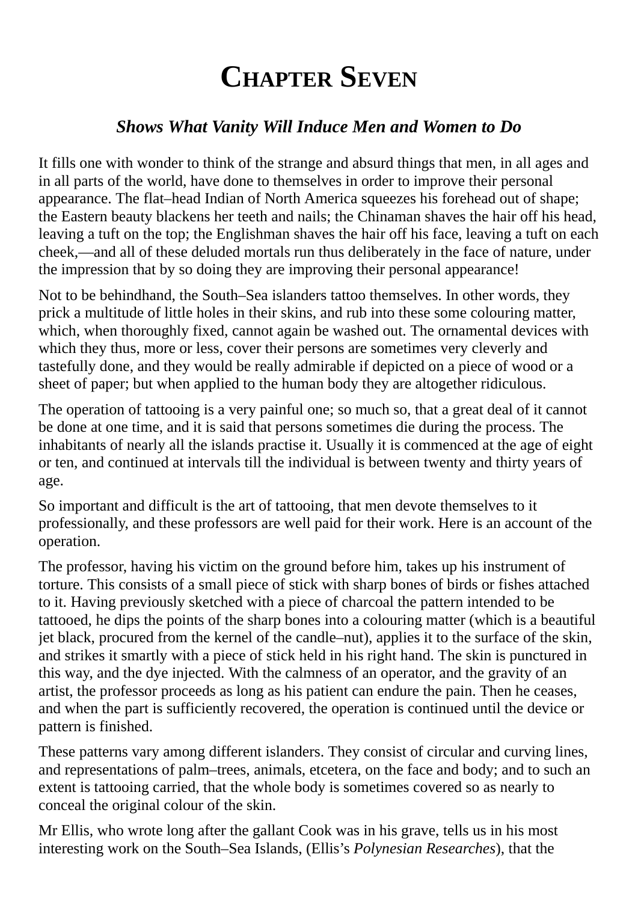# Chapter Seven

### *Shows What Vanity Will Induce Men and Women to Do*

It fills one with wonder to think of the strange and absurd things that men, in all ages and in all parts of the world, have done to themselves in order to improve their personal appearance. The flat–head Indian of North America squeezes his forehead out of shape; the Eastern beauty blackens her teeth and nails; the Chinaman shaves the hair off his head, leaving a tuft on the top; the Englishman shaves the hair off his face, leaving a tuft on each cheek,—and all of these deluded mortals run thus deliberately in the face of nature, under the impression that by so doing they are improving their personal appearance!

Not to be behindhand, the South–Sea islanders tattoo themselves. In other words, they prick a multitude of little holes in their skins, and rub into these some colouring matter, which, when thoroughly fixed, cannot again be washed out. The ornamental devices with which they thus, more or less, cover their persons are sometimes very cleverly and tastefully done, and they would be really admirable if depicted on a piece of wood or a sheet of paper; but when applied to the human body they are altogether ridiculous.

The operation of tattooing is a very painful one; so much so, that a great deal of it cannot be done at one time, and it is said that persons sometimes die during the process. The inhabitants of nearly all the islands practise it. Usually it is commenced at the age of eight or ten, and continued at intervals till the individual is between twenty and thirty years of age.

So important and difficult is the art of tattooing, that men devote themselves to it professionally, and these professors are well paid for their work. Here is an account of the operation.

The professor, having his victim on the ground before him, takes up his instrument of torture. This consists of a small piece of stick with sharp bones of birds or fishes attached to it. Having previously sketched with a piece of charcoal the pattern intended to be tattooed, he dips the points of the sharp bones into a colouring matter (which is a beautiful jet black, procured from the kernel of the candle–nut), applies it to the surface of the skin, and strikes it smartly with a piece of stick held in his right hand. The skin is punctured in this way, and the dye injected. With the calmness of an operator, and the gravity of an artist, the professor proceeds as long as his patient can endure the pain. Then he ceases, and when the part is sufficiently recovered, the operation is continued until the device or pattern is finished.

These patterns vary among different islanders. They consist of circular and curving lines, and representations of palm–trees, animals, etcetera, on the face and body; and to such an extent is tattooing carried, that the whole body is sometimes covered so as nearly to conceal the original colour of the skin.

Mr Ellis, who wrote long after the gallant Cook was in his grave, tells us in his most interesting work on the South–Sea Islands, (Ellis's *Polynesian Researches*), that the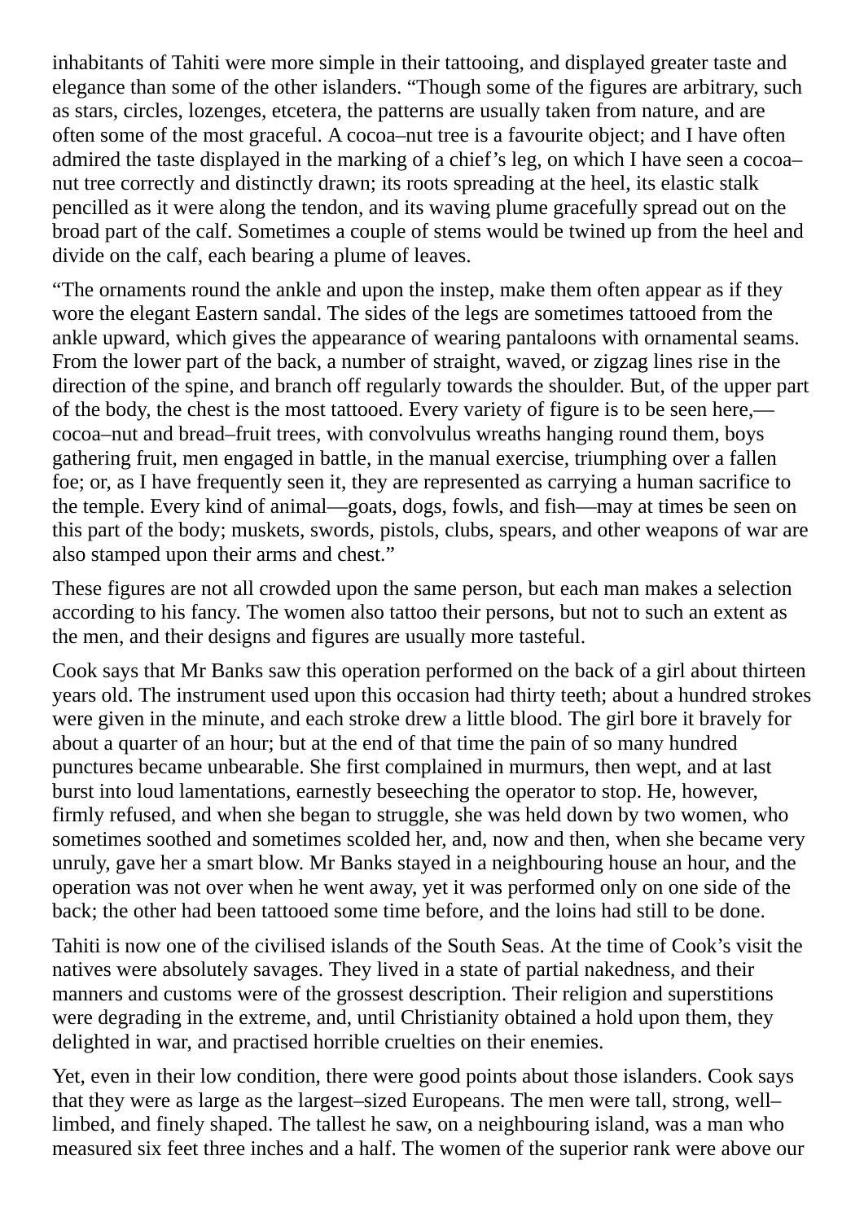inhabitants of Tahiti were more simple in their tattooing, and displayed greater taste and elegance than some of the other islanders. “Though some of the figures are arbitrary, such as stars, circles, lozenges, etcetera, the patterns are usually taken from nature, and are often some of the most graceful. A cocoa–nut tree is a favourite object; and I have often admired the taste displayed in the marking of a chief’s leg, on which I have seen a cocoa–nut tree correctly and distinctly drawn; its roots spreading at the heel, its elastic stalk pencilled as it were along the tendon, and its waving plume gracefully spread out on the broad part of the calf. Sometimes a couple of stems would be twined up from the heel and divide on the calf, each bearing a plume of leaves.

“The ornaments round the ankle and upon the instep, make them often appear as if they wore the elegant Eastern sandal. The sides of the legs are sometimes tattooed from the ankle upward, which gives the appearance of wearing pantaloons with ornamental seams. From the lower part of the back, a number of straight, waved, or zigzag lines rise in the direction of the spine, and branch off regularly towards the shoulder. But, of the upper part of the body, the chest is the most tattooed. Every variety of figure is to be seen here,—cocoa–nut and bread–fruit trees, with convolvulus wreaths hanging round them, boys gathering fruit, men engaged in battle, in the manual exercise, triumphing over a fallen foe; or, as I have frequently seen it, they are represented as carrying a human sacrifice to the temple. Every kind of animal—goats, dogs, fowls, and fish—may at times be seen on this part of the body; muskets, swords, pistols, clubs, spears, and other weapons of war are also stamped upon their arms and chest.”

These figures are not all crowded upon the same person, but each man makes a selection according to his fancy. The women also tattoo their persons, but not to such an extent as the men, and their designs and figures are usually more tasteful.

Cook says that Mr Banks saw this operation performed on the back of a girl about thirteen years old. The instrument used upon this occasion had thirty teeth; about a hundred strokes were given in the minute, and each stroke drew a little blood. The girl bore it bravely for about a quarter of an hour; but at the end of that time the pain of so many hundred punctures became unbearable. She first complained in murmurs, then wept, and at last burst into loud lamentations, earnestly beseeching the operator to stop. He, however, firmly refused, and when she began to struggle, she was held down by two women, who sometimes soothed and sometimes scolded her, and, now and then, when she became very unruly, gave her a smart blow. Mr Banks stayed in a neighbouring house an hour, and the operation was not over when he went away, yet it was performed only on one side of the back; the other had been tattooed some time before, and the loins had still to be done.

Tahiti is now one of the civilised islands of the South Seas. At the time of Cook’s visit the natives were absolutely savages. They lived in a state of partial nakedness, and their manners and customs were of the grossest description. Their religion and superstitions were degrading in the extreme, and, until Christianity obtained a hold upon them, they delighted in war, and practised horrible cruelties on their enemies.

Yet, even in their low condition, there were good points about those islanders. Cook says that they were as large as the largest–sized Europeans. The men were tall, strong, well–limbed, and finely shaped. The tallest he saw, on a neighbouring island, was a man who measured six feet three inches and a half. The women of the superior rank were above our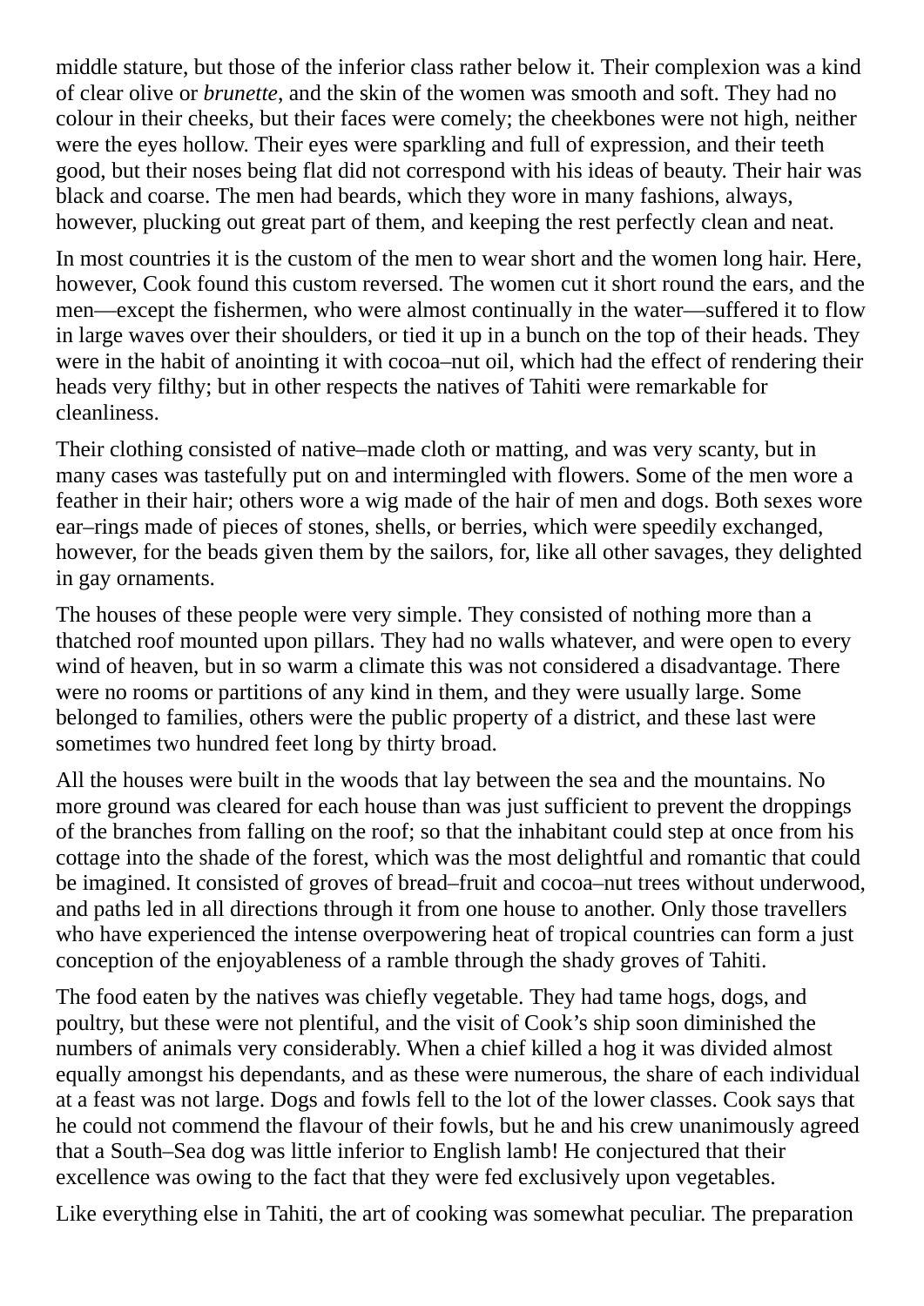middle stature, but those of the inferior class rather below it. Their complexion was a kind of clear olive or *brunette*, and the skin of the women was smooth and soft. They had no colour in their cheeks, but their faces were comely; the cheekbones were not high, neither were the eyes hollow. Their eyes were sparkling and full of expression, and their teeth good, but their noses being flat did not correspond with his ideas of beauty. Their hair was black and coarse. The men had beards, which they wore in many fashions, always, however, plucking out great part of them, and keeping the rest perfectly clean and neat.

In most countries it is the custom of the men to wear short and the women long hair. Here, however, Cook found this custom reversed. The women cut it short round the ears, and the men—except the fishermen, who were almost continually in the water—suffered it to flow in large waves over their shoulders, or tied it up in a bunch on the top of their heads. They were in the habit of anointing it with cocoa–nut oil, which had the effect of rendering their heads very filthy; but in other respects the natives of Tahiti were remarkable for cleanliness.

Their clothing consisted of native–made cloth or matting, and was very scanty, but in many cases was tastefully put on and intermingled with flowers. Some of the men wore a feather in their hair; others wore a wig made of the hair of men and dogs. Both sexes wore ear–rings made of pieces of stones, shells, or berries, which were speedily exchanged, however, for the beads given them by the sailors, for, like all other savages, they delighted in gay ornaments.

The houses of these people were very simple. They consisted of nothing more than a thatched roof mounted upon pillars. They had no walls whatever, and were open to every wind of heaven, but in so warm a climate this was not considered a disadvantage. There were no rooms or partitions of any kind in them, and they were usually large. Some belonged to families, others were the public property of a district, and these last were sometimes two hundred feet long by thirty broad.

All the houses were built in the woods that lay between the sea and the mountains. No more ground was cleared for each house than was just sufficient to prevent the droppings of the branches from falling on the roof; so that the inhabitant could step at once from his cottage into the shade of the forest, which was the most delightful and romantic that could be imagined. It consisted of groves of bread–fruit and cocoa–nut trees without underwood, and paths led in all directions through it from one house to another. Only those travellers who have experienced the intense overpowering heat of tropical countries can form a just conception of the enjoyableness of a ramble through the shady groves of Tahiti.

The food eaten by the natives was chiefly vegetable. They had tame hogs, dogs, and poultry, but these were not plentiful, and the visit of Cook's ship soon diminished the numbers of animals very considerably. When a chief killed a hog it was divided almost equally amongst his dependants, and as these were numerous, the share of each individual at a feast was not large. Dogs and fowls fell to the lot of the lower classes. Cook says that he could not commend the flavour of their fowls, but he and his crew unanimously agreed that a South–Sea dog was little inferior to English lamb! He conjectured that their excellence was owing to the fact that they were fed exclusively upon vegetables.

Like everything else in Tahiti, the art of cooking was somewhat peculiar. The preparation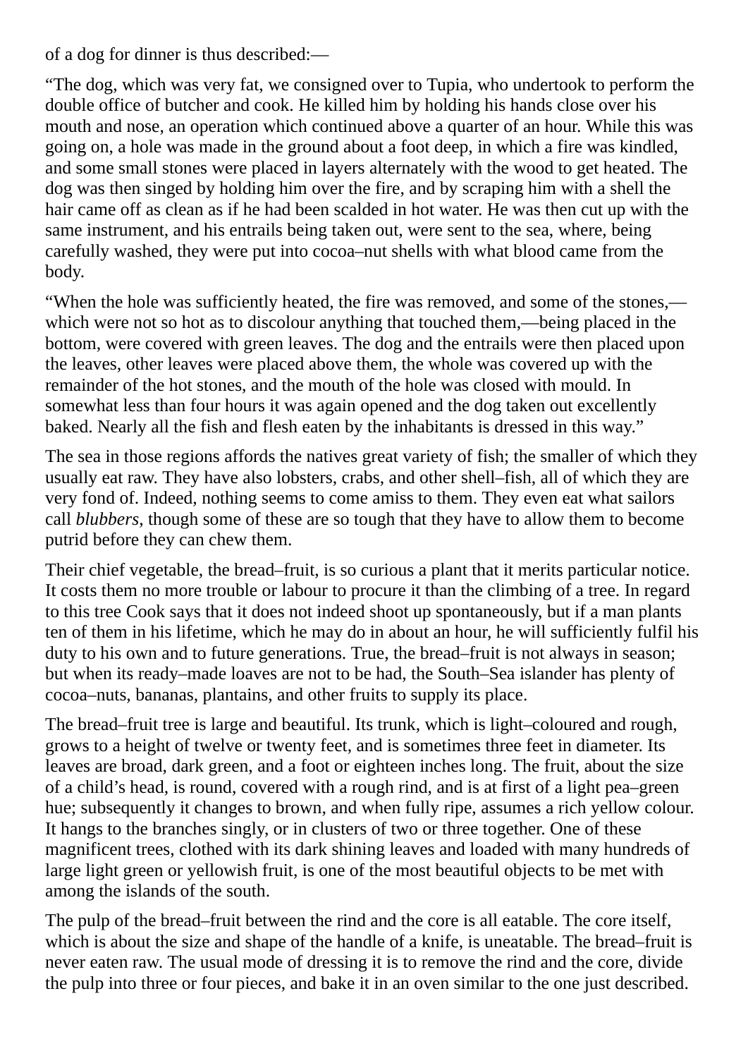of a dog for dinner is thus described:—

“The dog, which was very fat, we consigned over to Tupia, who undertook to perform the double office of butcher and cook. He killed him by holding his hands close over his mouth and nose, an operation which continued above a quarter of an hour. While this was going on, a hole was made in the ground about a foot deep, in which a fire was kindled, and some small stones were placed in layers alternately with the wood to get heated. The dog was then singed by holding him over the fire, and by scraping him with a shell the hair came off as clean as if he had been scalded in hot water. He was then cut up with the same instrument, and his entrails being taken out, were sent to the sea, where, being carefully washed, they were put into cocoa–nut shells with what blood came from the body.

“When the hole was sufficiently heated, the fire was removed, and some of the stones,—which were not so hot as to discolour anything that touched them,—being placed in the bottom, were covered with green leaves. The dog and the entrails were then placed upon the leaves, other leaves were placed above them, the whole was covered up with the remainder of the hot stones, and the mouth of the hole was closed with mould. In somewhat less than four hours it was again opened and the dog taken out excellently baked. Nearly all the fish and flesh eaten by the inhabitants is dressed in this way.”

The sea in those regions affords the natives great variety of fish; the smaller of which they usually eat raw. They have also lobsters, crabs, and other shell–fish, all of which they are very fond of. Indeed, nothing seems to come amiss to them. They even eat what sailors call *blubbers*, though some of these are so tough that they have to allow them to become putrid before they can chew them.

Their chief vegetable, the bread–fruit, is so curious a plant that it merits particular notice. It costs them no more trouble or labour to procure it than the climbing of a tree. In regard to this tree Cook says that it does not indeed shoot up spontaneously, but if a man plants ten of them in his lifetime, which he may do in about an hour, he will sufficiently fulfil his duty to his own and to future generations. True, the bread–fruit is not always in season; but when its ready–made loaves are not to be had, the South–Sea islander has plenty of cocoa–nuts, bananas, plantains, and other fruits to supply its place.

The bread–fruit tree is large and beautiful. Its trunk, which is light–coloured and rough, grows to a height of twelve or twenty feet, and is sometimes three feet in diameter. Its leaves are broad, dark green, and a foot or eighteen inches long. The fruit, about the size of a child’s head, is round, covered with a rough rind, and is at first of a light pea–green hue; subsequently it changes to brown, and when fully ripe, assumes a rich yellow colour. It hangs to the branches singly, or in clusters of two or three together. One of these magnificent trees, clothed with its dark shining leaves and loaded with many hundreds of large light green or yellowish fruit, is one of the most beautiful objects to be met with among the islands of the south.

The pulp of the bread–fruit between the rind and the core is all eatable. The core itself, which is about the size and shape of the handle of a knife, is uneatable. The bread–fruit is never eaten raw. The usual mode of dressing it is to remove the rind and the core, divide the pulp into three or four pieces, and bake it in an oven similar to the one just described.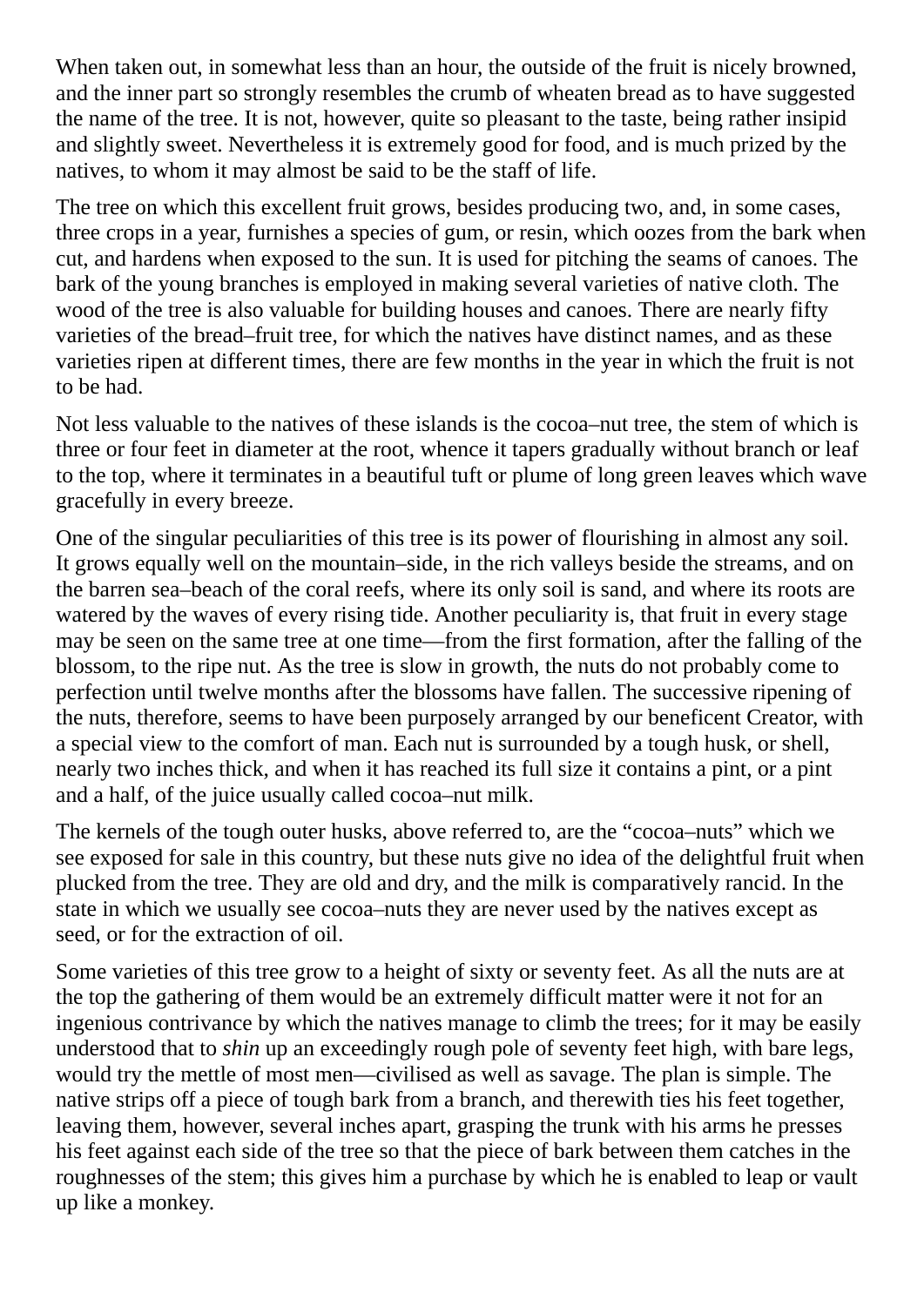When taken out, in somewhat less than an hour, the outside of the fruit is nicely browned, and the inner part so strongly resembles the crumb of wheaten bread as to have suggested the name of the tree. It is not, however, quite so pleasant to the taste, being rather insipid and slightly sweet. Nevertheless it is extremely good for food, and is much prized by the natives, to whom it may almost be said to be the staff of life.

The tree on which this excellent fruit grows, besides producing two, and, in some cases, three crops in a year, furnishes a species of gum, or resin, which oozes from the bark when cut, and hardens when exposed to the sun. It is used for pitching the seams of canoes. The bark of the young branches is employed in making several varieties of native cloth. The wood of the tree is also valuable for building houses and canoes. There are nearly fifty varieties of the bread–fruit tree, for which the natives have distinct names, and as these varieties ripen at different times, there are few months in the year in which the fruit is not to be had.

Not less valuable to the natives of these islands is the cocoa–nut tree, the stem of which is three or four feet in diameter at the root, whence it tapers gradually without branch or leaf to the top, where it terminates in a beautiful tuft or plume of long green leaves which wave gracefully in every breeze.

One of the singular peculiarities of this tree is its power of flourishing in almost any soil. It grows equally well on the mountain–side, in the rich valleys beside the streams, and on the barren sea–beach of the coral reefs, where its only soil is sand, and where its roots are watered by the waves of every rising tide. Another peculiarity is, that fruit in every stage may be seen on the same tree at one time—from the first formation, after the falling of the blossom, to the ripe nut. As the tree is slow in growth, the nuts do not probably come to perfection until twelve months after the blossoms have fallen. The successive ripening of the nuts, therefore, seems to have been purposely arranged by our beneficent Creator, with a special view to the comfort of man. Each nut is surrounded by a tough husk, or shell, nearly two inches thick, and when it has reached its full size it contains a pint, or a pint and a half, of the juice usually called cocoa–nut milk.

The kernels of the tough outer husks, above referred to, are the "cocoa–nuts" which we see exposed for sale in this country, but these nuts give no idea of the delightful fruit when plucked from the tree. They are old and dry, and the milk is comparatively rancid. In the state in which we usually see cocoa–nuts they are never used by the natives except as seed, or for the extraction of oil.

Some varieties of this tree grow to a height of sixty or seventy feet. As all the nuts are at the top the gathering of them would be an extremely difficult matter were it not for an ingenious contrivance by which the natives manage to climb the trees; for it may be easily understood that to *shin* up an exceedingly rough pole of seventy feet high, with bare legs, would try the mettle of most men—civilised as well as savage. The plan is simple. The native strips off a piece of tough bark from a branch, and therewith ties his feet together, leaving them, however, several inches apart, grasping the trunk with his arms he presses his feet against each side of the tree so that the piece of bark between them catches in the roughnesses of the stem; this gives him a purchase by which he is enabled to leap or vault up like a monkey.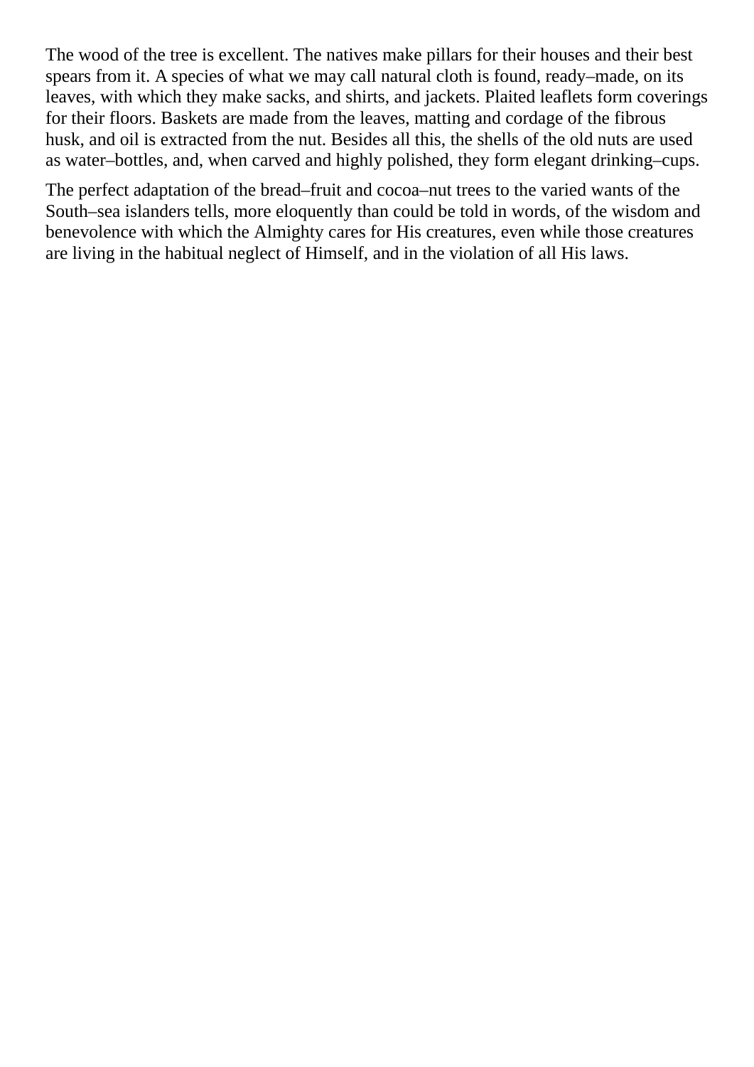The wood of the tree is excellent. The natives make pillars for their houses and their best spears from it. A species of what we may call natural cloth is found, ready–made, on its leaves, with which they make sacks, and shirts, and jackets. Plaited leaflets form coverings for their floors. Baskets are made from the leaves, matting and cordage of the fibrous husk, and oil is extracted from the nut. Besides all this, the shells of the old nuts are used as water–bottles, and, when carved and highly polished, they form elegant drinking–cups.

The perfect adaptation of the bread–fruit and cocoa–nut trees to the varied wants of the South–sea islanders tells, more eloquently than could be told in words, of the wisdom and benevolence with which the Almighty cares for His creatures, even while those creatures are living in the habitual neglect of Himself, and in the violation of all His laws.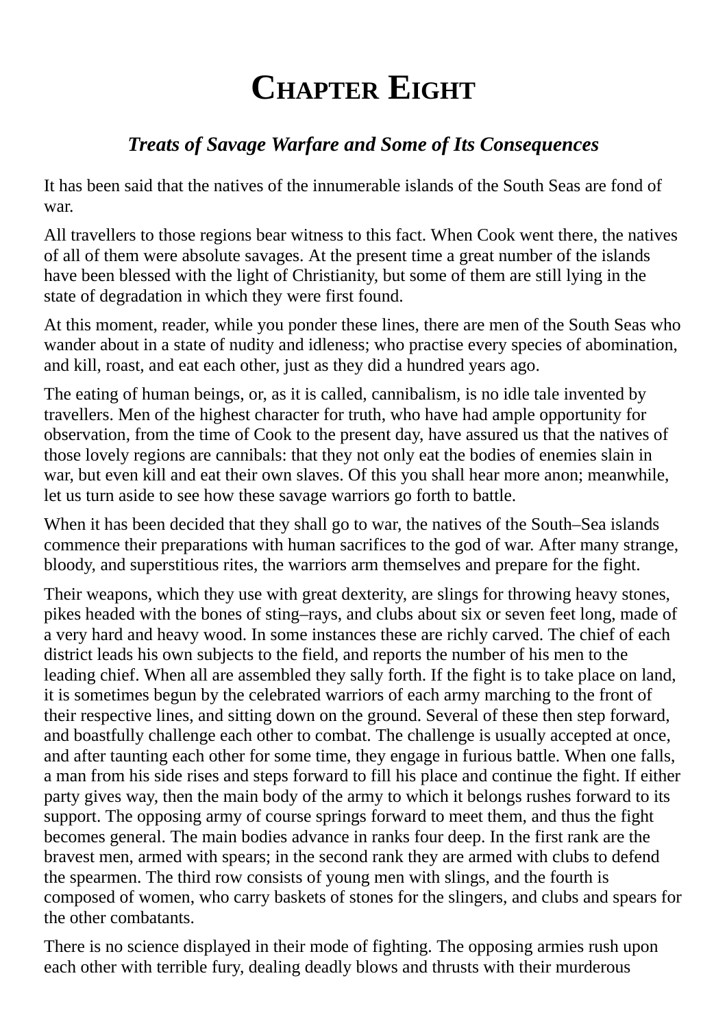# Chapter Eight

### *Treats of Savage Warfare and Some of Its Consequences*

It has been said that the natives of the innumerable islands of the South Seas are fond of war.

All travellers to those regions bear witness to this fact. When Cook went there, the natives of all of them were absolute savages. At the present time a great number of the islands have been blessed with the light of Christianity, but some of them are still lying in the state of degradation in which they were first found.

At this moment, reader, while you ponder these lines, there are men of the South Seas who wander about in a state of nudity and idleness; who practise every species of abomination, and kill, roast, and eat each other, just as they did a hundred years ago.

The eating of human beings, or, as it is called, cannibalism, is no idle tale invented by travellers. Men of the highest character for truth, who have had ample opportunity for observation, from the time of Cook to the present day, have assured us that the natives of those lovely regions are cannibals: that they not only eat the bodies of enemies slain in war, but even kill and eat their own slaves. Of this you shall hear more anon; meanwhile, let us turn aside to see how these savage warriors go forth to battle.

When it has been decided that they shall go to war, the natives of the South–Sea islands commence their preparations with human sacrifices to the god of war. After many strange, bloody, and superstitious rites, the warriors arm themselves and prepare for the fight.

Their weapons, which they use with great dexterity, are slings for throwing heavy stones, pikes headed with the bones of sting–rays, and clubs about six or seven feet long, made of a very hard and heavy wood. In some instances these are richly carved. The chief of each district leads his own subjects to the field, and reports the number of his men to the leading chief. When all are assembled they sally forth. If the fight is to take place on land, it is sometimes begun by the celebrated warriors of each army marching to the front of their respective lines, and sitting down on the ground. Several of these then step forward, and boastfully challenge each other to combat. The challenge is usually accepted at once, and after taunting each other for some time, they engage in furious battle. When one falls, a man from his side rises and steps forward to fill his place and continue the fight. If either party gives way, then the main body of the army to which it belongs rushes forward to its support. The opposing army of course springs forward to meet them, and thus the fight becomes general. The main bodies advance in ranks four deep. In the first rank are the bravest men, armed with spears; in the second rank they are armed with clubs to defend the spearmen. The third row consists of young men with slings, and the fourth is composed of women, who carry baskets of stones for the slingers, and clubs and spears for the other combatants.

There is no science displayed in their mode of fighting. The opposing armies rush upon each other with terrible fury, dealing deadly blows and thrusts with their murderous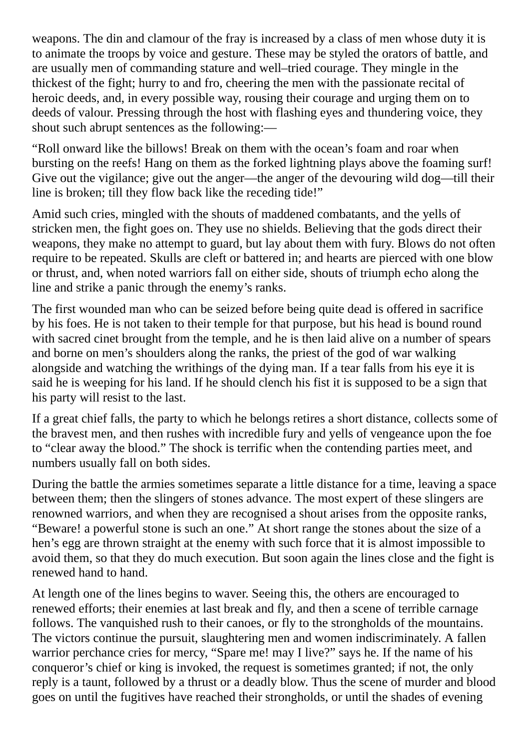weapons. The din and clamour of the fray is increased by a class of men whose duty it is to animate the troops by voice and gesture. These may be styled the orators of battle, and are usually men of commanding stature and well–tried courage. They mingle in the thickest of the fight; hurry to and fro, cheering the men with the passionate recital of heroic deeds, and, in every possible way, rousing their courage and urging them on to deeds of valour. Pressing through the host with flashing eyes and thundering voice, they shout such abrupt sentences as the following:—

“Roll onward like the billows! Break on them with the ocean’s foam and roar when bursting on the reefs! Hang on them as the forked lightning plays above the foaming surf! Give out the vigilance; give out the anger—the anger of the devouring wild dog—till their line is broken; till they flow back like the receding tide!”

Amid such cries, mingled with the shouts of maddened combatants, and the yells of stricken men, the fight goes on. They use no shields. Believing that the gods direct their weapons, they make no attempt to guard, but lay about them with fury. Blows do not often require to be repeated. Skulls are cleft or battered in; and hearts are pierced with one blow or thrust, and, when noted warriors fall on either side, shouts of triumph echo along the line and strike a panic through the enemy’s ranks.

The first wounded man who can be seized before being quite dead is offered in sacrifice by his foes. He is not taken to their temple for that purpose, but his head is bound round with sacred cinet brought from the temple, and he is then laid alive on a number of spears and borne on men’s shoulders along the ranks, the priest of the god of war walking alongside and watching the writhings of the dying man. If a tear falls from his eye it is said he is weeping for his land. If he should clench his fist it is supposed to be a sign that his party will resist to the last.

If a great chief falls, the party to which he belongs retires a short distance, collects some of the bravest men, and then rushes with incredible fury and yells of vengeance upon the foe to “clear away the blood.” The shock is terrific when the contending parties meet, and numbers usually fall on both sides.

During the battle the armies sometimes separate a little distance for a time, leaving a space between them; then the slingers of stones advance. The most expert of these slingers are renowned warriors, and when they are recognised a shout arises from the opposite ranks, “Beware! a powerful stone is such an one.” At short range the stones about the size of a hen’s egg are thrown straight at the enemy with such force that it is almost impossible to avoid them, so that they do much execution. But soon again the lines close and the fight is renewed hand to hand.

At length one of the lines begins to waver. Seeing this, the others are encouraged to renewed efforts; their enemies at last break and fly, and then a scene of terrible carnage follows. The vanquished rush to their canoes, or fly to the strongholds of the mountains. The victors continue the pursuit, slaughtering men and women indiscriminately. A fallen warrior perchance cries for mercy, “Spare me! may I live?” says he. If the name of his conqueror’s chief or king is invoked, the request is sometimes granted; if not, the only reply is a taunt, followed by a thrust or a deadly blow. Thus the scene of murder and blood goes on until the fugitives have reached their strongholds, or until the shades of evening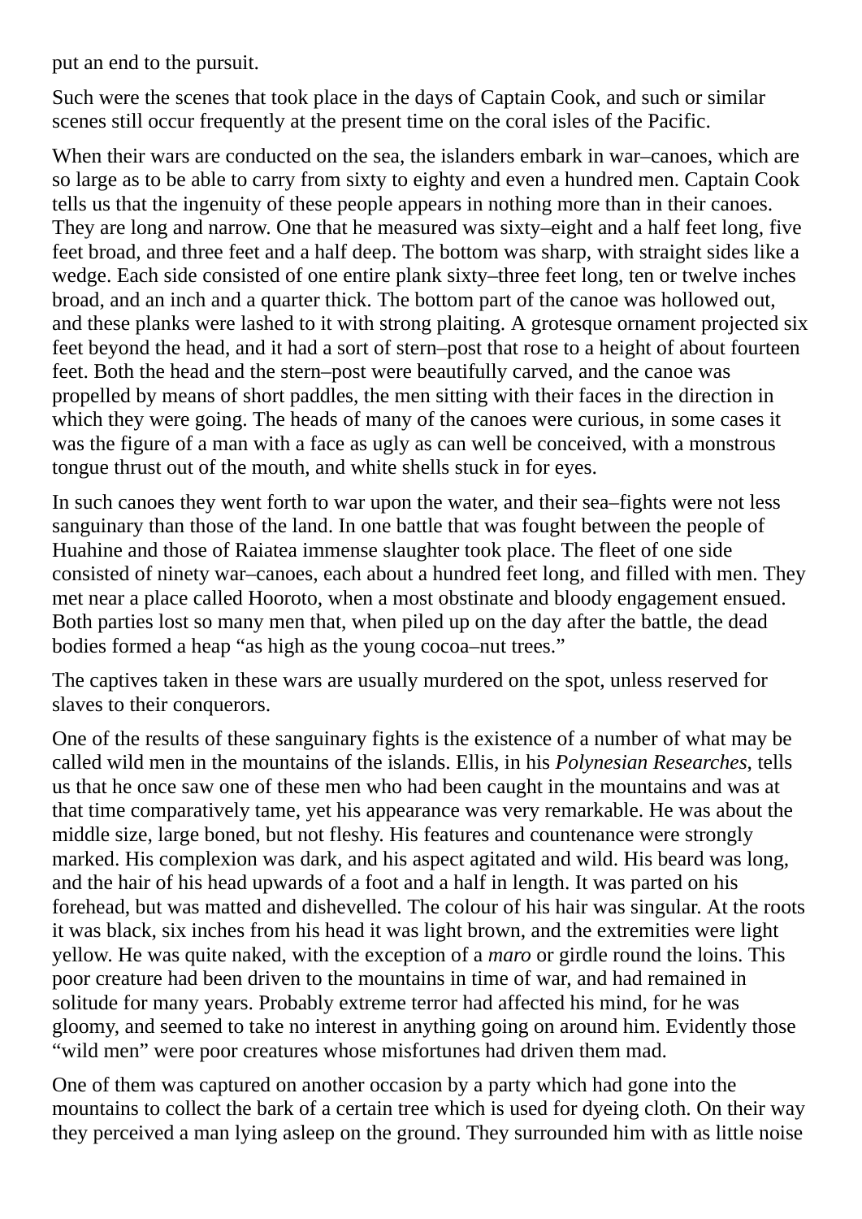put an end to the pursuit.

Such were the scenes that took place in the days of Captain Cook, and such or similar scenes still occur frequently at the present time on the coral isles of the Pacific.

When their wars are conducted on the sea, the islanders embark in war–canoes, which are so large as to be able to carry from sixty to eighty and even a hundred men. Captain Cook tells us that the ingenuity of these people appears in nothing more than in their canoes. They are long and narrow. One that he measured was sixty–eight and a half feet long, five feet broad, and three feet and a half deep. The bottom was sharp, with straight sides like a wedge. Each side consisted of one entire plank sixty–three feet long, ten or twelve inches broad, and an inch and a quarter thick. The bottom part of the canoe was hollowed out, and these planks were lashed to it with strong plaiting. A grotesque ornament projected six feet beyond the head, and it had a sort of stern–post that rose to a height of about fourteen feet. Both the head and the stern–post were beautifully carved, and the canoe was propelled by means of short paddles, the men sitting with their faces in the direction in which they were going. The heads of many of the canoes were curious, in some cases it was the figure of a man with a face as ugly as can well be conceived, with a monstrous tongue thrust out of the mouth, and white shells stuck in for eyes.

In such canoes they went forth to war upon the water, and their sea–fights were not less sanguinary than those of the land. In one battle that was fought between the people of Huahine and those of Raiatea immense slaughter took place. The fleet of one side consisted of ninety war–canoes, each about a hundred feet long, and filled with men. They met near a place called Hooroto, when a most obstinate and bloody engagement ensued. Both parties lost so many men that, when piled up on the day after the battle, the dead bodies formed a heap "as high as the young cocoa–nut trees."

The captives taken in these wars are usually murdered on the spot, unless reserved for slaves to their conquerors.

One of the results of these sanguinary fights is the existence of a number of what may be called wild men in the mountains of the islands. Ellis, in his *Polynesian Researches*, tells us that he once saw one of these men who had been caught in the mountains and was at that time comparatively tame, yet his appearance was very remarkable. He was about the middle size, large boned, but not fleshy. His features and countenance were strongly marked. His complexion was dark, and his aspect agitated and wild. His beard was long, and the hair of his head upwards of a foot and a half in length. It was parted on his forehead, but was matted and dishevelled. The colour of his hair was singular. At the roots it was black, six inches from his head it was light brown, and the extremities were light yellow. He was quite naked, with the exception of a *maro* or girdle round the loins. This poor creature had been driven to the mountains in time of war, and had remained in solitude for many years. Probably extreme terror had affected his mind, for he was gloomy, and seemed to take no interest in anything going on around him. Evidently those "wild men" were poor creatures whose misfortunes had driven them mad.

One of them was captured on another occasion by a party which had gone into the mountains to collect the bark of a certain tree which is used for dyeing cloth. On their way they perceived a man lying asleep on the ground. They surrounded him with as little noise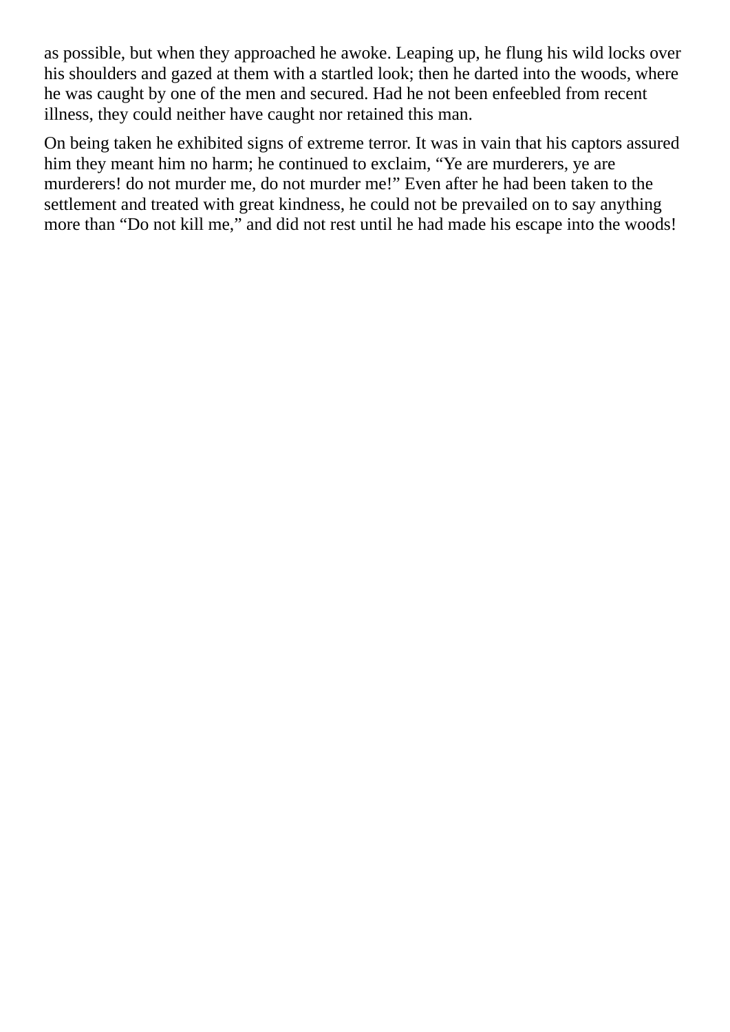as possible, but when they approached he awoke. Leaping up, he flung his wild locks over his shoulders and gazed at them with a startled look; then he darted into the woods, where he was caught by one of the men and secured. Had he not been enfeebled from recent illness, they could neither have caught nor retained this man.

On being taken he exhibited signs of extreme terror. It was in vain that his captors assured him they meant him no harm; he continued to exclaim, “Ye are murderers, ye are murderers! do not murder me, do not murder me!” Even after he had been taken to the settlement and treated with great kindness, he could not be prevailed on to say anything more than “Do not kill me,” and did not rest until he had made his escape into the woods!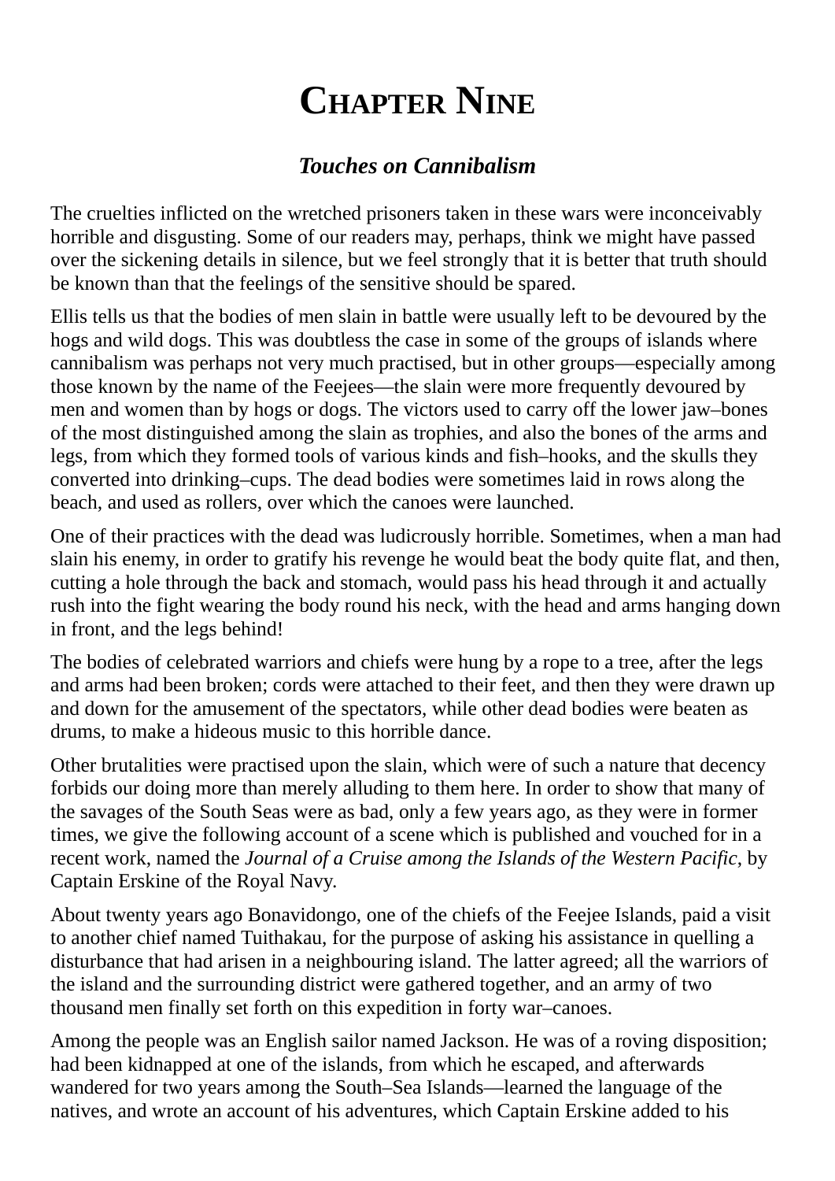# Chapter Nine

### *Touches on Cannibalism*

The cruelties inflicted on the wretched prisoners taken in these wars were inconceivably horrible and disgusting. Some of our readers may, perhaps, think we might have passed over the sickening details in silence, but we feel strongly that it is better that truth should be known than that the feelings of the sensitive should be spared.

Ellis tells us that the bodies of men slain in battle were usually left to be devoured by the hogs and wild dogs. This was doubtless the case in some of the groups of islands where cannibalism was perhaps not very much practised, but in other groups—especially among those known by the name of the Feejees—the slain were more frequently devoured by men and women than by hogs or dogs. The victors used to carry off the lower jaw–bones of the most distinguished among the slain as trophies, and also the bones of the arms and legs, from which they formed tools of various kinds and fish–hooks, and the skulls they converted into drinking–cups. The dead bodies were sometimes laid in rows along the beach, and used as rollers, over which the canoes were launched.

One of their practices with the dead was ludicrously horrible. Sometimes, when a man had slain his enemy, in order to gratify his revenge he would beat the body quite flat, and then, cutting a hole through the back and stomach, would pass his head through it and actually rush into the fight wearing the body round his neck, with the head and arms hanging down in front, and the legs behind!

The bodies of celebrated warriors and chiefs were hung by a rope to a tree, after the legs and arms had been broken; cords were attached to their feet, and then they were drawn up and down for the amusement of the spectators, while other dead bodies were beaten as drums, to make a hideous music to this horrible dance.

Other brutalities were practised upon the slain, which were of such a nature that decency forbids our doing more than merely alluding to them here. In order to show that many of the savages of the South Seas were as bad, only a few years ago, as they were in former times, we give the following account of a scene which is published and vouched for in a recent work, named the *Journal of a Cruise among the Islands of the Western Pacific*, by Captain Erskine of the Royal Navy.

About twenty years ago Bonavidongo, one of the chiefs of the Feejee Islands, paid a visit to another chief named Tuithakau, for the purpose of asking his assistance in quelling a disturbance that had arisen in a neighbouring island. The latter agreed; all the warriors of the island and the surrounding district were gathered together, and an army of two thousand men finally set forth on this expedition in forty war–canoes.

Among the people was an English sailor named Jackson. He was of a roving disposition; had been kidnapped at one of the islands, from which he escaped, and afterwards wandered for two years among the South–Sea Islands—learned the language of the natives, and wrote an account of his adventures, which Captain Erskine added to his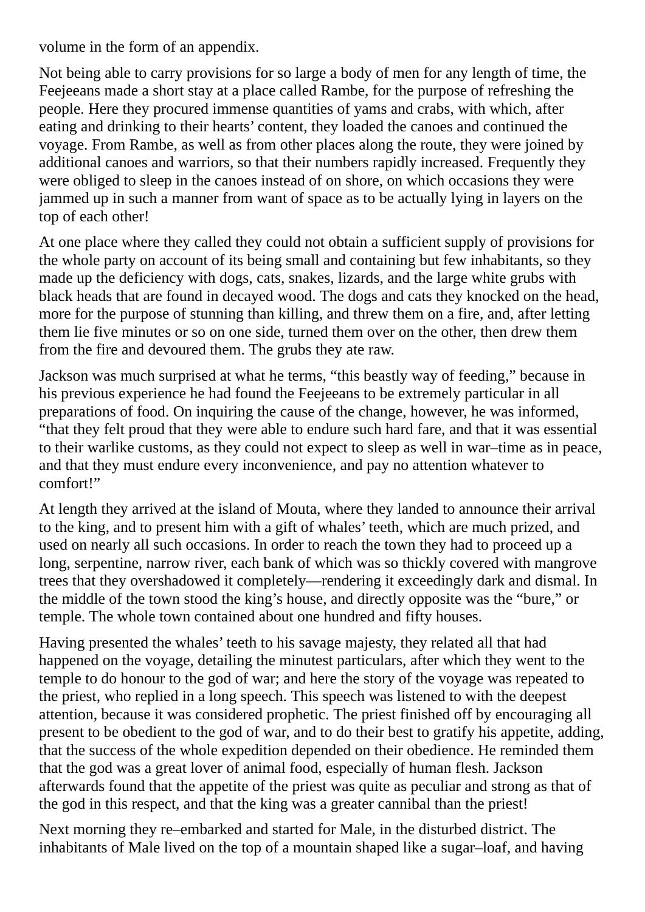volume in the form of an appendix.

Not being able to carry provisions for so large a body of men for any length of time, the Feejeeans made a short stay at a place called Rambe, for the purpose of refreshing the people. Here they procured immense quantities of yams and crabs, with which, after eating and drinking to their hearts' content, they loaded the canoes and continued the voyage. From Rambe, as well as from other places along the route, they were joined by additional canoes and warriors, so that their numbers rapidly increased. Frequently they were obliged to sleep in the canoes instead of on shore, on which occasions they were jammed up in such a manner from want of space as to be actually lying in layers on the top of each other!

At one place where they called they could not obtain a sufficient supply of provisions for the whole party on account of its being small and containing but few inhabitants, so they made up the deficiency with dogs, cats, snakes, lizards, and the large white grubs with black heads that are found in decayed wood. The dogs and cats they knocked on the head, more for the purpose of stunning than killing, and threw them on a fire, and, after letting them lie five minutes or so on one side, turned them over on the other, then drew them from the fire and devoured them. The grubs they ate raw.

Jackson was much surprised at what he terms, "this beastly way of feeding," because in his previous experience he had found the Feejeeans to be extremely particular in all preparations of food. On inquiring the cause of the change, however, he was informed, "that they felt proud that they were able to endure such hard fare, and that it was essential to their warlike customs, as they could not expect to sleep as well in war–time as in peace, and that they must endure every inconvenience, and pay no attention whatever to comfort!"

At length they arrived at the island of Mouta, where they landed to announce their arrival to the king, and to present him with a gift of whales' teeth, which are much prized, and used on nearly all such occasions. In order to reach the town they had to proceed up a long, serpentine, narrow river, each bank of which was so thickly covered with mangrove trees that they overshadowed it completely—rendering it exceedingly dark and dismal. In the middle of the town stood the king's house, and directly opposite was the "bure," or temple. The whole town contained about one hundred and fifty houses.

Having presented the whales' teeth to his savage majesty, they related all that had happened on the voyage, detailing the minutest particulars, after which they went to the temple to do honour to the god of war; and here the story of the voyage was repeated to the priest, who replied in a long speech. This speech was listened to with the deepest attention, because it was considered prophetic. The priest finished off by encouraging all present to be obedient to the god of war, and to do their best to gratify his appetite, adding, that the success of the whole expedition depended on their obedience. He reminded them that the god was a great lover of animal food, especially of human flesh. Jackson afterwards found that the appetite of the priest was quite as peculiar and strong as that of the god in this respect, and that the king was a greater cannibal than the priest!

Next morning they re–embarked and started for Male, in the disturbed district. The inhabitants of Male lived on the top of a mountain shaped like a sugar–loaf, and having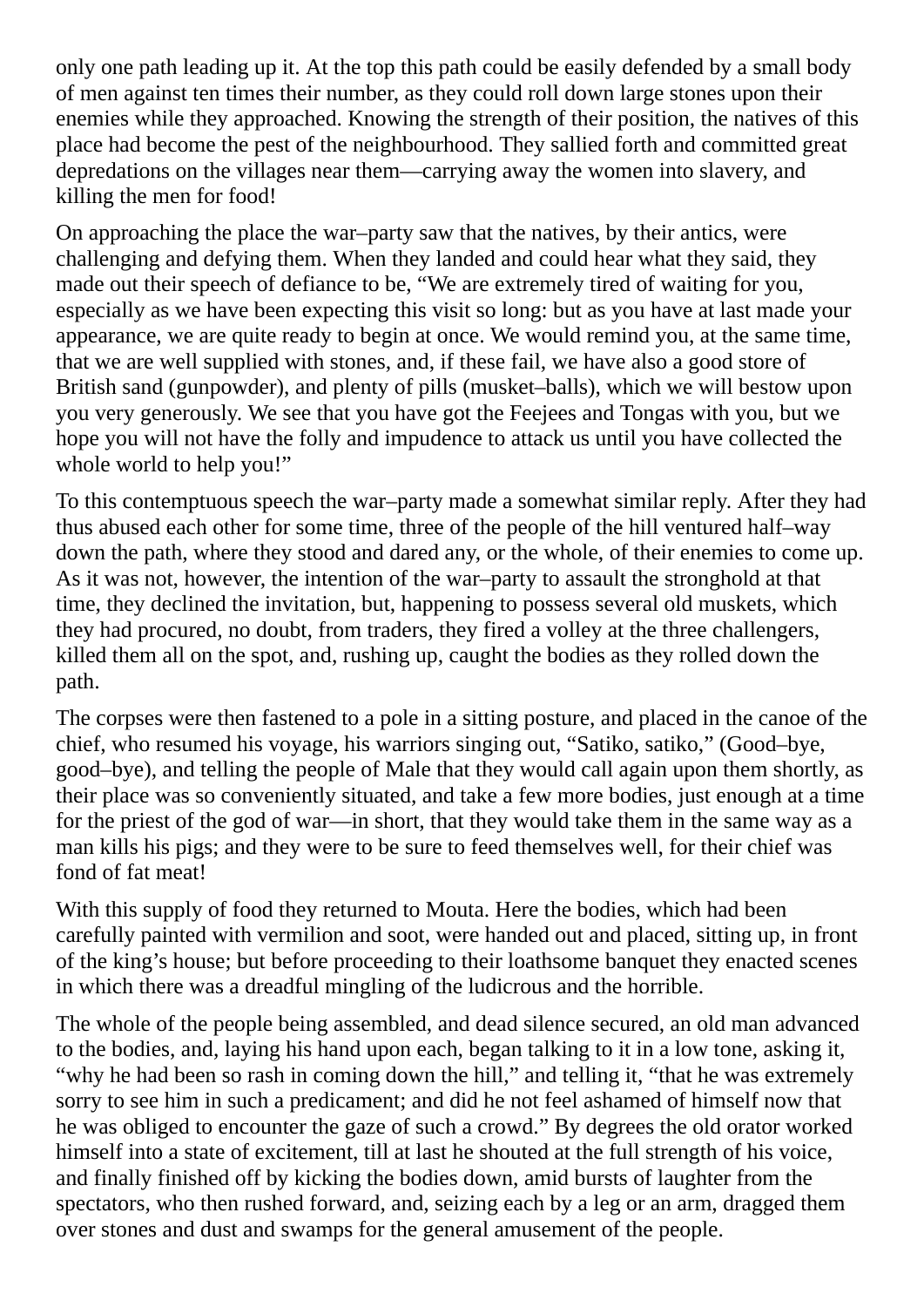only one path leading up it. At the top this path could be easily defended by a small body of men against ten times their number, as they could roll down large stones upon their enemies while they approached. Knowing the strength of their position, the natives of this place had become the pest of the neighbourhood. They sallied forth and committed great depredations on the villages near them—carrying away the women into slavery, and killing the men for food!

On approaching the place the war–party saw that the natives, by their antics, were challenging and defying them. When they landed and could hear what they said, they made out their speech of defiance to be, "We are extremely tired of waiting for you, especially as we have been expecting this visit so long: but as you have at last made your appearance, we are quite ready to begin at once. We would remind you, at the same time, that we are well supplied with stones, and, if these fail, we have also a good store of British sand (gunpowder), and plenty of pills (musket–balls), which we will bestow upon you very generously. We see that you have got the Feejees and Tongas with you, but we hope you will not have the folly and impudence to attack us until you have collected the whole world to help you!"

To this contemptuous speech the war–party made a somewhat similar reply. After they had thus abused each other for some time, three of the people of the hill ventured half–way down the path, where they stood and dared any, or the whole, of their enemies to come up. As it was not, however, the intention of the war–party to assault the stronghold at that time, they declined the invitation, but, happening to possess several old muskets, which they had procured, no doubt, from traders, they fired a volley at the three challengers, killed them all on the spot, and, rushing up, caught the bodies as they rolled down the path.

The corpses were then fastened to a pole in a sitting posture, and placed in the canoe of the chief, who resumed his voyage, his warriors singing out, "Satiko, satiko," (Good–bye, good–bye), and telling the people of Male that they would call again upon them shortly, as their place was so conveniently situated, and take a few more bodies, just enough at a time for the priest of the god of war—in short, that they would take them in the same way as a man kills his pigs; and they were to be sure to feed themselves well, for their chief was fond of fat meat!

With this supply of food they returned to Mouta. Here the bodies, which had been carefully painted with vermilion and soot, were handed out and placed, sitting up, in front of the king's house; but before proceeding to their loathsome banquet they enacted scenes in which there was a dreadful mingling of the ludicrous and the horrible.

The whole of the people being assembled, and dead silence secured, an old man advanced to the bodies, and, laying his hand upon each, began talking to it in a low tone, asking it, "why he had been so rash in coming down the hill," and telling it, "that he was extremely sorry to see him in such a predicament; and did he not feel ashamed of himself now that he was obliged to encounter the gaze of such a crowd." By degrees the old orator worked himself into a state of excitement, till at last he shouted at the full strength of his voice, and finally finished off by kicking the bodies down, amid bursts of laughter from the spectators, who then rushed forward, and, seizing each by a leg or an arm, dragged them over stones and dust and swamps for the general amusement of the people.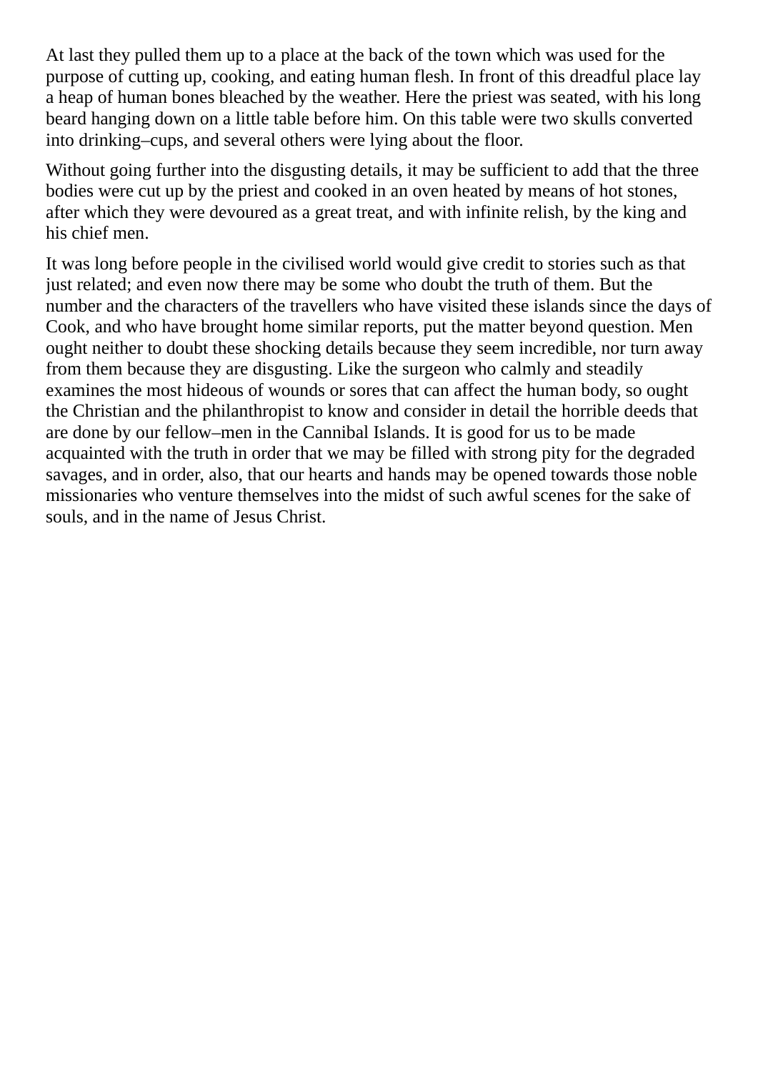At last they pulled them up to a place at the back of the town which was used for the purpose of cutting up, cooking, and eating human flesh. In front of this dreadful place lay a heap of human bones bleached by the weather. Here the priest was seated, with his long beard hanging down on a little table before him. On this table were two skulls converted into drinking–cups, and several others were lying about the floor.

Without going further into the disgusting details, it may be sufficient to add that the three bodies were cut up by the priest and cooked in an oven heated by means of hot stones, after which they were devoured as a great treat, and with infinite relish, by the king and his chief men.

It was long before people in the civilised world would give credit to stories such as that just related; and even now there may be some who doubt the truth of them. But the number and the characters of the travellers who have visited these islands since the days of Cook, and who have brought home similar reports, put the matter beyond question. Men ought neither to doubt these shocking details because they seem incredible, nor turn away from them because they are disgusting. Like the surgeon who calmly and steadily examines the most hideous of wounds or sores that can affect the human body, so ought the Christian and the philanthropist to know and consider in detail the horrible deeds that are done by our fellow–men in the Cannibal Islands. It is good for us to be made acquainted with the truth in order that we may be filled with strong pity for the degraded savages, and in order, also, that our hearts and hands may be opened towards those noble missionaries who venture themselves into the midst of such awful scenes for the sake of souls, and in the name of Jesus Christ.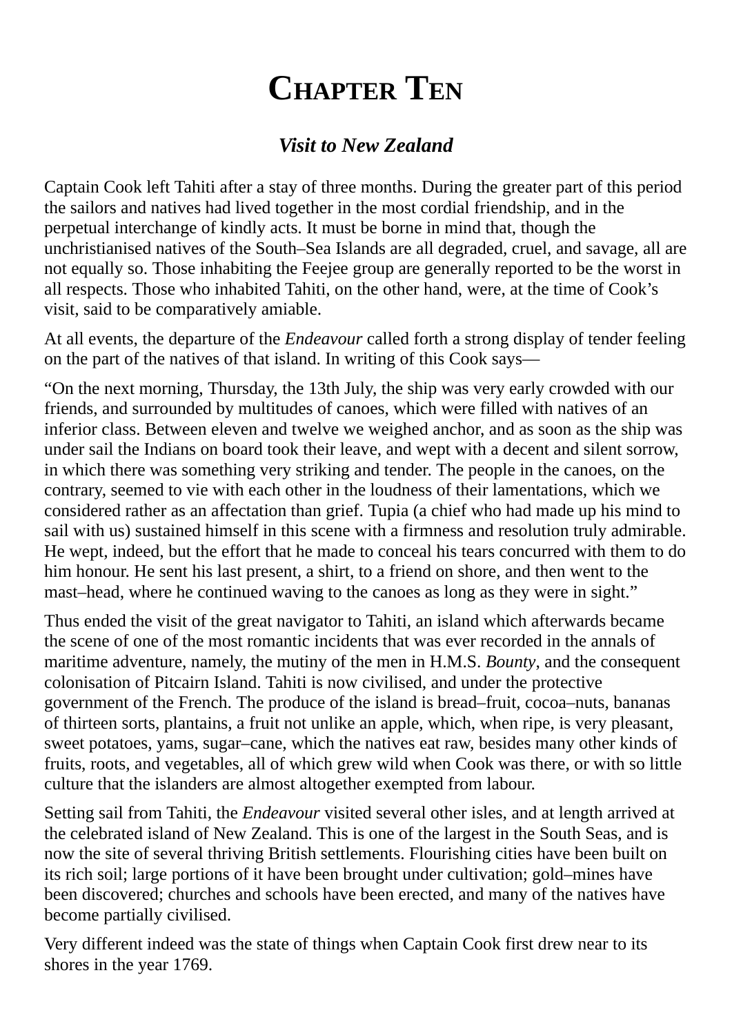# Chapter Ten

### *Visit to New Zealand*

Captain Cook left Tahiti after a stay of three months. During the greater part of this period the sailors and natives had lived together in the most cordial friendship, and in the perpetual interchange of kindly acts. It must be borne in mind that, though the unchristianised natives of the South–Sea Islands are all degraded, cruel, and savage, all are not equally so. Those inhabiting the Feejee group are generally reported to be the worst in all respects. Those who inhabited Tahiti, on the other hand, were, at the time of Cook's visit, said to be comparatively amiable.

At all events, the departure of the *Endeavour* called forth a strong display of tender feeling on the part of the natives of that island. In writing of this Cook says—

"On the next morning, Thursday, the 13th July, the ship was very early crowded with our friends, and surrounded by multitudes of canoes, which were filled with natives of an inferior class. Between eleven and twelve we weighed anchor, and as soon as the ship was under sail the Indians on board took their leave, and wept with a decent and silent sorrow, in which there was something very striking and tender. The people in the canoes, on the contrary, seemed to vie with each other in the loudness of their lamentations, which we considered rather as an affectation than grief. Tupia (a chief who had made up his mind to sail with us) sustained himself in this scene with a firmness and resolution truly admirable. He wept, indeed, but the effort that he made to conceal his tears concurred with them to do him honour. He sent his last present, a shirt, to a friend on shore, and then went to the mast–head, where he continued waving to the canoes as long as they were in sight."

Thus ended the visit of the great navigator to Tahiti, an island which afterwards became the scene of one of the most romantic incidents that was ever recorded in the annals of maritime adventure, namely, the mutiny of the men in H.M.S. *Bounty*, and the consequent colonisation of Pitcairn Island. Tahiti is now civilised, and under the protective government of the French. The produce of the island is bread–fruit, cocoa–nuts, bananas of thirteen sorts, plantains, a fruit not unlike an apple, which, when ripe, is very pleasant, sweet potatoes, yams, sugar–cane, which the natives eat raw, besides many other kinds of fruits, roots, and vegetables, all of which grew wild when Cook was there, or with so little culture that the islanders are almost altogether exempted from labour.

Setting sail from Tahiti, the *Endeavour* visited several other isles, and at length arrived at the celebrated island of New Zealand. This is one of the largest in the South Seas, and is now the site of several thriving British settlements. Flourishing cities have been built on its rich soil; large portions of it have been brought under cultivation; gold–mines have been discovered; churches and schools have been erected, and many of the natives have become partially civilised.

Very different indeed was the state of things when Captain Cook first drew near to its shores in the year 1769.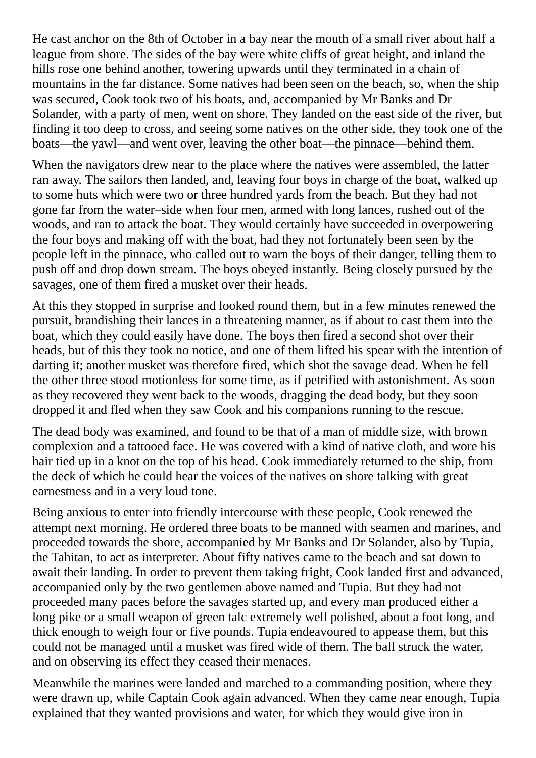He cast anchor on the 8th of October in a bay near the mouth of a small river about half a league from shore. The sides of the bay were white cliffs of great height, and inland the hills rose one behind another, towering upwards until they terminated in a chain of mountains in the far distance. Some natives had been seen on the beach, so, when the ship was secured, Cook took two of his boats, and, accompanied by Mr Banks and Dr Solander, with a party of men, went on shore. They landed on the east side of the river, but finding it too deep to cross, and seeing some natives on the other side, they took one of the boats—the yawl—and went over, leaving the other boat—the pinnace—behind them.

When the navigators drew near to the place where the natives were assembled, the latter ran away. The sailors then landed, and, leaving four boys in charge of the boat, walked up to some huts which were two or three hundred yards from the beach. But they had not gone far from the water–side when four men, armed with long lances, rushed out of the woods, and ran to attack the boat. They would certainly have succeeded in overpowering the four boys and making off with the boat, had they not fortunately been seen by the people left in the pinnace, who called out to warn the boys of their danger, telling them to push off and drop down stream. The boys obeyed instantly. Being closely pursued by the savages, one of them fired a musket over their heads.

At this they stopped in surprise and looked round them, but in a few minutes renewed the pursuit, brandishing their lances in a threatening manner, as if about to cast them into the boat, which they could easily have done. The boys then fired a second shot over their heads, but of this they took no notice, and one of them lifted his spear with the intention of darting it; another musket was therefore fired, which shot the savage dead. When he fell the other three stood motionless for some time, as if petrified with astonishment. As soon as they recovered they went back to the woods, dragging the dead body, but they soon dropped it and fled when they saw Cook and his companions running to the rescue.

The dead body was examined, and found to be that of a man of middle size, with brown complexion and a tattooed face. He was covered with a kind of native cloth, and wore his hair tied up in a knot on the top of his head. Cook immediately returned to the ship, from the deck of which he could hear the voices of the natives on shore talking with great earnestness and in a very loud tone.

Being anxious to enter into friendly intercourse with these people, Cook renewed the attempt next morning. He ordered three boats to be manned with seamen and marines, and proceeded towards the shore, accompanied by Mr Banks and Dr Solander, also by Tupia, the Tahitan, to act as interpreter. About fifty natives came to the beach and sat down to await their landing. In order to prevent them taking fright, Cook landed first and advanced, accompanied only by the two gentlemen above named and Tupia. But they had not proceeded many paces before the savages started up, and every man produced either a long pike or a small weapon of green talc extremely well polished, about a foot long, and thick enough to weigh four or five pounds. Tupia endeavoured to appease them, but this could not be managed until a musket was fired wide of them. The ball struck the water, and on observing its effect they ceased their menaces.

Meanwhile the marines were landed and marched to a commanding position, where they were drawn up, while Captain Cook again advanced. When they came near enough, Tupia explained that they wanted provisions and water, for which they would give iron in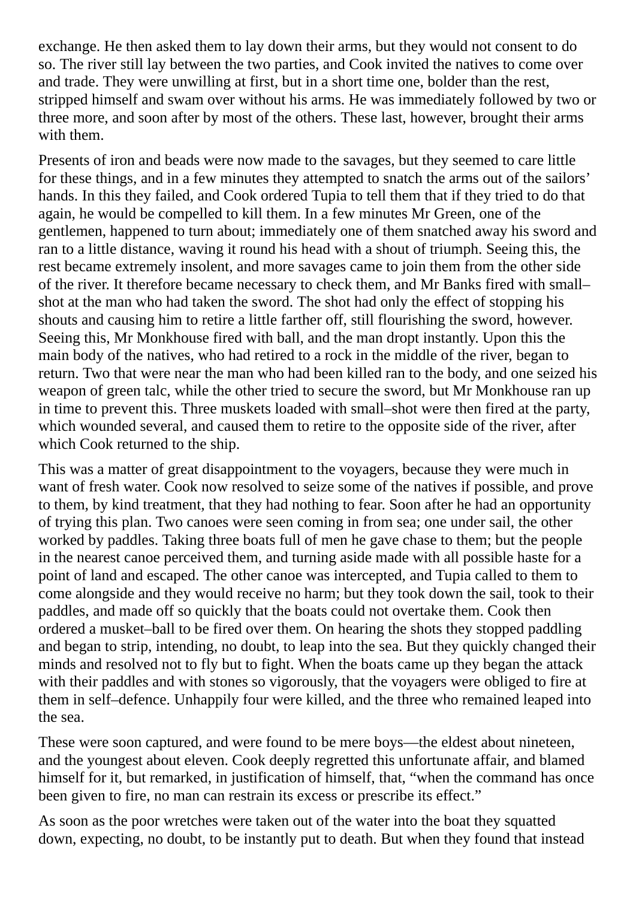exchange. He then asked them to lay down their arms, but they would not consent to do so. The river still lay between the two parties, and Cook invited the natives to come over and trade. They were unwilling at first, but in a short time one, bolder than the rest, stripped himself and swam over without his arms. He was immediately followed by two or three more, and soon after by most of the others. These last, however, brought their arms with them.

Presents of iron and beads were now made to the savages, but they seemed to care little for these things, and in a few minutes they attempted to snatch the arms out of the sailors' hands. In this they failed, and Cook ordered Tupia to tell them that if they tried to do that again, he would be compelled to kill them. In a few minutes Mr Green, one of the gentlemen, happened to turn about; immediately one of them snatched away his sword and ran to a little distance, waving it round his head with a shout of triumph. Seeing this, the rest became extremely insolent, and more savages came to join them from the other side of the river. It therefore became necessary to check them, and Mr Banks fired with small–shot at the man who had taken the sword. The shot had only the effect of stopping his shouts and causing him to retire a little farther off, still flourishing the sword, however. Seeing this, Mr Monkhouse fired with ball, and the man dropt instantly. Upon this the main body of the natives, who had retired to a rock in the middle of the river, began to return. Two that were near the man who had been killed ran to the body, and one seized his weapon of green talc, while the other tried to secure the sword, but Mr Monkhouse ran up in time to prevent this. Three muskets loaded with small–shot were then fired at the party, which wounded several, and caused them to retire to the opposite side of the river, after which Cook returned to the ship.

This was a matter of great disappointment to the voyagers, because they were much in want of fresh water. Cook now resolved to seize some of the natives if possible, and prove to them, by kind treatment, that they had nothing to fear. Soon after he had an opportunity of trying this plan. Two canoes were seen coming in from sea; one under sail, the other worked by paddles. Taking three boats full of men he gave chase to them; but the people in the nearest canoe perceived them, and turning aside made with all possible haste for a point of land and escaped. The other canoe was intercepted, and Tupia called to them to come alongside and they would receive no harm; but they took down the sail, took to their paddles, and made off so quickly that the boats could not overtake them. Cook then ordered a musket–ball to be fired over them. On hearing the shots they stopped paddling and began to strip, intending, no doubt, to leap into the sea. But they quickly changed their minds and resolved not to fly but to fight. When the boats came up they began the attack with their paddles and with stones so vigorously, that the voyagers were obliged to fire at them in self–defence. Unhappily four were killed, and the three who remained leaped into the sea.

These were soon captured, and were found to be mere boys—the eldest about nineteen, and the youngest about eleven. Cook deeply regretted this unfortunate affair, and blamed himself for it, but remarked, in justification of himself, that, "when the command has once been given to fire, no man can restrain its excess or prescribe its effect."

As soon as the poor wretches were taken out of the water into the boat they squatted down, expecting, no doubt, to be instantly put to death. But when they found that instead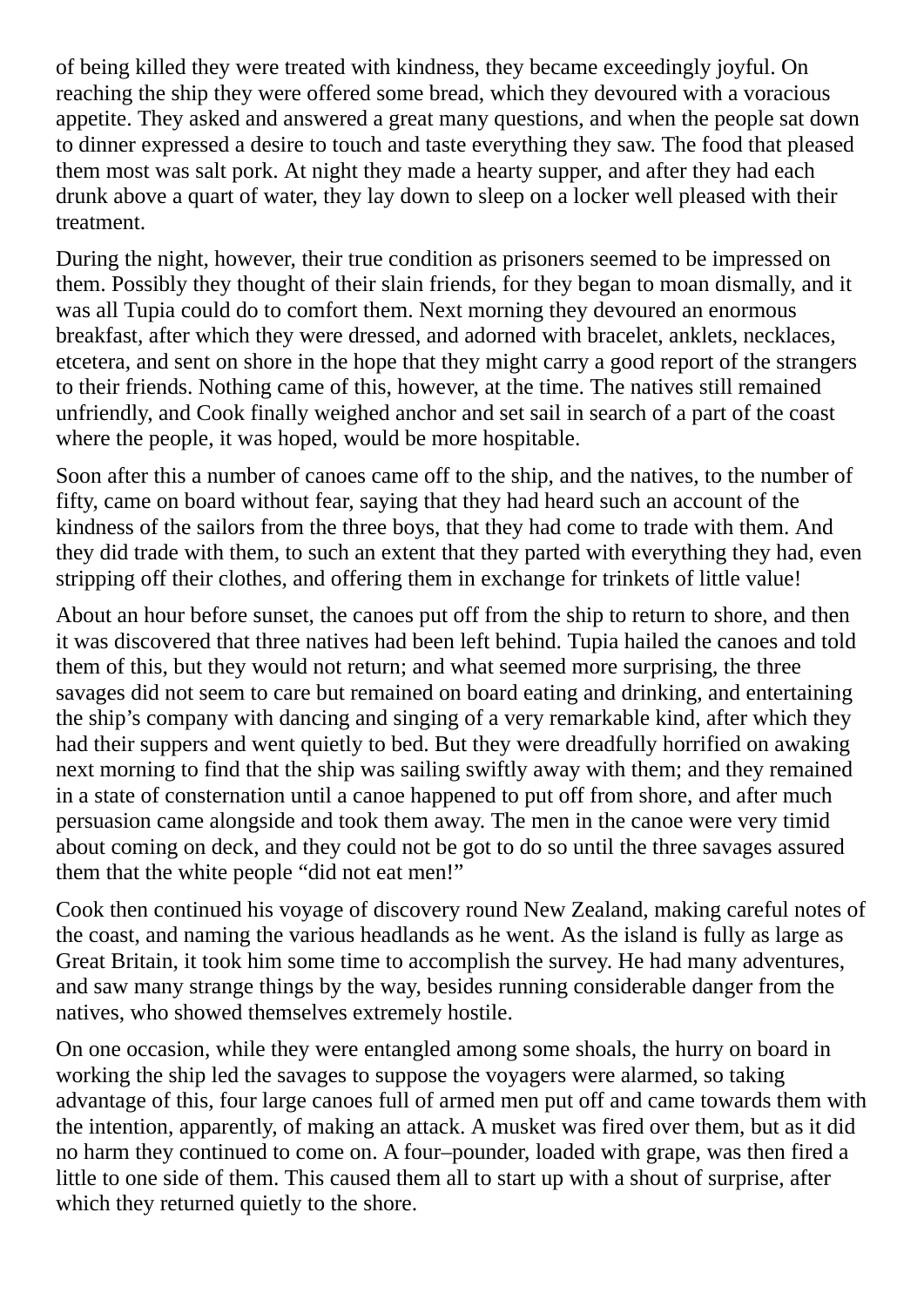of being killed they were treated with kindness, they became exceedingly joyful. On reaching the ship they were offered some bread, which they devoured with a voracious appetite. They asked and answered a great many questions, and when the people sat down to dinner expressed a desire to touch and taste everything they saw. The food that pleased them most was salt pork. At night they made a hearty supper, and after they had each drunk above a quart of water, they lay down to sleep on a locker well pleased with their treatment.

During the night, however, their true condition as prisoners seemed to be impressed on them. Possibly they thought of their slain friends, for they began to moan dismally, and it was all Tupia could do to comfort them. Next morning they devoured an enormous breakfast, after which they were dressed, and adorned with bracelet, anklets, necklaces, etcetera, and sent on shore in the hope that they might carry a good report of the strangers to their friends. Nothing came of this, however, at the time. The natives still remained unfriendly, and Cook finally weighed anchor and set sail in search of a part of the coast where the people, it was hoped, would be more hospitable.

Soon after this a number of canoes came off to the ship, and the natives, to the number of fifty, came on board without fear, saying that they had heard such an account of the kindness of the sailors from the three boys, that they had come to trade with them. And they did trade with them, to such an extent that they parted with everything they had, even stripping off their clothes, and offering them in exchange for trinkets of little value!

About an hour before sunset, the canoes put off from the ship to return to shore, and then it was discovered that three natives had been left behind. Tupia hailed the canoes and told them of this, but they would not return; and what seemed more surprising, the three savages did not seem to care but remained on board eating and drinking, and entertaining the ship's company with dancing and singing of a very remarkable kind, after which they had their suppers and went quietly to bed. But they were dreadfully horrified on awaking next morning to find that the ship was sailing swiftly away with them; and they remained in a state of consternation until a canoe happened to put off from shore, and after much persuasion came alongside and took them away. The men in the canoe were very timid about coming on deck, and they could not be got to do so until the three savages assured them that the white people "did not eat men!"

Cook then continued his voyage of discovery round New Zealand, making careful notes of the coast, and naming the various headlands as he went. As the island is fully as large as Great Britain, it took him some time to accomplish the survey. He had many adventures, and saw many strange things by the way, besides running considerable danger from the natives, who showed themselves extremely hostile.

On one occasion, while they were entangled among some shoals, the hurry on board in working the ship led the savages to suppose the voyagers were alarmed, so taking advantage of this, four large canoes full of armed men put off and came towards them with the intention, apparently, of making an attack. A musket was fired over them, but as it did no harm they continued to come on. A four–pounder, loaded with grape, was then fired a little to one side of them. This caused them all to start up with a shout of surprise, after which they returned quietly to the shore.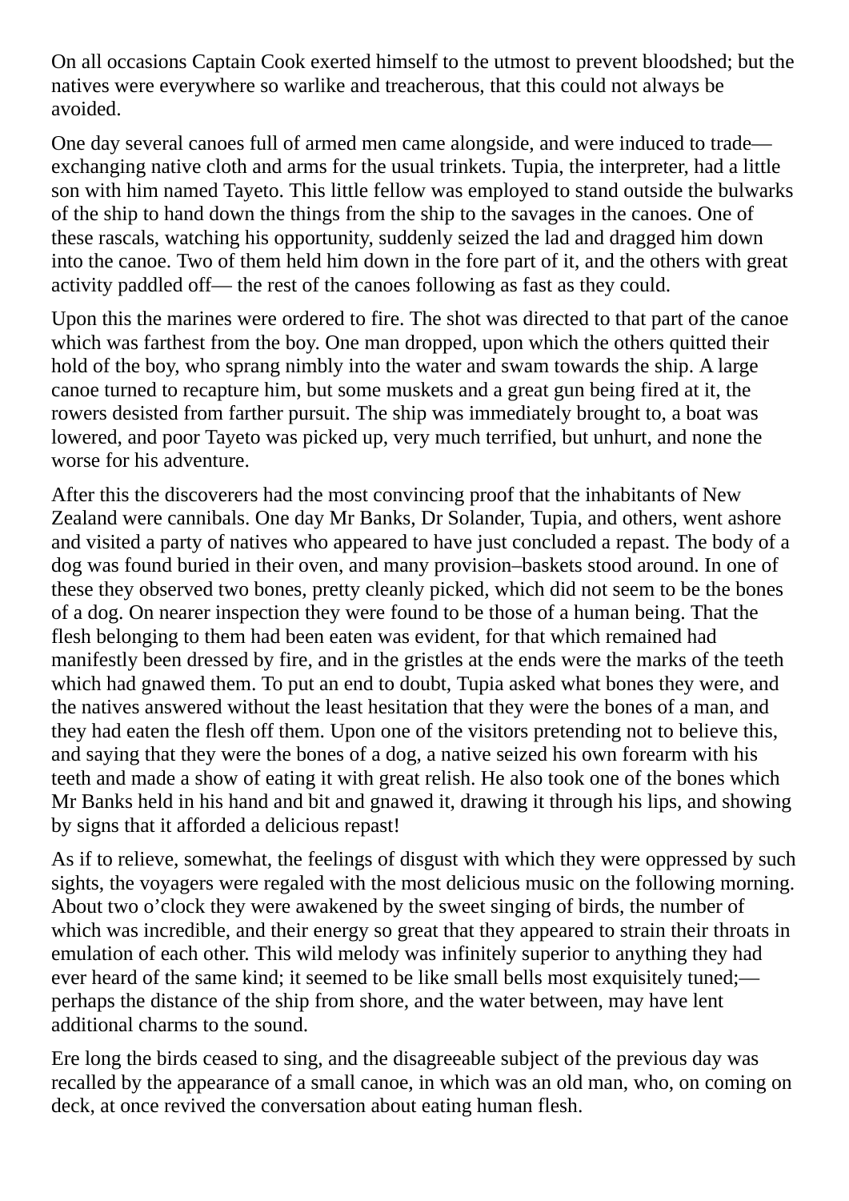On all occasions Captain Cook exerted himself to the utmost to prevent bloodshed; but the natives were everywhere so warlike and treacherous, that this could not always be avoided.

One day several canoes full of armed men came alongside, and were induced to trade—exchanging native cloth and arms for the usual trinkets. Tupia, the interpreter, had a little son with him named Tayeto. This little fellow was employed to stand outside the bulwarks of the ship to hand down the things from the ship to the savages in the canoes. One of these rascals, watching his opportunity, suddenly seized the lad and dragged him down into the canoe. Two of them held him down in the fore part of it, and the others with great activity paddled off— the rest of the canoes following as fast as they could.

Upon this the marines were ordered to fire. The shot was directed to that part of the canoe which was farthest from the boy. One man dropped, upon which the others quitted their hold of the boy, who sprang nimbly into the water and swam towards the ship. A large canoe turned to recapture him, but some muskets and a great gun being fired at it, the rowers desisted from farther pursuit. The ship was immediately brought to, a boat was lowered, and poor Tayeto was picked up, very much terrified, but unhurt, and none the worse for his adventure.

After this the discoverers had the most convincing proof that the inhabitants of New Zealand were cannibals. One day Mr Banks, Dr Solander, Tupia, and others, went ashore and visited a party of natives who appeared to have just concluded a repast. The body of a dog was found buried in their oven, and many provision–baskets stood around. In one of these they observed two bones, pretty cleanly picked, which did not seem to be the bones of a dog. On nearer inspection they were found to be those of a human being. That the flesh belonging to them had been eaten was evident, for that which remained had manifestly been dressed by fire, and in the gristles at the ends were the marks of the teeth which had gnawed them. To put an end to doubt, Tupia asked what bones they were, and the natives answered without the least hesitation that they were the bones of a man, and they had eaten the flesh off them. Upon one of the visitors pretending not to believe this, and saying that they were the bones of a dog, a native seized his own forearm with his teeth and made a show of eating it with great relish. He also took one of the bones which Mr Banks held in his hand and bit and gnawed it, drawing it through his lips, and showing by signs that it afforded a delicious repast!

As if to relieve, somewhat, the feelings of disgust with which they were oppressed by such sights, the voyagers were regaled with the most delicious music on the following morning. About two o'clock they were awakened by the sweet singing of birds, the number of which was incredible, and their energy so great that they appeared to strain their throats in emulation of each other. This wild melody was infinitely superior to anything they had ever heard of the same kind; it seemed to be like small bells most exquisitely tuned;—perhaps the distance of the ship from shore, and the water between, may have lent additional charms to the sound.

Ere long the birds ceased to sing, and the disagreeable subject of the previous day was recalled by the appearance of a small canoe, in which was an old man, who, on coming on deck, at once revived the conversation about eating human flesh.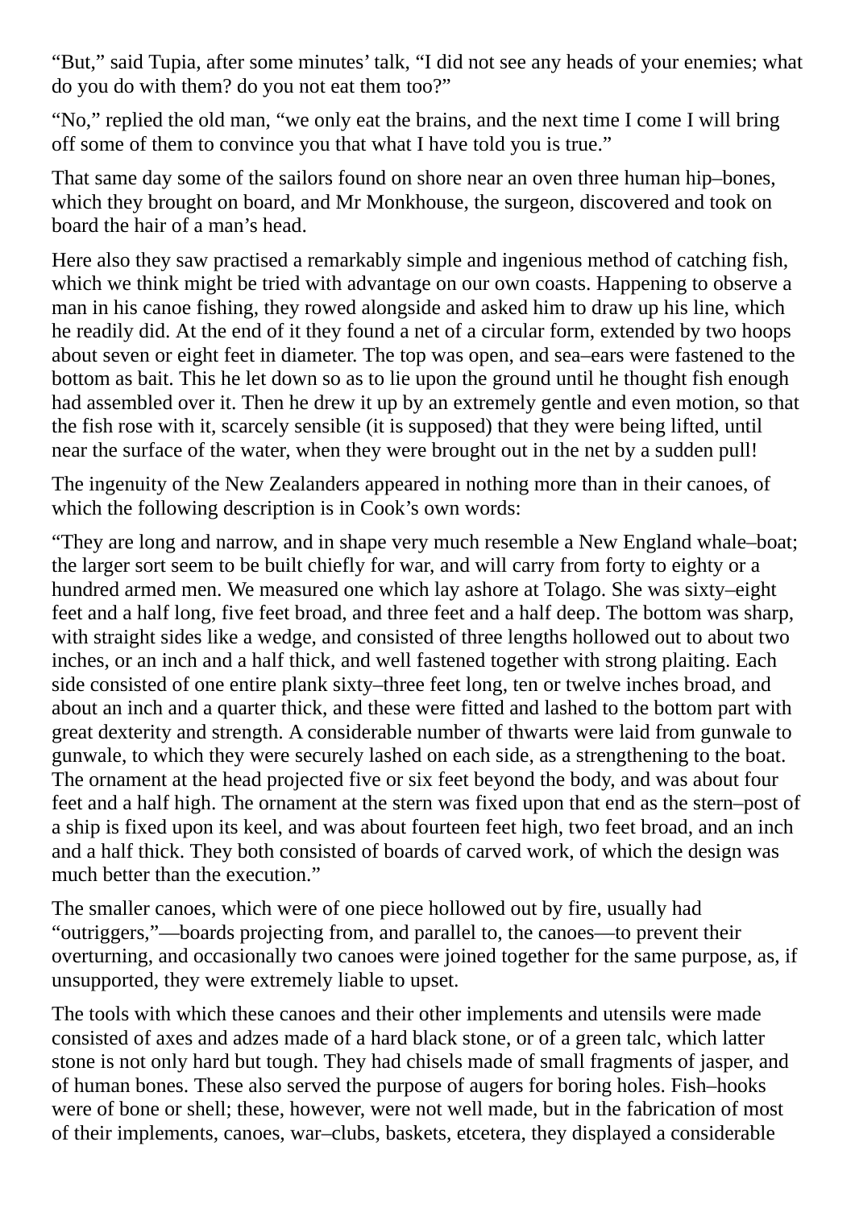"But," said Tupia, after some minutes' talk, "I did not see any heads of your enemies; what do you do with them? do you not eat them too?"

"No," replied the old man, "we only eat the brains, and the next time I come I will bring off some of them to convince you that what I have told you is true."

That same day some of the sailors found on shore near an oven three human hip–bones, which they brought on board, and Mr Monkhouse, the surgeon, discovered and took on board the hair of a man's head.

Here also they saw practised a remarkably simple and ingenious method of catching fish, which we think might be tried with advantage on our own coasts. Happening to observe a man in his canoe fishing, they rowed alongside and asked him to draw up his line, which he readily did. At the end of it they found a net of a circular form, extended by two hoops about seven or eight feet in diameter. The top was open, and sea–ears were fastened to the bottom as bait. This he let down so as to lie upon the ground until he thought fish enough had assembled over it. Then he drew it up by an extremely gentle and even motion, so that the fish rose with it, scarcely sensible (it is supposed) that they were being lifted, until near the surface of the water, when they were brought out in the net by a sudden pull!

The ingenuity of the New Zealanders appeared in nothing more than in their canoes, of which the following description is in Cook's own words:

"They are long and narrow, and in shape very much resemble a New England whale–boat; the larger sort seem to be built chiefly for war, and will carry from forty to eighty or a hundred armed men. We measured one which lay ashore at Tolago. She was sixty–eight feet and a half long, five feet broad, and three feet and a half deep. The bottom was sharp, with straight sides like a wedge, and consisted of three lengths hollowed out to about two inches, or an inch and a half thick, and well fastened together with strong plaiting. Each side consisted of one entire plank sixty–three feet long, ten or twelve inches broad, and about an inch and a quarter thick, and these were fitted and lashed to the bottom part with great dexterity and strength. A considerable number of thwarts were laid from gunwale to gunwale, to which they were securely lashed on each side, as a strengthening to the boat. The ornament at the head projected five or six feet beyond the body, and was about four feet and a half high. The ornament at the stern was fixed upon that end as the stern–post of a ship is fixed upon its keel, and was about fourteen feet high, two feet broad, and an inch and a half thick. They both consisted of boards of carved work, of which the design was much better than the execution."

The smaller canoes, which were of one piece hollowed out by fire, usually had "outriggers,"—boards projecting from, and parallel to, the canoes—to prevent their overturning, and occasionally two canoes were joined together for the same purpose, as, if unsupported, they were extremely liable to upset.

The tools with which these canoes and their other implements and utensils were made consisted of axes and adzes made of a hard black stone, or of a green talc, which latter stone is not only hard but tough. They had chisels made of small fragments of jasper, and of human bones. These also served the purpose of augers for boring holes. Fish–hooks were of bone or shell; these, however, were not well made, but in the fabrication of most of their implements, canoes, war–clubs, baskets, etcetera, they displayed a considerable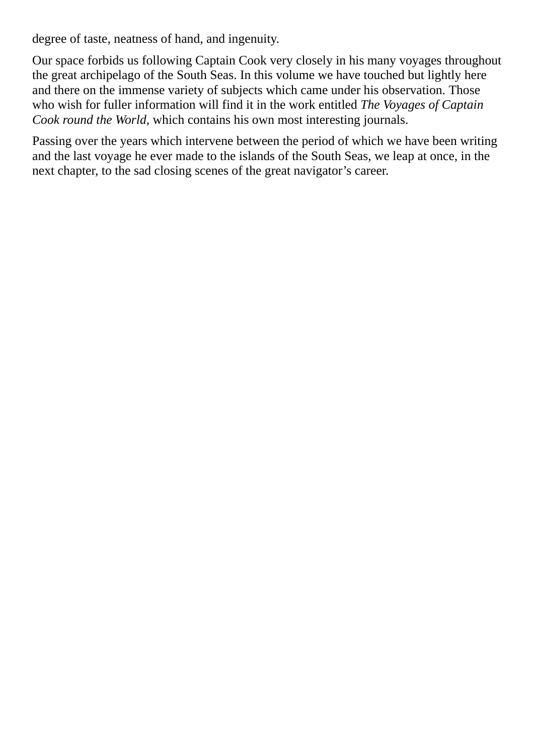degree of taste, neatness of hand, and ingenuity.

Our space forbids us following Captain Cook very closely in his many voyages throughout the great archipelago of the South Seas. In this volume we have touched but lightly here and there on the immense variety of subjects which came under his observation. Those who wish for fuller information will find it in the work entitled *The Voyages of Captain Cook round the World*, which contains his own most interesting journals.

Passing over the years which intervene between the period of which we have been writing and the last voyage he ever made to the islands of the South Seas, we leap at once, in the next chapter, to the sad closing scenes of the great navigator's career.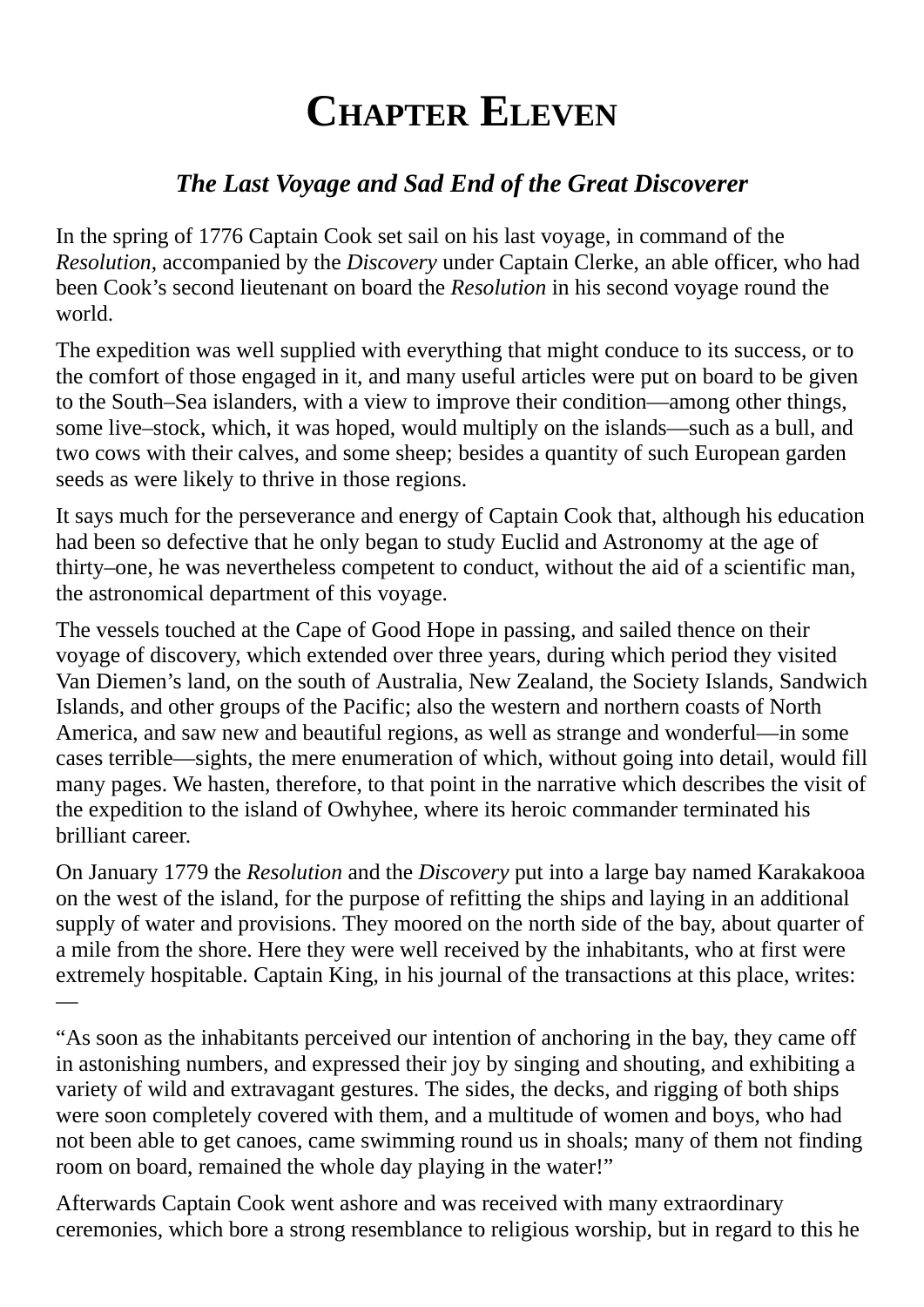# Chapter Eleven

### *The Last Voyage and Sad End of the Great Discoverer*

In the spring of 1776 Captain Cook set sail on his last voyage, in command of the *Resolution*, accompanied by the *Discovery* under Captain Clerke, an able officer, who had been Cook's second lieutenant on board the *Resolution* in his second voyage round the world.

The expedition was well supplied with everything that might conduce to its success, or to the comfort of those engaged in it, and many useful articles were put on board to be given to the South–Sea islanders, with a view to improve their condition—among other things, some live–stock, which, it was hoped, would multiply on the islands—such as a bull, and two cows with their calves, and some sheep; besides a quantity of such European garden seeds as were likely to thrive in those regions.

It says much for the perseverance and energy of Captain Cook that, although his education had been so defective that he only began to study Euclid and Astronomy at the age of thirty–one, he was nevertheless competent to conduct, without the aid of a scientific man, the astronomical department of this voyage.

The vessels touched at the Cape of Good Hope in passing, and sailed thence on their voyage of discovery, which extended over three years, during which period they visited Van Diemen's land, on the south of Australia, New Zealand, the Society Islands, Sandwich Islands, and other groups of the Pacific; also the western and northern coasts of North America, and saw new and beautiful regions, as well as strange and wonderful—in some cases terrible—sights, the mere enumeration of which, without going into detail, would fill many pages. We hasten, therefore, to that point in the narrative which describes the visit of the expedition to the island of Owhyhee, where its heroic commander terminated his brilliant career.

On January 1779 the *Resolution* and the *Discovery* put into a large bay named Karakakooa on the west of the island, for the purpose of refitting the ships and laying in an additional supply of water and provisions. They moored on the north side of the bay, about quarter of a mile from the shore. Here they were well received by the inhabitants, who at first were extremely hospitable. Captain King, in his journal of the transactions at this place, writes:—

"As soon as the inhabitants perceived our intention of anchoring in the bay, they came off in astonishing numbers, and expressed their joy by singing and shouting, and exhibiting a variety of wild and extravagant gestures. The sides, the decks, and rigging of both ships were soon completely covered with them, and a multitude of women and boys, who had not been able to get canoes, came swimming round us in shoals; many of them not finding room on board, remained the whole day playing in the water!"

Afterwards Captain Cook went ashore and was received with many extraordinary ceremonies, which bore a strong resemblance to religious worship, but in regard to this he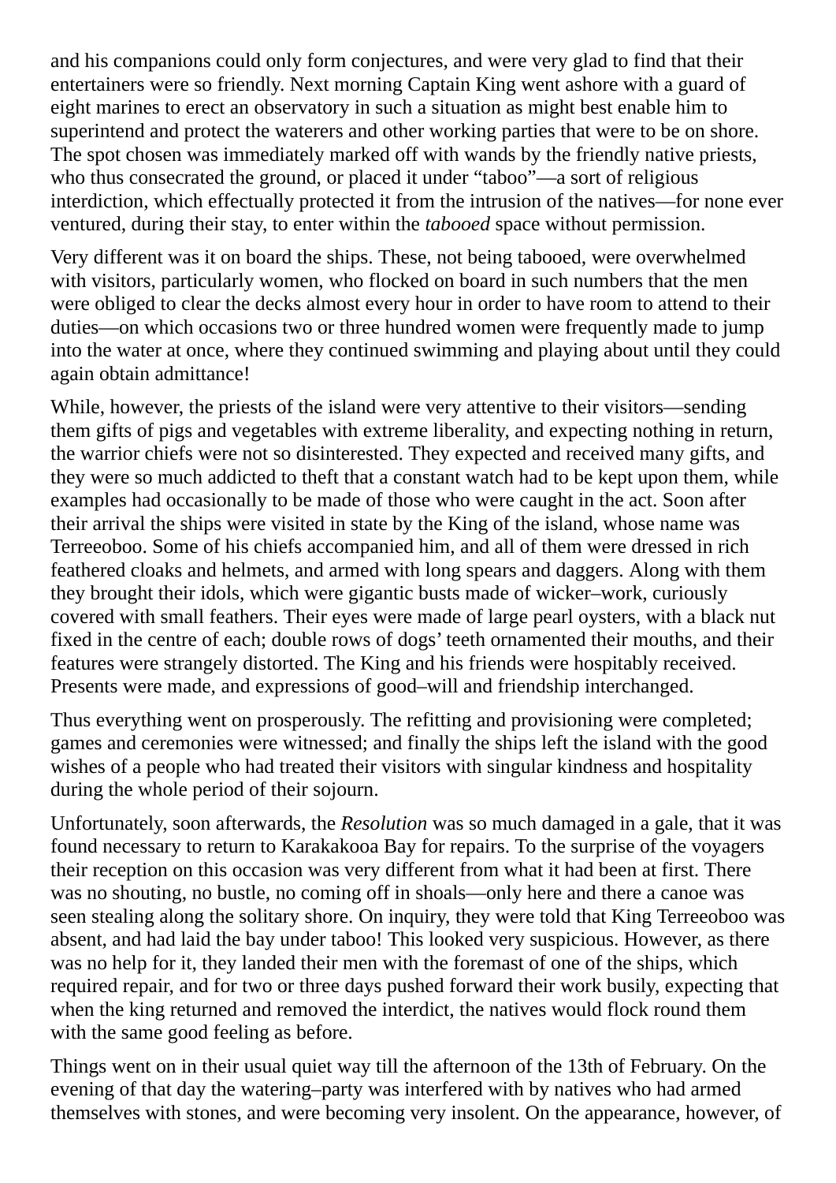and his companions could only form conjectures, and were very glad to find that their entertainers were so friendly. Next morning Captain King went ashore with a guard of eight marines to erect an observatory in such a situation as might best enable him to superintend and protect the waterers and other working parties that were to be on shore. The spot chosen was immediately marked off with wands by the friendly native priests, who thus consecrated the ground, or placed it under "taboo"—a sort of religious interdiction, which effectually protected it from the intrusion of the natives—for none ever ventured, during their stay, to enter within the *tabooed* space without permission.

Very different was it on board the ships. These, not being tabooed, were overwhelmed with visitors, particularly women, who flocked on board in such numbers that the men were obliged to clear the decks almost every hour in order to have room to attend to their duties—on which occasions two or three hundred women were frequently made to jump into the water at once, where they continued swimming and playing about until they could again obtain admittance!

While, however, the priests of the island were very attentive to their visitors—sending them gifts of pigs and vegetables with extreme liberality, and expecting nothing in return, the warrior chiefs were not so disinterested. They expected and received many gifts, and they were so much addicted to theft that a constant watch had to be kept upon them, while examples had occasionally to be made of those who were caught in the act. Soon after their arrival the ships were visited in state by the King of the island, whose name was Terreeoboo. Some of his chiefs accompanied him, and all of them were dressed in rich feathered cloaks and helmets, and armed with long spears and daggers. Along with them they brought their idols, which were gigantic busts made of wicker–work, curiously covered with small feathers. Their eyes were made of large pearl oysters, with a black nut fixed in the centre of each; double rows of dogs' teeth ornamented their mouths, and their features were strangely distorted. The King and his friends were hospitably received. Presents were made, and expressions of good–will and friendship interchanged.

Thus everything went on prosperously. The refitting and provisioning were completed; games and ceremonies were witnessed; and finally the ships left the island with the good wishes of a people who had treated their visitors with singular kindness and hospitality during the whole period of their sojourn.

Unfortunately, soon afterwards, the *Resolution* was so much damaged in a gale, that it was found necessary to return to Karakakooa Bay for repairs. To the surprise of the voyagers their reception on this occasion was very different from what it had been at first. There was no shouting, no bustle, no coming off in shoals—only here and there a canoe was seen stealing along the solitary shore. On inquiry, they were told that King Terreeoboo was absent, and had laid the bay under taboo! This looked very suspicious. However, as there was no help for it, they landed their men with the foremast of one of the ships, which required repair, and for two or three days pushed forward their work busily, expecting that when the king returned and removed the interdict, the natives would flock round them with the same good feeling as before.

Things went on in their usual quiet way till the afternoon of the 13th of February. On the evening of that day the watering–party was interfered with by natives who had armed themselves with stones, and were becoming very insolent. On the appearance, however, of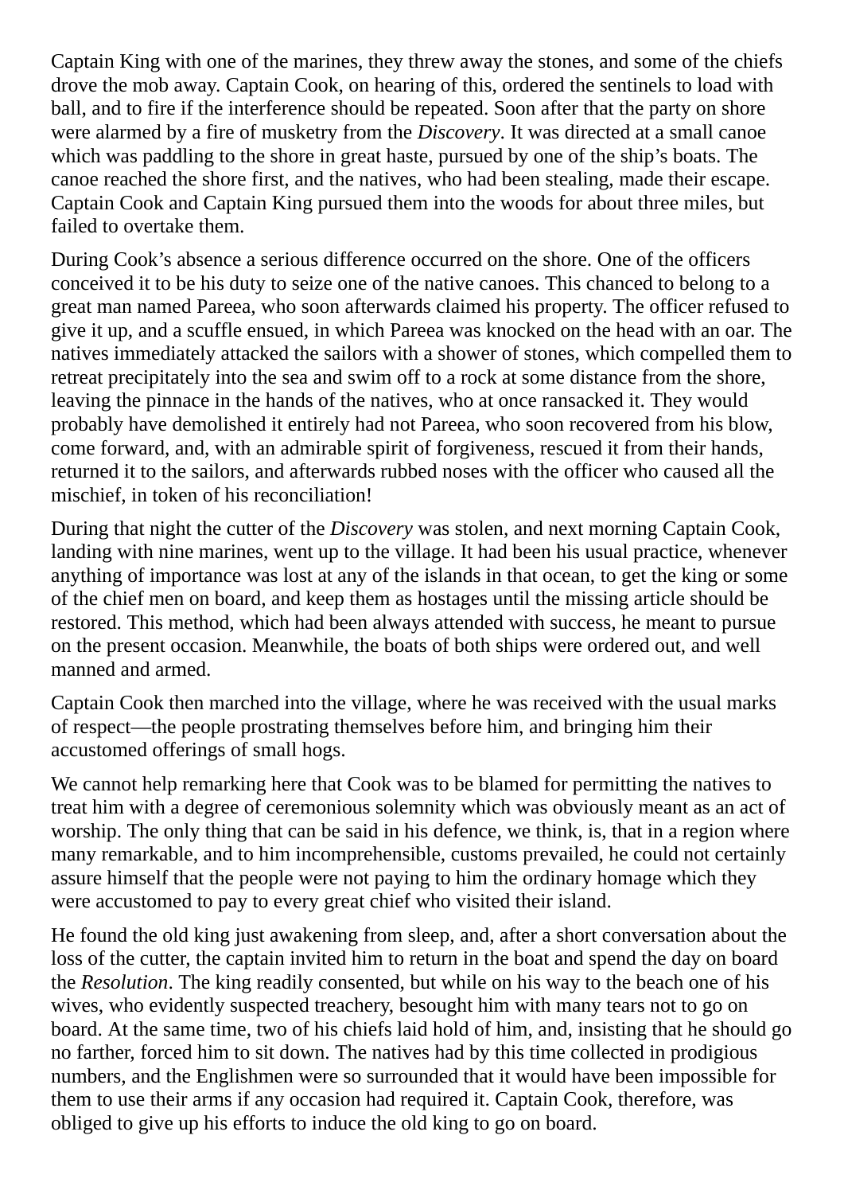Captain King with one of the marines, they threw away the stones, and some of the chiefs drove the mob away. Captain Cook, on hearing of this, ordered the sentinels to load with ball, and to fire if the interference should be repeated. Soon after that the party on shore were alarmed by a fire of musketry from the *Discovery*. It was directed at a small canoe which was paddling to the shore in great haste, pursued by one of the ship's boats. The canoe reached the shore first, and the natives, who had been stealing, made their escape. Captain Cook and Captain King pursued them into the woods for about three miles, but failed to overtake them.

During Cook's absence a serious difference occurred on the shore. One of the officers conceived it to be his duty to seize one of the native canoes. This chanced to belong to a great man named Pareea, who soon afterwards claimed his property. The officer refused to give it up, and a scuffle ensued, in which Pareea was knocked on the head with an oar. The natives immediately attacked the sailors with a shower of stones, which compelled them to retreat precipitately into the sea and swim off to a rock at some distance from the shore, leaving the pinnace in the hands of the natives, who at once ransacked it. They would probably have demolished it entirely had not Pareea, who soon recovered from his blow, come forward, and, with an admirable spirit of forgiveness, rescued it from their hands, returned it to the sailors, and afterwards rubbed noses with the officer who caused all the mischief, in token of his reconciliation!

During that night the cutter of the *Discovery* was stolen, and next morning Captain Cook, landing with nine marines, went up to the village. It had been his usual practice, whenever anything of importance was lost at any of the islands in that ocean, to get the king or some of the chief men on board, and keep them as hostages until the missing article should be restored. This method, which had been always attended with success, he meant to pursue on the present occasion. Meanwhile, the boats of both ships were ordered out, and well manned and armed.

Captain Cook then marched into the village, where he was received with the usual marks of respect—the people prostrating themselves before him, and bringing him their accustomed offerings of small hogs.

We cannot help remarking here that Cook was to be blamed for permitting the natives to treat him with a degree of ceremonious solemnity which was obviously meant as an act of worship. The only thing that can be said in his defence, we think, is, that in a region where many remarkable, and to him incomprehensible, customs prevailed, he could not certainly assure himself that the people were not paying to him the ordinary homage which they were accustomed to pay to every great chief who visited their island.

He found the old king just awakening from sleep, and, after a short conversation about the loss of the cutter, the captain invited him to return in the boat and spend the day on board the *Resolution*. The king readily consented, but while on his way to the beach one of his wives, who evidently suspected treachery, besought him with many tears not to go on board. At the same time, two of his chiefs laid hold of him, and, insisting that he should go no farther, forced him to sit down. The natives had by this time collected in prodigious numbers, and the Englishmen were so surrounded that it would have been impossible for them to use their arms if any occasion had required it. Captain Cook, therefore, was obliged to give up his efforts to induce the old king to go on board.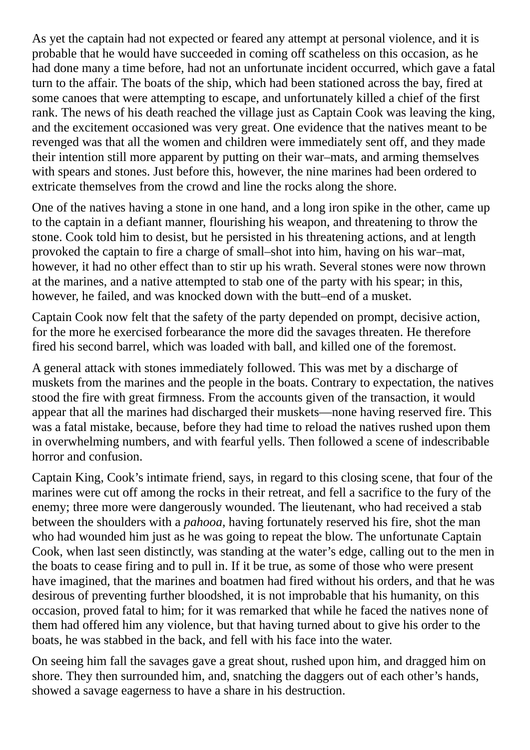As yet the captain had not expected or feared any attempt at personal violence, and it is probable that he would have succeeded in coming off scatheless on this occasion, as he had done many a time before, had not an unfortunate incident occurred, which gave a fatal turn to the affair. The boats of the ship, which had been stationed across the bay, fired at some canoes that were attempting to escape, and unfortunately killed a chief of the first rank. The news of his death reached the village just as Captain Cook was leaving the king, and the excitement occasioned was very great. One evidence that the natives meant to be revenged was that all the women and children were immediately sent off, and they made their intention still more apparent by putting on their war–mats, and arming themselves with spears and stones. Just before this, however, the nine marines had been ordered to extricate themselves from the crowd and line the rocks along the shore.

One of the natives having a stone in one hand, and a long iron spike in the other, came up to the captain in a defiant manner, flourishing his weapon, and threatening to throw the stone. Cook told him to desist, but he persisted in his threatening actions, and at length provoked the captain to fire a charge of small–shot into him, having on his war–mat, however, it had no other effect than to stir up his wrath. Several stones were now thrown at the marines, and a native attempted to stab one of the party with his spear; in this, however, he failed, and was knocked down with the butt–end of a musket.

Captain Cook now felt that the safety of the party depended on prompt, decisive action, for the more he exercised forbearance the more did the savages threaten. He therefore fired his second barrel, which was loaded with ball, and killed one of the foremost.

A general attack with stones immediately followed. This was met by a discharge of muskets from the marines and the people in the boats. Contrary to expectation, the natives stood the fire with great firmness. From the accounts given of the transaction, it would appear that all the marines had discharged their muskets—none having reserved fire. This was a fatal mistake, because, before they had time to reload the natives rushed upon them in overwhelming numbers, and with fearful yells. Then followed a scene of indescribable horror and confusion.

Captain King, Cook's intimate friend, says, in regard to this closing scene, that four of the marines were cut off among the rocks in their retreat, and fell a sacrifice to the fury of the enemy; three more were dangerously wounded. The lieutenant, who had received a stab between the shoulders with a *pahooa*, having fortunately reserved his fire, shot the man who had wounded him just as he was going to repeat the blow. The unfortunate Captain Cook, when last seen distinctly, was standing at the water's edge, calling out to the men in the boats to cease firing and to pull in. If it be true, as some of those who were present have imagined, that the marines and boatmen had fired without his orders, and that he was desirous of preventing further bloodshed, it is not improbable that his humanity, on this occasion, proved fatal to him; for it was remarked that while he faced the natives none of them had offered him any violence, but that having turned about to give his order to the boats, he was stabbed in the back, and fell with his face into the water.

On seeing him fall the savages gave a great shout, rushed upon him, and dragged him on shore. They then surrounded him, and, snatching the daggers out of each other's hands, showed a savage eagerness to have a share in his destruction.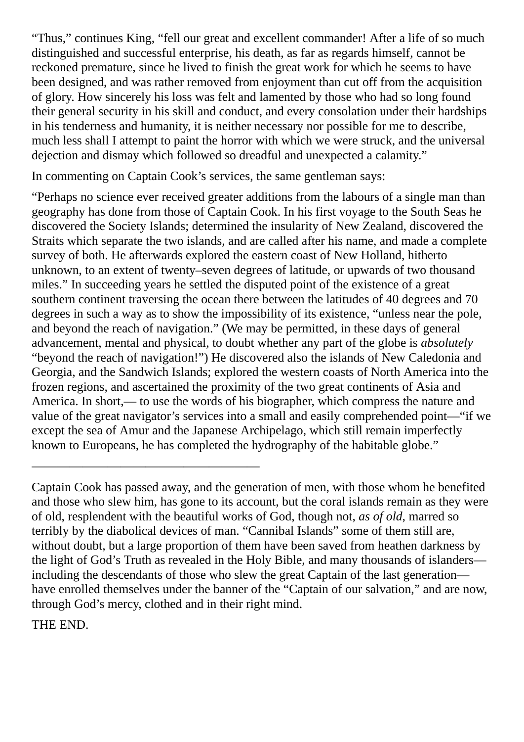"Thus," continues King, "fell our great and excellent commander! After a life of so much distinguished and successful enterprise, his death, as far as regards himself, cannot be reckoned premature, since he lived to finish the great work for which he seems to have been designed, and was rather removed from enjoyment than cut off from the acquisition of glory. How sincerely his loss was felt and lamented by those who had so long found their general security in his skill and conduct, and every consolation under their hardships in his tenderness and humanity, it is neither necessary nor possible for me to describe, much less shall I attempt to paint the horror with which we were struck, and the universal dejection and dismay which followed so dreadful and unexpected a calamity."

In commenting on Captain Cook's services, the same gentleman says:

"Perhaps no science ever received greater additions from the labours of a single man than geography has done from those of Captain Cook. In his first voyage to the South Seas he discovered the Society Islands; determined the insularity of New Zealand, discovered the Straits which separate the two islands, and are called after his name, and made a complete survey of both. He afterwards explored the eastern coast of New Holland, hitherto unknown, to an extent of twenty–seven degrees of latitude, or upwards of two thousand miles." In succeeding years he settled the disputed point of the existence of a great southern continent traversing the ocean there between the latitudes of 40 degrees and 70 degrees in such a way as to show the impossibility of its existence, "unless near the pole, and beyond the reach of navigation." (We may be permitted, in these days of general advancement, mental and physical, to doubt whether any part of the globe is *absolutely* "beyond the reach of navigation!") He discovered also the islands of New Caledonia and Georgia, and the Sandwich Islands; explored the western coasts of North America into the frozen regions, and ascertained the proximity of the two great continents of Asia and America. In short,— to use the words of his biographer, which compress the nature and value of the great navigator's services into a small and easily comprehended point—"if we except the sea of Amur and the Japanese Archipelago, which still remain imperfectly known to Europeans, he has completed the hydrography of the habitable globe."

---

Captain Cook has passed away, and the generation of men, with those whom he benefited and those who slew him, has gone to its account, but the coral islands remain as they were of old, resplendent with the beautiful works of God, though not, *as of old*, marred so terribly by the diabolical devices of man. "Cannibal Islands" some of them still are, without doubt, but a large proportion of them have been saved from heathen darkness by the light of God's Truth as revealed in the Holy Bible, and many thousands of islanders—including the descendants of those who slew the great Captain of the last generation—have enrolled themselves under the banner of the "Captain of our salvation," and are now, through God's mercy, clothed and in their right mind.

THE END.